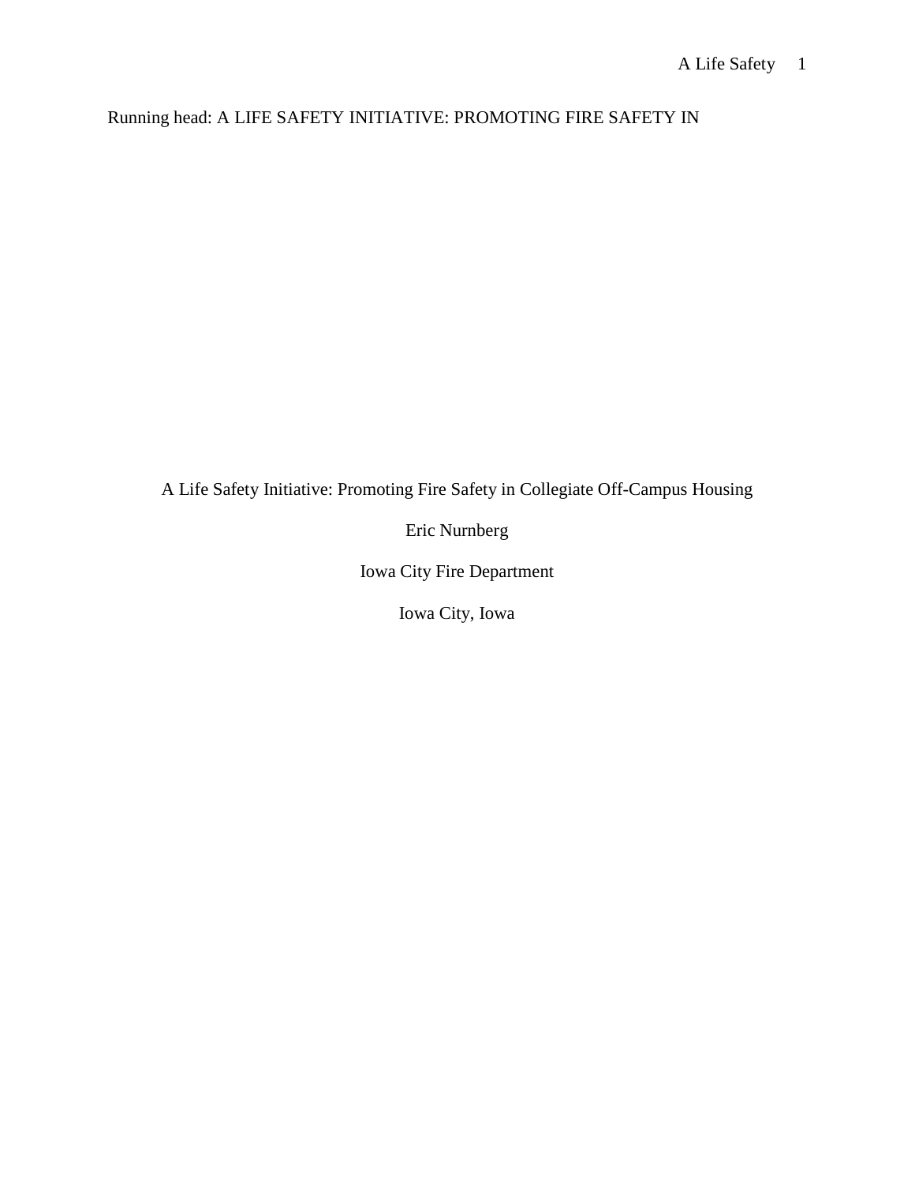Running head: A LIFE SAFETY INITIATIVE: PROMOTING FIRE SAFETY IN

# A Life Safety Initiative: Promoting Fire Safety in Collegiate Off-Campus Housing

Eric Nurnberg

Iowa City Fire Department

Iowa City, Iowa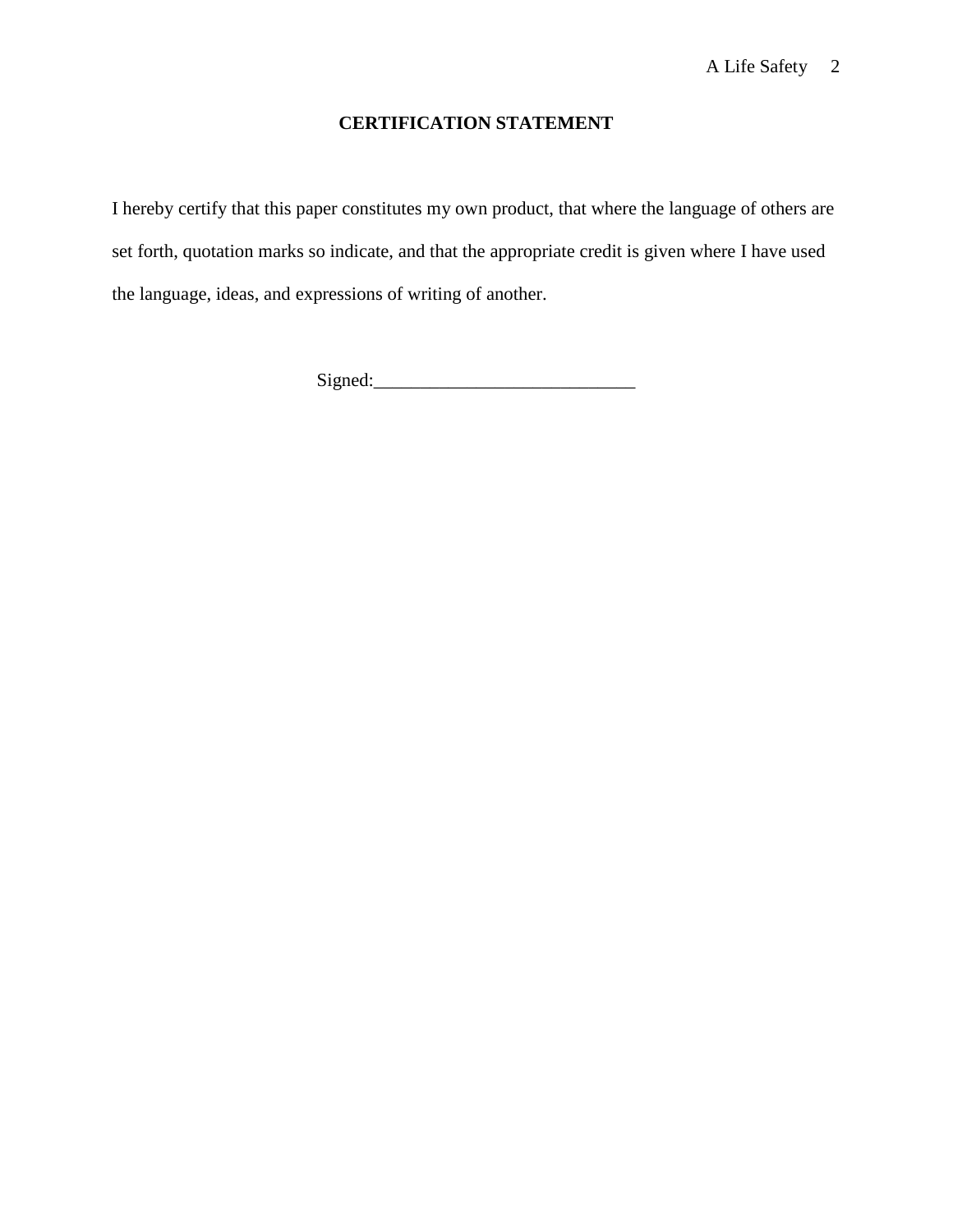**CERTIFICATION STATEMENT**

I hereby certify that this paper constitutes my own product, that where the language of others are set forth, quotation marks so indicate, and that the appropriate credit is given where I have used the language, ideas, and expressions of writing of another.

Signed:____________________________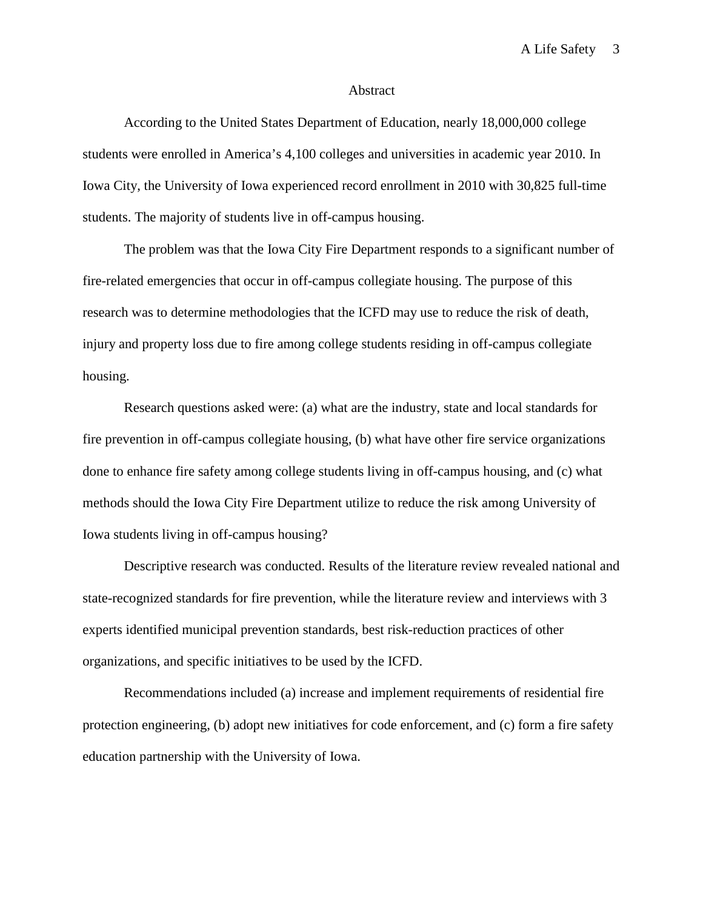# Abstract

According to the United States Department of Education, nearly 18,000,000 college students were enrolled in America's 4,100 colleges and universities in academic year 2010. In Iowa City, the University of Iowa experienced record enrollment in 2010 with 30,825 full-time students. The majority of students live in off-campus housing.

The problem was that the Iowa City Fire Department responds to a significant number of fire-related emergencies that occur in off-campus collegiate housing. The purpose of this research was to determine methodologies that the ICFD may use to reduce the risk of death, injury and property loss due to fire among college students residing in off-campus collegiate housing.

Research questions asked were: (a) what are the industry, state and local standards for fire prevention in off-campus collegiate housing, (b) what have other fire service organizations done to enhance fire safety among college students living in off-campus housing, and (c) what methods should the Iowa City Fire Department utilize to reduce the risk among University of Iowa students living in off-campus housing?

Descriptive research was conducted. Results of the literature review revealed national and state-recognized standards for fire prevention, while the literature review and interviews with 3 experts identified municipal prevention standards, best risk-reduction practices of other organizations, and specific initiatives to be used by the ICFD.

Recommendations included (a) increase and implement requirements of residential fire protection engineering, (b) adopt new initiatives for code enforcement, and (c) form a fire safety education partnership with the University of Iowa.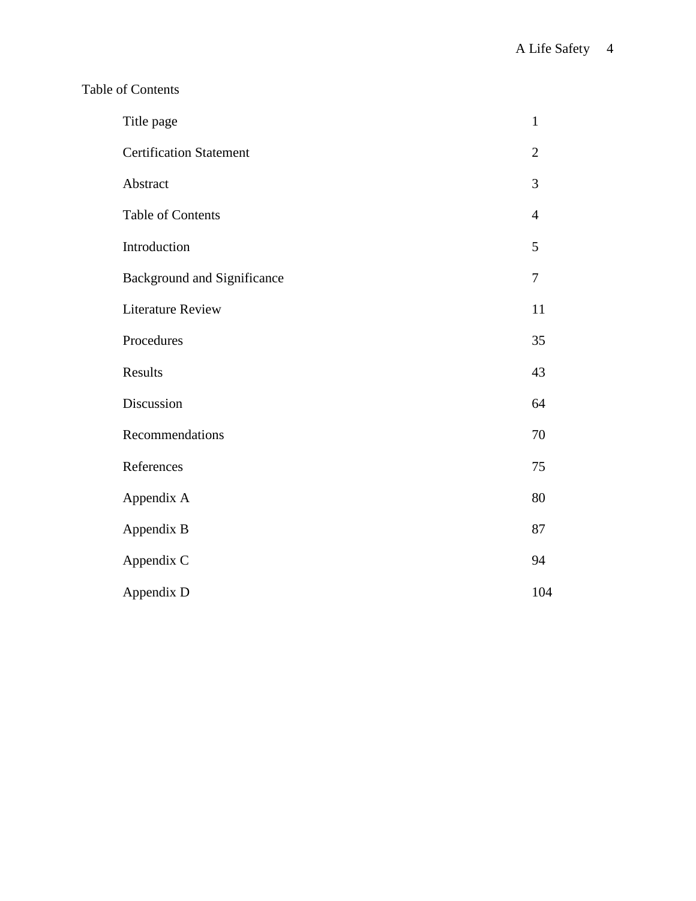# Table of Contents

| | |
|---|---|
| Title page | 1 |
| Certification Statement | 2 |
| Abstract | 3 |
| Table of Contents | 4 |
| Introduction | 5 |
| Background and Significance | 7 |
| Literature Review | 11 |
| Procedures | 35 |
| Results | 43 |
| Discussion | 64 |
| Recommendations | 70 |
| References | 75 |
| Appendix A | 80 |
| Appendix B | 87 |
| Appendix C | 94 |
| Appendix D | 104 |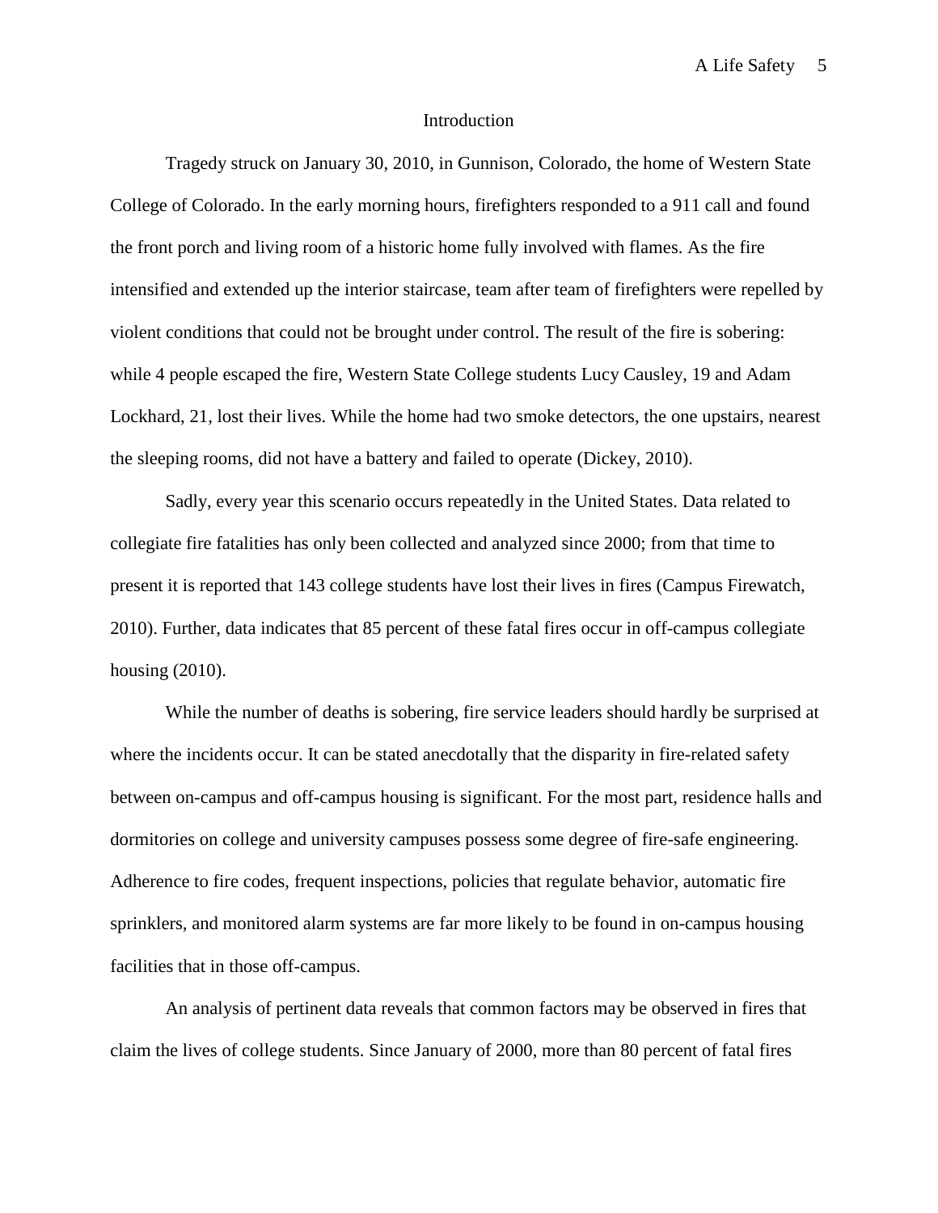## Introduction

Tragedy struck on January 30, 2010, in Gunnison, Colorado, the home of Western State College of Colorado. In the early morning hours, firefighters responded to a 911 call and found the front porch and living room of a historic home fully involved with flames. As the fire intensified and extended up the interior staircase, team after team of firefighters were repelled by violent conditions that could not be brought under control. The result of the fire is sobering: while 4 people escaped the fire, Western State College students Lucy Causley, 19 and Adam Lockhard, 21, lost their lives. While the home had two smoke detectors, the one upstairs, nearest the sleeping rooms, did not have a battery and failed to operate (Dickey, 2010).

Sadly, every year this scenario occurs repeatedly in the United States. Data related to collegiate fire fatalities has only been collected and analyzed since 2000; from that time to present it is reported that 143 college students have lost their lives in fires (Campus Firewatch, 2010). Further, data indicates that 85 percent of these fatal fires occur in off-campus collegiate housing (2010).

While the number of deaths is sobering, fire service leaders should hardly be surprised at where the incidents occur. It can be stated anecdotally that the disparity in fire-related safety between on-campus and off-campus housing is significant. For the most part, residence halls and dormitories on college and university campuses possess some degree of fire-safe engineering. Adherence to fire codes, frequent inspections, policies that regulate behavior, automatic fire sprinklers, and monitored alarm systems are far more likely to be found in on-campus housing facilities that in those off-campus.

An analysis of pertinent data reveals that common factors may be observed in fires that claim the lives of college students. Since January of 2000, more than 80 percent of fatal fires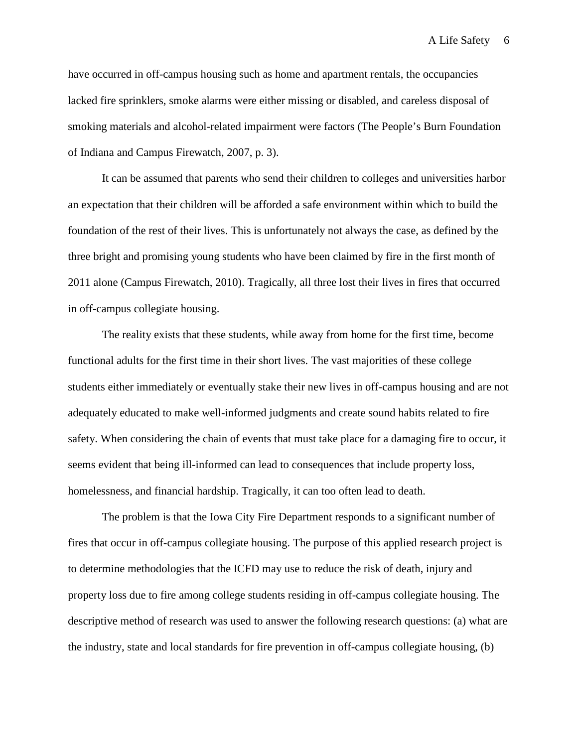have occurred in off-campus housing such as home and apartment rentals, the occupancies lacked fire sprinklers, smoke alarms were either missing or disabled, and careless disposal of smoking materials and alcohol-related impairment were factors (The People's Burn Foundation of Indiana and Campus Firewatch, 2007, p. 3).

It can be assumed that parents who send their children to colleges and universities harbor an expectation that their children will be afforded a safe environment within which to build the foundation of the rest of their lives. This is unfortunately not always the case, as defined by the three bright and promising young students who have been claimed by fire in the first month of 2011 alone (Campus Firewatch, 2010). Tragically, all three lost their lives in fires that occurred in off-campus collegiate housing.

The reality exists that these students, while away from home for the first time, become functional adults for the first time in their short lives. The vast majorities of these college students either immediately or eventually stake their new lives in off-campus housing and are not adequately educated to make well-informed judgments and create sound habits related to fire safety. When considering the chain of events that must take place for a damaging fire to occur, it seems evident that being ill-informed can lead to consequences that include property loss, homelessness, and financial hardship. Tragically, it can too often lead to death.

The problem is that the Iowa City Fire Department responds to a significant number of fires that occur in off-campus collegiate housing. The purpose of this applied research project is to determine methodologies that the ICFD may use to reduce the risk of death, injury and property loss due to fire among college students residing in off-campus collegiate housing. The descriptive method of research was used to answer the following research questions: (a) what are the industry, state and local standards for fire prevention in off-campus collegiate housing, (b)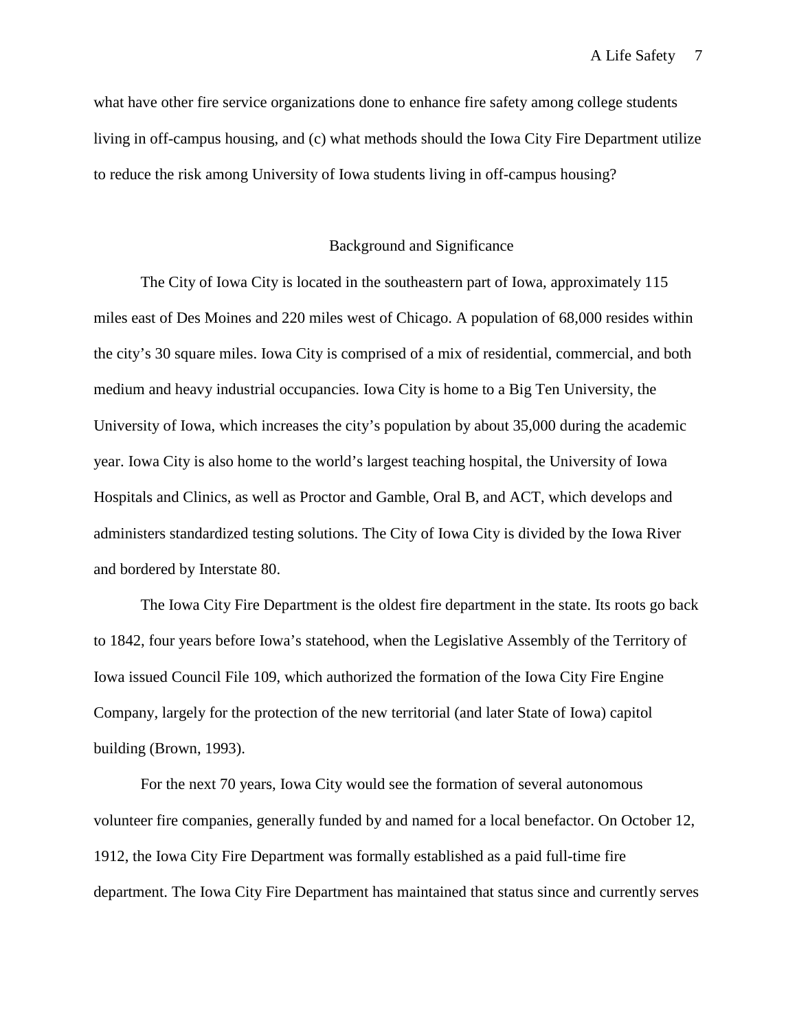what have other fire service organizations done to enhance fire safety among college students living in off-campus housing, and (c) what methods should the Iowa City Fire Department utilize to reduce the risk among University of Iowa students living in off-campus housing?

## Background and Significance

The City of Iowa City is located in the southeastern part of Iowa, approximately 115 miles east of Des Moines and 220 miles west of Chicago. A population of 68,000 resides within the city's 30 square miles. Iowa City is comprised of a mix of residential, commercial, and both medium and heavy industrial occupancies. Iowa City is home to a Big Ten University, the University of Iowa, which increases the city's population by about 35,000 during the academic year. Iowa City is also home to the world's largest teaching hospital, the University of Iowa Hospitals and Clinics, as well as Proctor and Gamble, Oral B, and ACT, which develops and administers standardized testing solutions. The City of Iowa City is divided by the Iowa River and bordered by Interstate 80.

The Iowa City Fire Department is the oldest fire department in the state. Its roots go back to 1842, four years before Iowa's statehood, when the Legislative Assembly of the Territory of Iowa issued Council File 109, which authorized the formation of the Iowa City Fire Engine Company, largely for the protection of the new territorial (and later State of Iowa) capitol building (Brown, 1993).

For the next 70 years, Iowa City would see the formation of several autonomous volunteer fire companies, generally funded by and named for a local benefactor. On October 12, 1912, the Iowa City Fire Department was formally established as a paid full-time fire department. The Iowa City Fire Department has maintained that status since and currently serves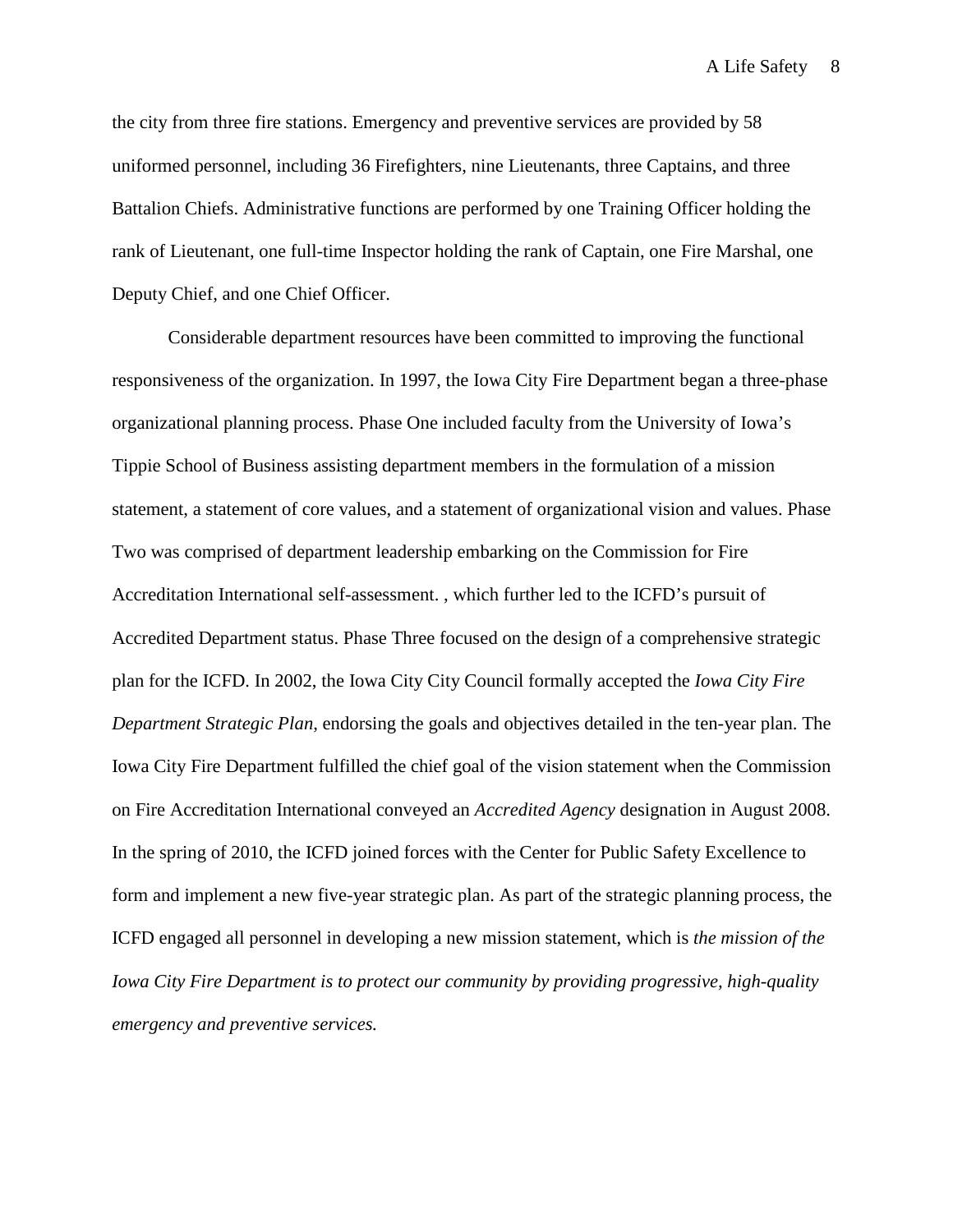the city from three fire stations. Emergency and preventive services are provided by 58 uniformed personnel, including 36 Firefighters, nine Lieutenants, three Captains, and three Battalion Chiefs. Administrative functions are performed by one Training Officer holding the rank of Lieutenant, one full-time Inspector holding the rank of Captain, one Fire Marshal, one Deputy Chief, and one Chief Officer.

Considerable department resources have been committed to improving the functional responsiveness of the organization. In 1997, the Iowa City Fire Department began a three-phase organizational planning process. Phase One included faculty from the University of Iowa's Tippie School of Business assisting department members in the formulation of a mission statement, a statement of core values, and a statement of organizational vision and values. Phase Two was comprised of department leadership embarking on the Commission for Fire Accreditation International self-assessment. , which further led to the ICFD's pursuit of Accredited Department status. Phase Three focused on the design of a comprehensive strategic plan for the ICFD. In 2002, the Iowa City City Council formally accepted the *Iowa City Fire Department Strategic Plan*, endorsing the goals and objectives detailed in the ten-year plan. The Iowa City Fire Department fulfilled the chief goal of the vision statement when the Commission on Fire Accreditation International conveyed an *Accredited Agency* designation in August 2008. In the spring of 2010, the ICFD joined forces with the Center for Public Safety Excellence to form and implement a new five-year strategic plan. As part of the strategic planning process, the ICFD engaged all personnel in developing a new mission statement, which is *the mission of the Iowa City Fire Department is to protect our community by providing progressive, high-quality emergency and preventive services.*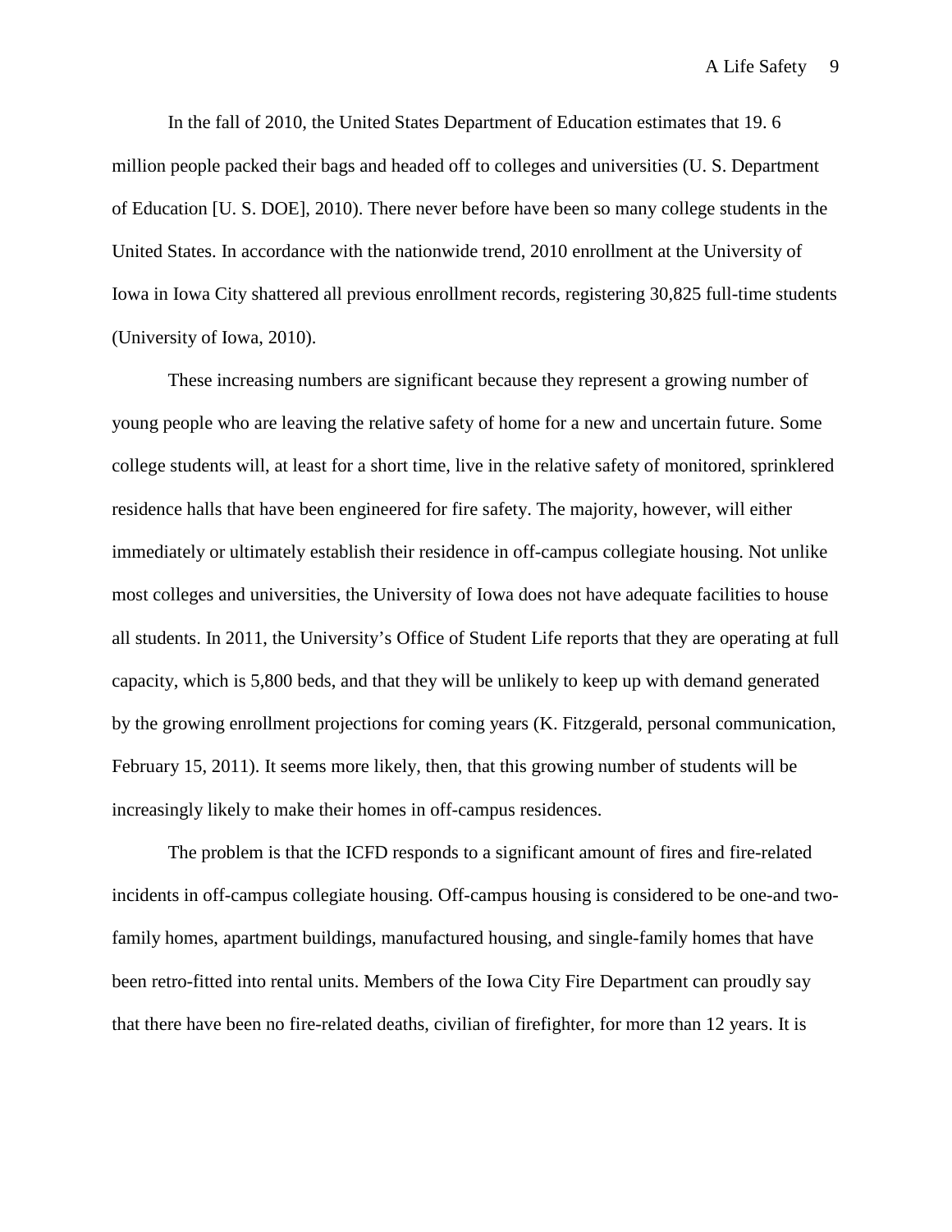In the fall of 2010, the United States Department of Education estimates that 19. 6 million people packed their bags and headed off to colleges and universities (U. S. Department of Education [U. S. DOE], 2010). There never before have been so many college students in the United States. In accordance with the nationwide trend, 2010 enrollment at the University of Iowa in Iowa City shattered all previous enrollment records, registering 30,825 full-time students (University of Iowa, 2010).

These increasing numbers are significant because they represent a growing number of young people who are leaving the relative safety of home for a new and uncertain future. Some college students will, at least for a short time, live in the relative safety of monitored, sprinklered residence halls that have been engineered for fire safety. The majority, however, will either immediately or ultimately establish their residence in off-campus collegiate housing. Not unlike most colleges and universities, the University of Iowa does not have adequate facilities to house all students. In 2011, the University's Office of Student Life reports that they are operating at full capacity, which is 5,800 beds, and that they will be unlikely to keep up with demand generated by the growing enrollment projections for coming years (K. Fitzgerald, personal communication, February 15, 2011). It seems more likely, then, that this growing number of students will be increasingly likely to make their homes in off-campus residences.

The problem is that the ICFD responds to a significant amount of fires and fire-related incidents in off-campus collegiate housing. Off-campus housing is considered to be one-and two-family homes, apartment buildings, manufactured housing, and single-family homes that have been retro-fitted into rental units. Members of the Iowa City Fire Department can proudly say that there have been no fire-related deaths, civilian of firefighter, for more than 12 years. It is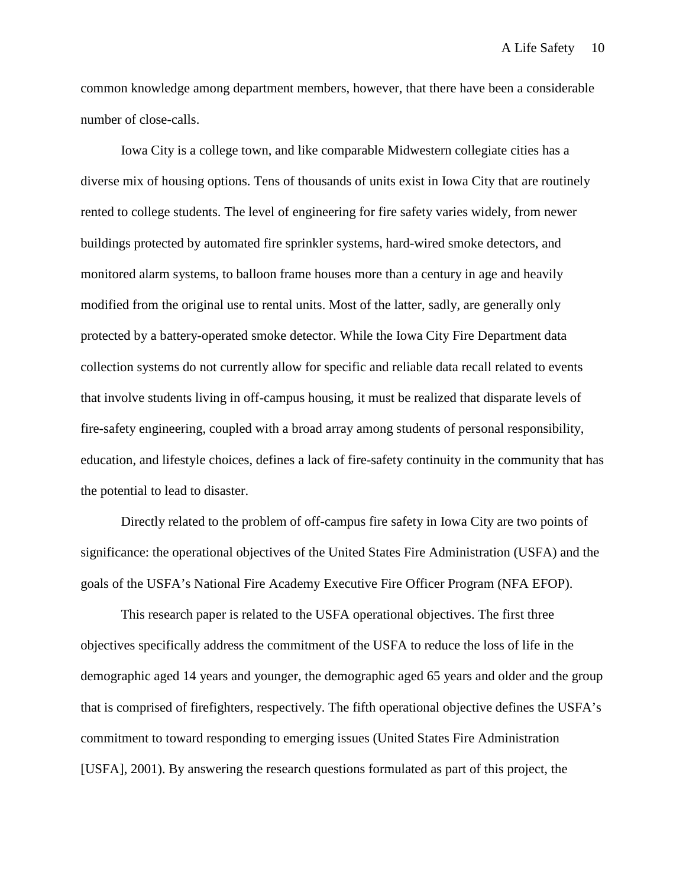common knowledge among department members, however, that there have been a considerable number of close-calls.

Iowa City is a college town, and like comparable Midwestern collegiate cities has a diverse mix of housing options. Tens of thousands of units exist in Iowa City that are routinely rented to college students. The level of engineering for fire safety varies widely, from newer buildings protected by automated fire sprinkler systems, hard-wired smoke detectors, and monitored alarm systems, to balloon frame houses more than a century in age and heavily modified from the original use to rental units. Most of the latter, sadly, are generally only protected by a battery-operated smoke detector. While the Iowa City Fire Department data collection systems do not currently allow for specific and reliable data recall related to events that involve students living in off-campus housing, it must be realized that disparate levels of fire-safety engineering, coupled with a broad array among students of personal responsibility, education, and lifestyle choices, defines a lack of fire-safety continuity in the community that has the potential to lead to disaster.

Directly related to the problem of off-campus fire safety in Iowa City are two points of significance: the operational objectives of the United States Fire Administration (USFA) and the goals of the USFA's National Fire Academy Executive Fire Officer Program (NFA EFOP).

This research paper is related to the USFA operational objectives. The first three objectives specifically address the commitment of the USFA to reduce the loss of life in the demographic aged 14 years and younger, the demographic aged 65 years and older and the group that is comprised of firefighters, respectively. The fifth operational objective defines the USFA's commitment to toward responding to emerging issues (United States Fire Administration [USFA], 2001). By answering the research questions formulated as part of this project, the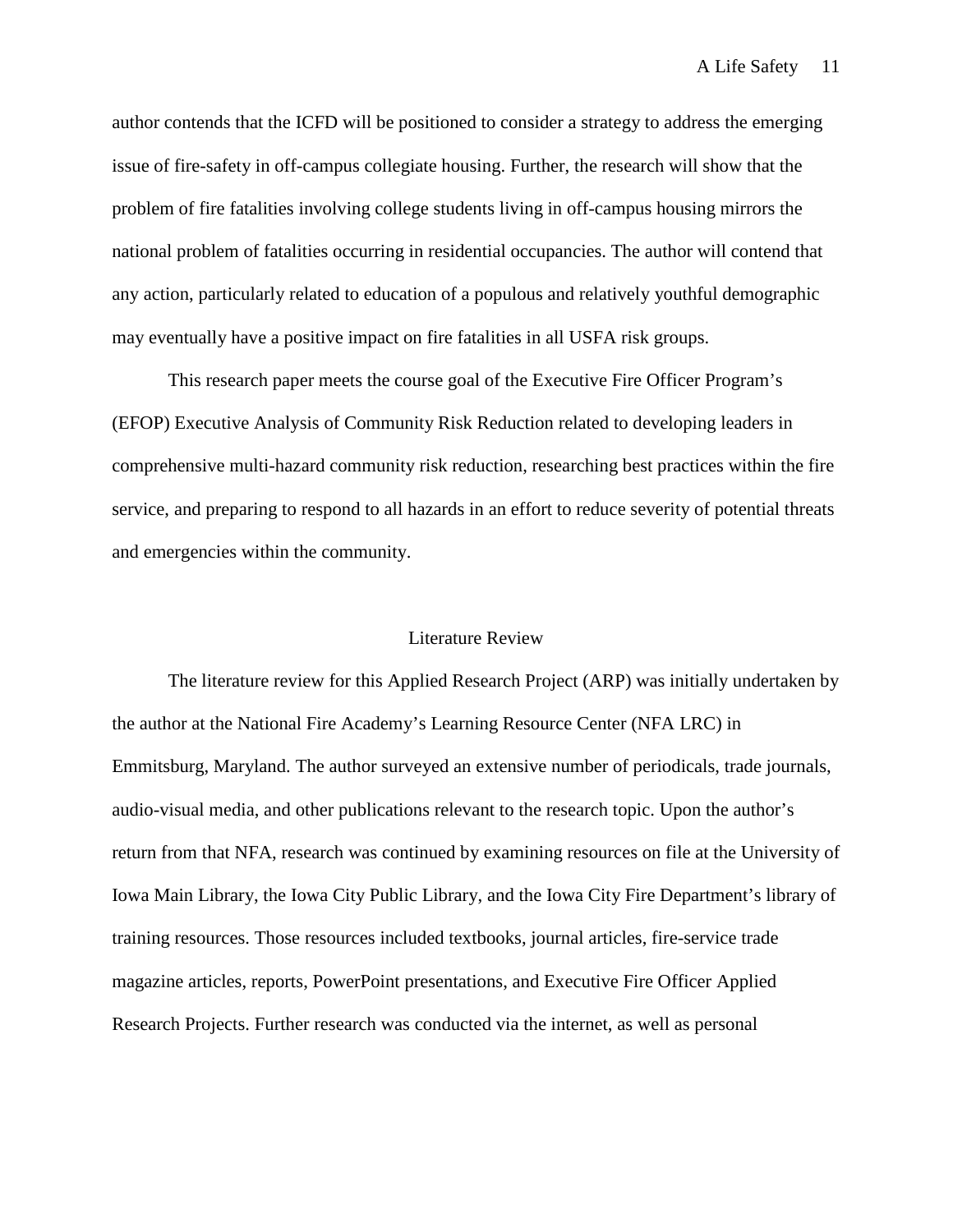author contends that the ICFD will be positioned to consider a strategy to address the emerging issue of fire-safety in off-campus collegiate housing. Further, the research will show that the problem of fire fatalities involving college students living in off-campus housing mirrors the national problem of fatalities occurring in residential occupancies. The author will contend that any action, particularly related to education of a populous and relatively youthful demographic may eventually have a positive impact on fire fatalities in all USFA risk groups.

This research paper meets the course goal of the Executive Fire Officer Program's (EFOP) Executive Analysis of Community Risk Reduction related to developing leaders in comprehensive multi-hazard community risk reduction, researching best practices within the fire service, and preparing to respond to all hazards in an effort to reduce severity of potential threats and emergencies within the community.

## Literature Review

The literature review for this Applied Research Project (ARP) was initially undertaken by the author at the National Fire Academy's Learning Resource Center (NFA LRC) in Emmitsburg, Maryland. The author surveyed an extensive number of periodicals, trade journals, audio-visual media, and other publications relevant to the research topic. Upon the author's return from that NFA, research was continued by examining resources on file at the University of Iowa Main Library, the Iowa City Public Library, and the Iowa City Fire Department's library of training resources. Those resources included textbooks, journal articles, fire-service trade magazine articles, reports, PowerPoint presentations, and Executive Fire Officer Applied Research Projects. Further research was conducted via the internet, as well as personal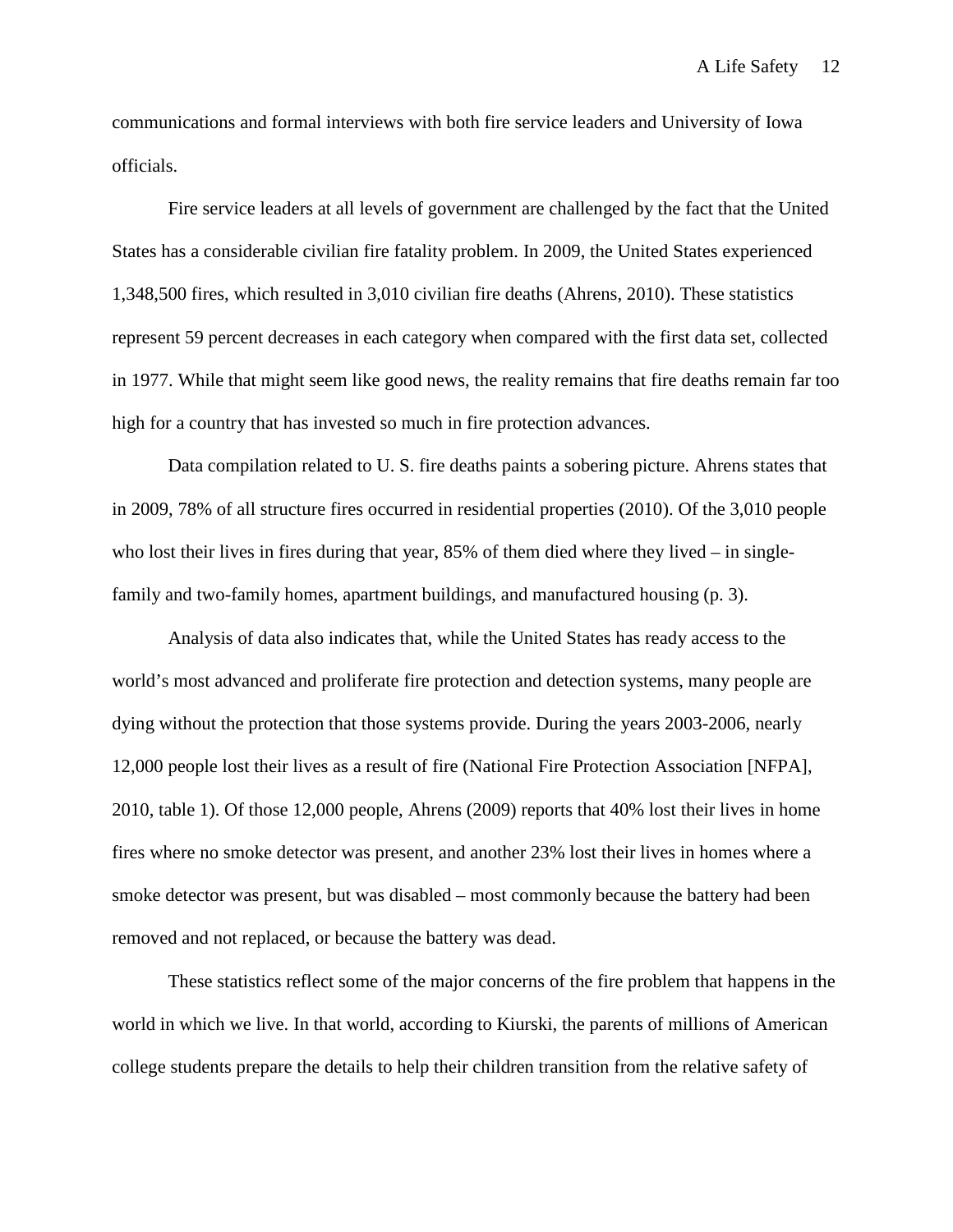communications and formal interviews with both fire service leaders and University of Iowa officials.

Fire service leaders at all levels of government are challenged by the fact that the United States has a considerable civilian fire fatality problem. In 2009, the United States experienced 1,348,500 fires, which resulted in 3,010 civilian fire deaths (Ahrens, 2010). These statistics represent 59 percent decreases in each category when compared with the first data set, collected in 1977. While that might seem like good news, the reality remains that fire deaths remain far too high for a country that has invested so much in fire protection advances.

Data compilation related to U. S. fire deaths paints a sobering picture. Ahrens states that in 2009, 78% of all structure fires occurred in residential properties (2010). Of the 3,010 people who lost their lives in fires during that year, 85% of them died where they lived – in single-family and two-family homes, apartment buildings, and manufactured housing (p. 3).

Analysis of data also indicates that, while the United States has ready access to the world's most advanced and proliferate fire protection and detection systems, many people are dying without the protection that those systems provide. During the years 2003-2006, nearly 12,000 people lost their lives as a result of fire (National Fire Protection Association [NFPA], 2010, table 1). Of those 12,000 people, Ahrens (2009) reports that 40% lost their lives in home fires where no smoke detector was present, and another 23% lost their lives in homes where a smoke detector was present, but was disabled – most commonly because the battery had been removed and not replaced, or because the battery was dead.

These statistics reflect some of the major concerns of the fire problem that happens in the world in which we live. In that world, according to Kiurski, the parents of millions of American college students prepare the details to help their children transition from the relative safety of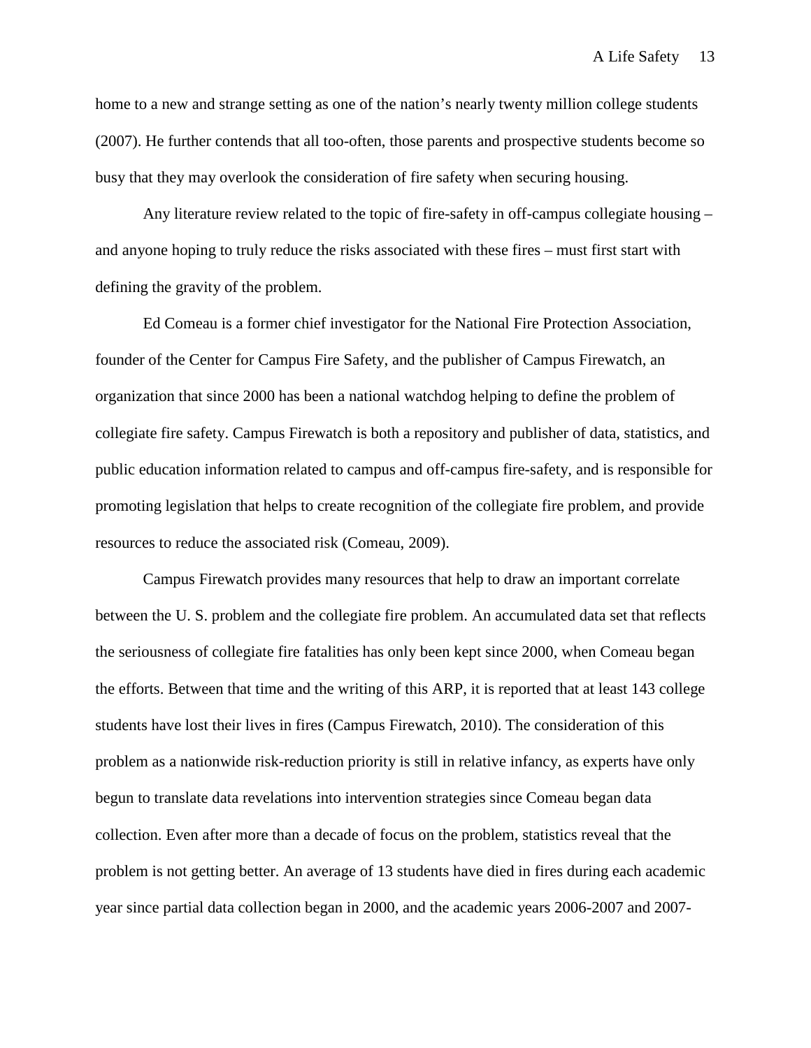home to a new and strange setting as one of the nation's nearly twenty million college students (2007). He further contends that all too-often, those parents and prospective students become so busy that they may overlook the consideration of fire safety when securing housing.

Any literature review related to the topic of fire-safety in off-campus collegiate housing – and anyone hoping to truly reduce the risks associated with these fires – must first start with defining the gravity of the problem.

Ed Comeau is a former chief investigator for the National Fire Protection Association, founder of the Center for Campus Fire Safety, and the publisher of Campus Firewatch, an organization that since 2000 has been a national watchdog helping to define the problem of collegiate fire safety. Campus Firewatch is both a repository and publisher of data, statistics, and public education information related to campus and off-campus fire-safety, and is responsible for promoting legislation that helps to create recognition of the collegiate fire problem, and provide resources to reduce the associated risk (Comeau, 2009).

Campus Firewatch provides many resources that help to draw an important correlate between the U. S. problem and the collegiate fire problem. An accumulated data set that reflects the seriousness of collegiate fire fatalities has only been kept since 2000, when Comeau began the efforts. Between that time and the writing of this ARP, it is reported that at least 143 college students have lost their lives in fires (Campus Firewatch, 2010). The consideration of this problem as a nationwide risk-reduction priority is still in relative infancy, as experts have only begun to translate data revelations into intervention strategies since Comeau began data collection. Even after more than a decade of focus on the problem, statistics reveal that the problem is not getting better. An average of 13 students have died in fires during each academic year since partial data collection began in 2000, and the academic years 2006-2007 and 2007-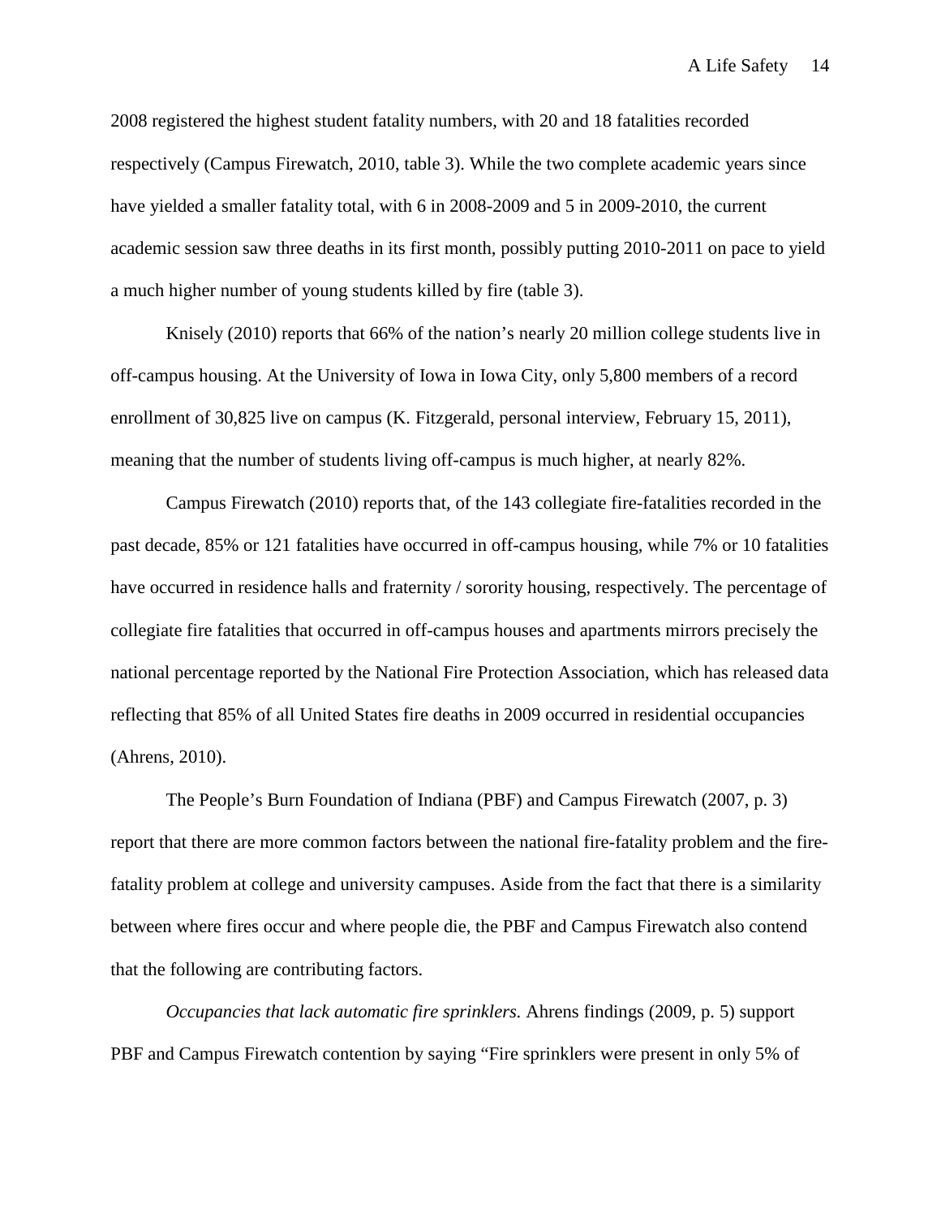2008 registered the highest student fatality numbers, with 20 and 18 fatalities recorded respectively (Campus Firewatch, 2010, table 3). While the two complete academic years since have yielded a smaller fatality total, with 6 in 2008-2009 and 5 in 2009-2010, the current academic session saw three deaths in its first month, possibly putting 2010-2011 on pace to yield a much higher number of young students killed by fire (table 3).

Knisely (2010) reports that 66% of the nation's nearly 20 million college students live in off-campus housing. At the University of Iowa in Iowa City, only 5,800 members of a record enrollment of 30,825 live on campus (K. Fitzgerald, personal interview, February 15, 2011), meaning that the number of students living off-campus is much higher, at nearly 82%.

Campus Firewatch (2010) reports that, of the 143 collegiate fire-fatalities recorded in the past decade, 85% or 121 fatalities have occurred in off-campus housing, while 7% or 10 fatalities have occurred in residence halls and fraternity / sorority housing, respectively. The percentage of collegiate fire fatalities that occurred in off-campus houses and apartments mirrors precisely the national percentage reported by the National Fire Protection Association, which has released data reflecting that 85% of all United States fire deaths in 2009 occurred in residential occupancies (Ahrens, 2010).

The People's Burn Foundation of Indiana (PBF) and Campus Firewatch (2007, p. 3) report that there are more common factors between the national fire-fatality problem and the fire-fatality problem at college and university campuses. Aside from the fact that there is a similarity between where fires occur and where people die, the PBF and Campus Firewatch also contend that the following are contributing factors.

*Occupancies that lack automatic fire sprinklers.* Ahrens findings (2009, p. 5) support PBF and Campus Firewatch contention by saying "Fire sprinklers were present in only 5% of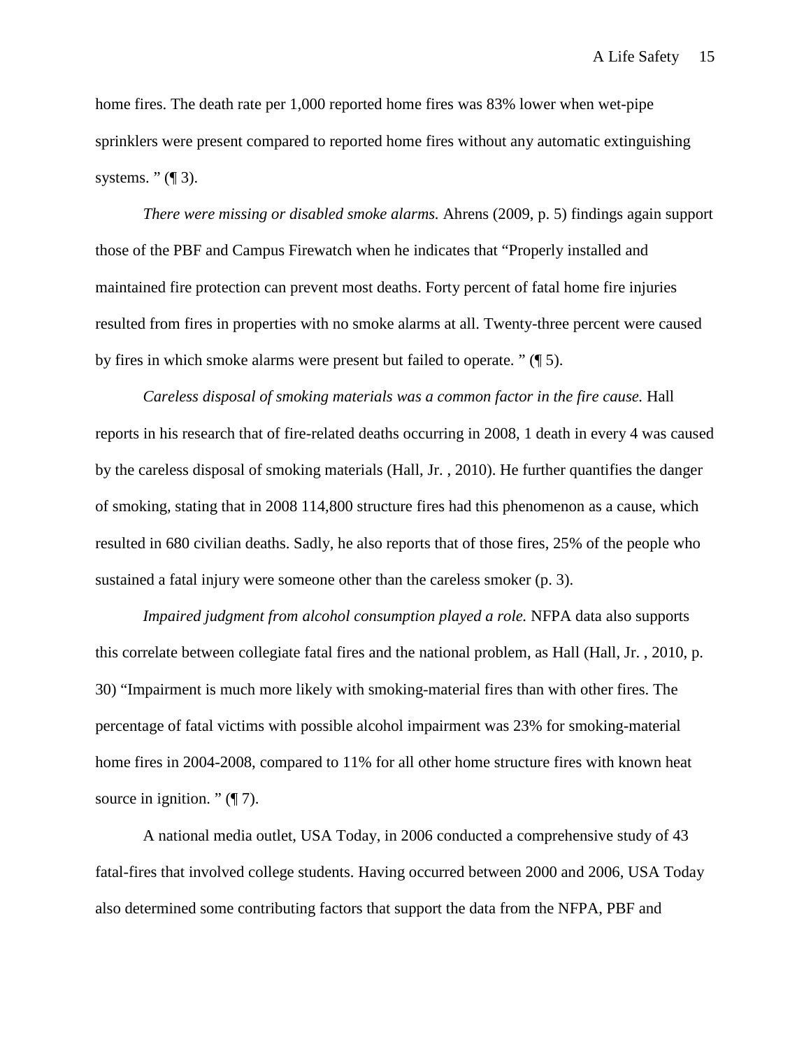home fires. The death rate per 1,000 reported home fires was 83% lower when wet-pipe sprinklers were present compared to reported home fires without any automatic extinguishing systems. " (¶ 3).

*There were missing or disabled smoke alarms.* Ahrens (2009, p. 5) findings again support those of the PBF and Campus Firewatch when he indicates that "Properly installed and maintained fire protection can prevent most deaths. Forty percent of fatal home fire injuries resulted from fires in properties with no smoke alarms at all. Twenty-three percent were caused by fires in which smoke alarms were present but failed to operate. " (¶ 5).

*Careless disposal of smoking materials was a common factor in the fire cause.* Hall reports in his research that of fire-related deaths occurring in 2008, 1 death in every 4 was caused by the careless disposal of smoking materials (Hall, Jr. , 2010). He further quantifies the danger of smoking, stating that in 2008 114,800 structure fires had this phenomenon as a cause, which resulted in 680 civilian deaths. Sadly, he also reports that of those fires, 25% of the people who sustained a fatal injury were someone other than the careless smoker (p. 3).

*Impaired judgment from alcohol consumption played a role.* NFPA data also supports this correlate between collegiate fatal fires and the national problem, as Hall (Hall, Jr. , 2010, p. 30) "Impairment is much more likely with smoking-material fires than with other fires. The percentage of fatal victims with possible alcohol impairment was 23% for smoking-material home fires in 2004-2008, compared to 11% for all other home structure fires with known heat source in ignition. " (¶ 7).

A national media outlet, USA Today, in 2006 conducted a comprehensive study of 43 fatal-fires that involved college students. Having occurred between 2000 and 2006, USA Today also determined some contributing factors that support the data from the NFPA, PBF and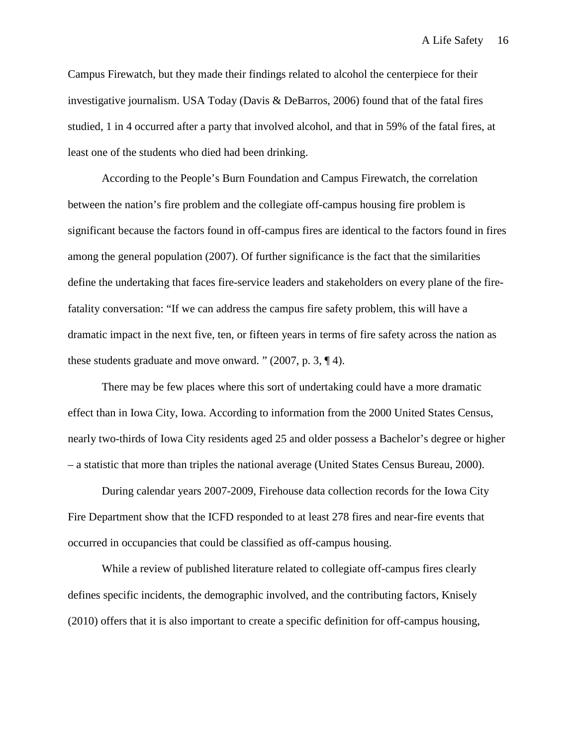Campus Firewatch, but they made their findings related to alcohol the centerpiece for their investigative journalism. USA Today (Davis & DeBarros, 2006) found that of the fatal fires studied, 1 in 4 occurred after a party that involved alcohol, and that in 59% of the fatal fires, at least one of the students who died had been drinking.

According to the People's Burn Foundation and Campus Firewatch, the correlation between the nation's fire problem and the collegiate off-campus housing fire problem is significant because the factors found in off-campus fires are identical to the factors found in fires among the general population (2007). Of further significance is the fact that the similarities define the undertaking that faces fire-service leaders and stakeholders on every plane of the fire-fatality conversation: "If we can address the campus fire safety problem, this will have a dramatic impact in the next five, ten, or fifteen years in terms of fire safety across the nation as these students graduate and move onward. " (2007, p. 3, ¶ 4).

There may be few places where this sort of undertaking could have a more dramatic effect than in Iowa City, Iowa. According to information from the 2000 United States Census, nearly two-thirds of Iowa City residents aged 25 and older possess a Bachelor's degree or higher – a statistic that more than triples the national average (United States Census Bureau, 2000).

During calendar years 2007-2009, Firehouse data collection records for the Iowa City Fire Department show that the ICFD responded to at least 278 fires and near-fire events that occurred in occupancies that could be classified as off-campus housing.

While a review of published literature related to collegiate off-campus fires clearly defines specific incidents, the demographic involved, and the contributing factors, Knisely (2010) offers that it is also important to create a specific definition for off-campus housing,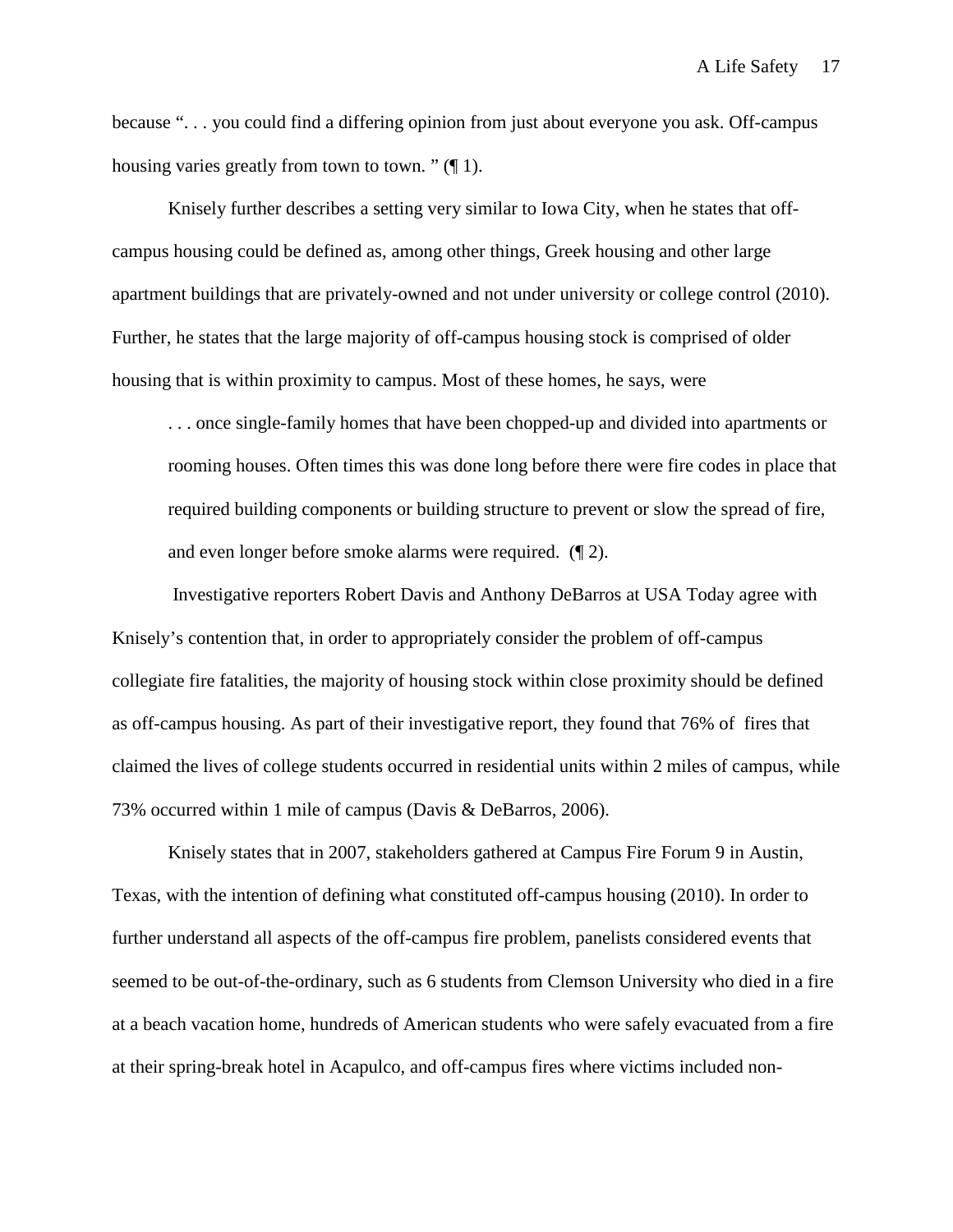because ". . . you could find a differing opinion from just about everyone you ask. Off-campus housing varies greatly from town to town. " (¶ 1).

Knisely further describes a setting very similar to Iowa City, when he states that off-campus housing could be defined as, among other things, Greek housing and other large apartment buildings that are privately-owned and not under university or college control (2010). Further, he states that the large majority of off-campus housing stock is comprised of older housing that is within proximity to campus. Most of these homes, he says, were

> . . . once single-family homes that have been chopped-up and divided into apartments or rooming houses. Often times this was done long before there were fire codes in place that required building components or building structure to prevent or slow the spread of fire, and even longer before smoke alarms were required. (¶ 2).

Investigative reporters Robert Davis and Anthony DeBarros at USA Today agree with Knisely's contention that, in order to appropriately consider the problem of off-campus collegiate fire fatalities, the majority of housing stock within close proximity should be defined as off-campus housing. As part of their investigative report, they found that 76% of fires that claimed the lives of college students occurred in residential units within 2 miles of campus, while 73% occurred within 1 mile of campus (Davis & DeBarros, 2006).

Knisely states that in 2007, stakeholders gathered at Campus Fire Forum 9 in Austin, Texas, with the intention of defining what constituted off-campus housing (2010). In order to further understand all aspects of the off-campus fire problem, panelists considered events that seemed to be out-of-the-ordinary, such as 6 students from Clemson University who died in a fire at a beach vacation home, hundreds of American students who were safely evacuated from a fire at their spring-break hotel in Acapulco, and off-campus fires where victims included non-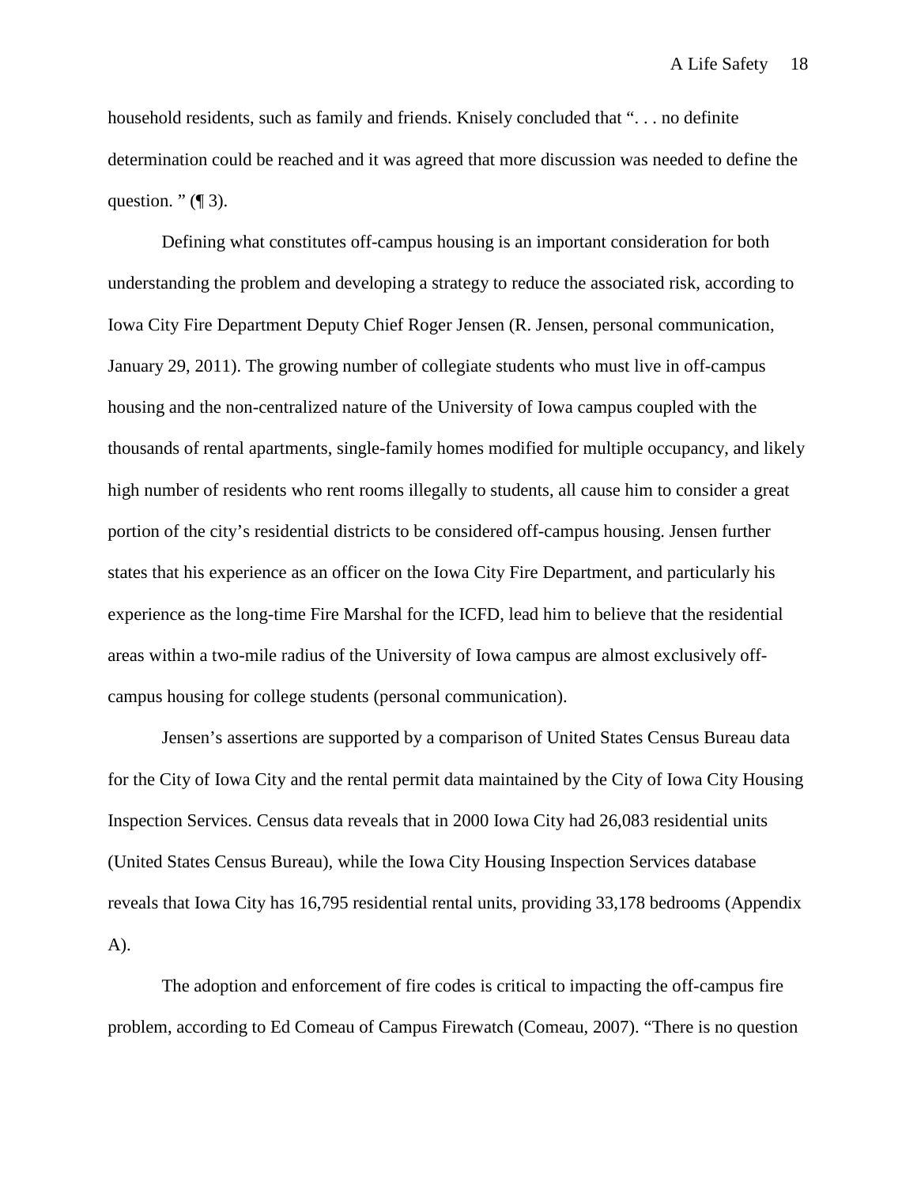household residents, such as family and friends. Knisely concluded that ". . . no definite determination could be reached and it was agreed that more discussion was needed to define the question. " (¶ 3).

Defining what constitutes off-campus housing is an important consideration for both understanding the problem and developing a strategy to reduce the associated risk, according to Iowa City Fire Department Deputy Chief Roger Jensen (R. Jensen, personal communication, January 29, 2011). The growing number of collegiate students who must live in off-campus housing and the non-centralized nature of the University of Iowa campus coupled with the thousands of rental apartments, single-family homes modified for multiple occupancy, and likely high number of residents who rent rooms illegally to students, all cause him to consider a great portion of the city's residential districts to be considered off-campus housing. Jensen further states that his experience as an officer on the Iowa City Fire Department, and particularly his experience as the long-time Fire Marshal for the ICFD, lead him to believe that the residential areas within a two-mile radius of the University of Iowa campus are almost exclusively off-campus housing for college students (personal communication).

Jensen's assertions are supported by a comparison of United States Census Bureau data for the City of Iowa City and the rental permit data maintained by the City of Iowa City Housing Inspection Services. Census data reveals that in 2000 Iowa City had 26,083 residential units (United States Census Bureau), while the Iowa City Housing Inspection Services database reveals that Iowa City has 16,795 residential rental units, providing 33,178 bedrooms (Appendix A).

The adoption and enforcement of fire codes is critical to impacting the off-campus fire problem, according to Ed Comeau of Campus Firewatch (Comeau, 2007). "There is no question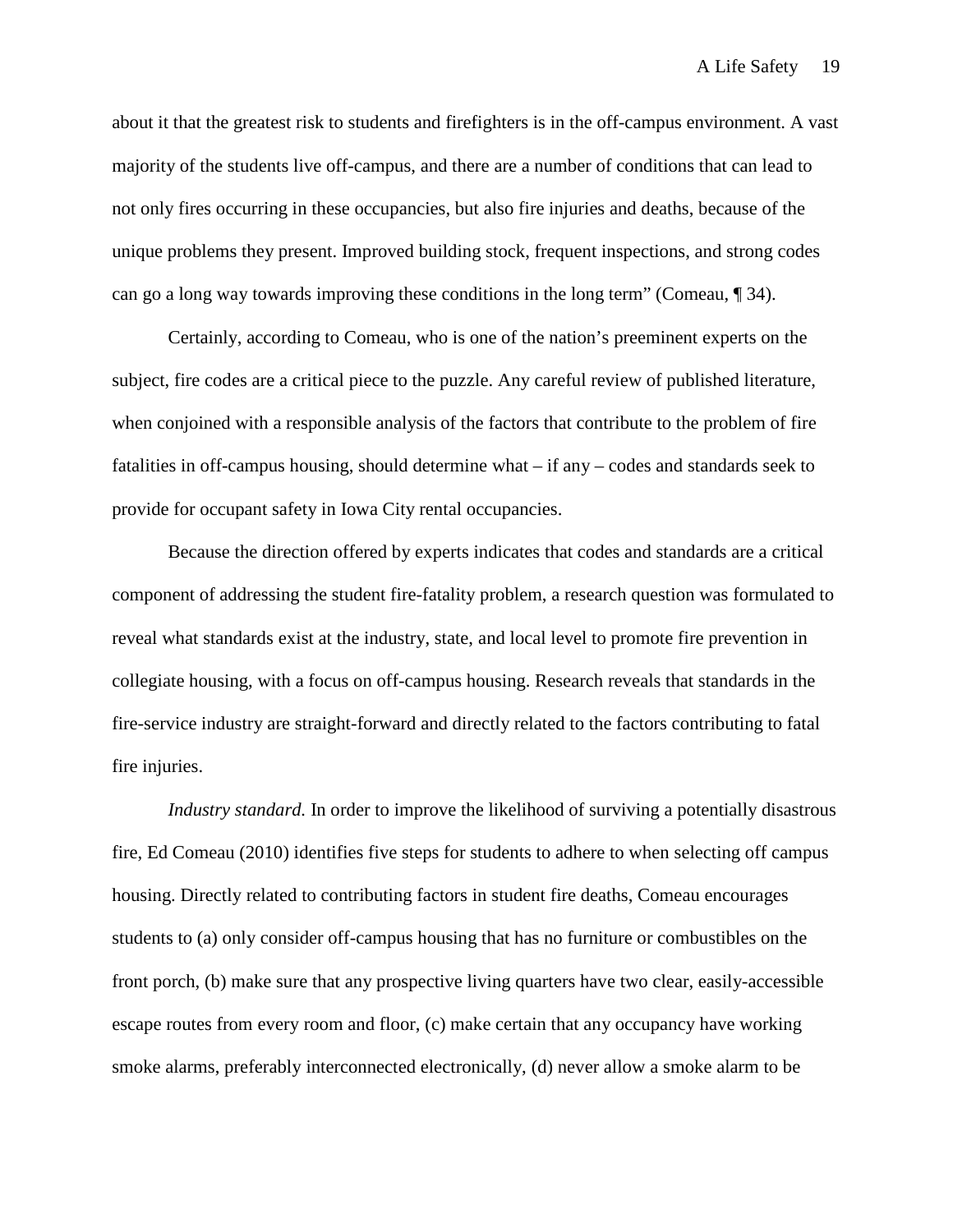about it that the greatest risk to students and firefighters is in the off-campus environment. A vast majority of the students live off-campus, and there are a number of conditions that can lead to not only fires occurring in these occupancies, but also fire injuries and deaths, because of the unique problems they present. Improved building stock, frequent inspections, and strong codes can go a long way towards improving these conditions in the long term" (Comeau, ¶ 34).

Certainly, according to Comeau, who is one of the nation's preeminent experts on the subject, fire codes are a critical piece to the puzzle. Any careful review of published literature, when conjoined with a responsible analysis of the factors that contribute to the problem of fire fatalities in off-campus housing, should determine what – if any – codes and standards seek to provide for occupant safety in Iowa City rental occupancies.

Because the direction offered by experts indicates that codes and standards are a critical component of addressing the student fire-fatality problem, a research question was formulated to reveal what standards exist at the industry, state, and local level to promote fire prevention in collegiate housing, with a focus on off-campus housing. Research reveals that standards in the fire-service industry are straight-forward and directly related to the factors contributing to fatal fire injuries.

*Industry standard.* In order to improve the likelihood of surviving a potentially disastrous fire, Ed Comeau (2010) identifies five steps for students to adhere to when selecting off campus housing. Directly related to contributing factors in student fire deaths, Comeau encourages students to (a) only consider off-campus housing that has no furniture or combustibles on the front porch, (b) make sure that any prospective living quarters have two clear, easily-accessible escape routes from every room and floor, (c) make certain that any occupancy have working smoke alarms, preferably interconnected electronically, (d) never allow a smoke alarm to be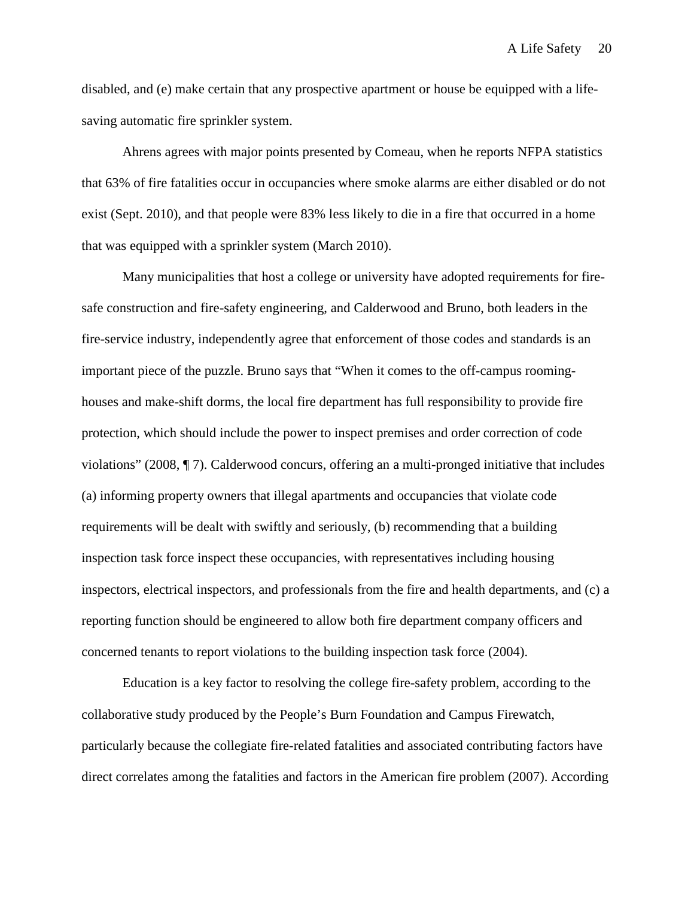disabled, and (e) make certain that any prospective apartment or house be equipped with a life-saving automatic fire sprinkler system.

Ahrens agrees with major points presented by Comeau, when he reports NFPA statistics that 63% of fire fatalities occur in occupancies where smoke alarms are either disabled or do not exist (Sept. 2010), and that people were 83% less likely to die in a fire that occurred in a home that was equipped with a sprinkler system (March 2010).

Many municipalities that host a college or university have adopted requirements for fire-safe construction and fire-safety engineering, and Calderwood and Bruno, both leaders in the fire-service industry, independently agree that enforcement of those codes and standards is an important piece of the puzzle. Bruno says that "When it comes to the off-campus rooming-houses and make-shift dorms, the local fire department has full responsibility to provide fire protection, which should include the power to inspect premises and order correction of code violations" (2008, ¶ 7). Calderwood concurs, offering an a multi-pronged initiative that includes (a) informing property owners that illegal apartments and occupancies that violate code requirements will be dealt with swiftly and seriously, (b) recommending that a building inspection task force inspect these occupancies, with representatives including housing inspectors, electrical inspectors, and professionals from the fire and health departments, and (c) a reporting function should be engineered to allow both fire department company officers and concerned tenants to report violations to the building inspection task force (2004).

Education is a key factor to resolving the college fire-safety problem, according to the collaborative study produced by the People's Burn Foundation and Campus Firewatch, particularly because the collegiate fire-related fatalities and associated contributing factors have direct correlates among the fatalities and factors in the American fire problem (2007). According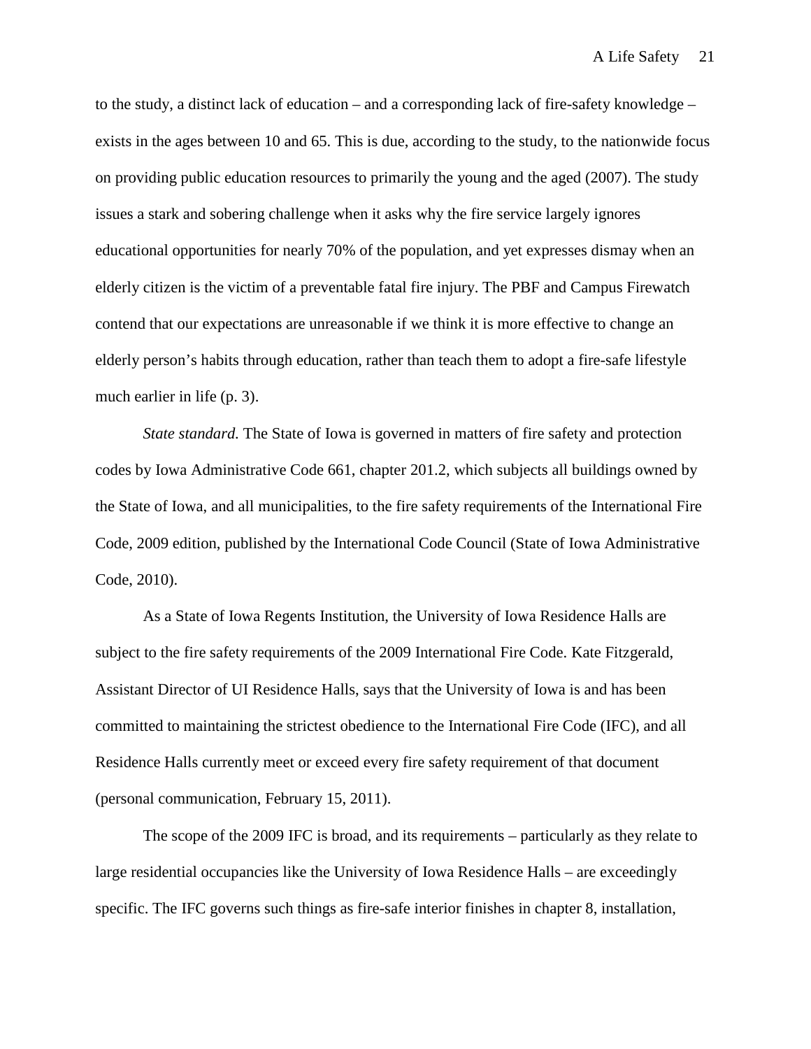to the study, a distinct lack of education – and a corresponding lack of fire-safety knowledge – exists in the ages between 10 and 65. This is due, according to the study, to the nationwide focus on providing public education resources to primarily the young and the aged (2007). The study issues a stark and sobering challenge when it asks why the fire service largely ignores educational opportunities for nearly 70% of the population, and yet expresses dismay when an elderly citizen is the victim of a preventable fatal fire injury. The PBF and Campus Firewatch contend that our expectations are unreasonable if we think it is more effective to change an elderly person's habits through education, rather than teach them to adopt a fire-safe lifestyle much earlier in life (p. 3).

*State standard.* The State of Iowa is governed in matters of fire safety and protection codes by Iowa Administrative Code 661, chapter 201.2, which subjects all buildings owned by the State of Iowa, and all municipalities, to the fire safety requirements of the International Fire Code, 2009 edition, published by the International Code Council (State of Iowa Administrative Code, 2010).

As a State of Iowa Regents Institution, the University of Iowa Residence Halls are subject to the fire safety requirements of the 2009 International Fire Code. Kate Fitzgerald, Assistant Director of UI Residence Halls, says that the University of Iowa is and has been committed to maintaining the strictest obedience to the International Fire Code (IFC), and all Residence Halls currently meet or exceed every fire safety requirement of that document (personal communication, February 15, 2011).

The scope of the 2009 IFC is broad, and its requirements – particularly as they relate to large residential occupancies like the University of Iowa Residence Halls – are exceedingly specific. The IFC governs such things as fire-safe interior finishes in chapter 8, installation,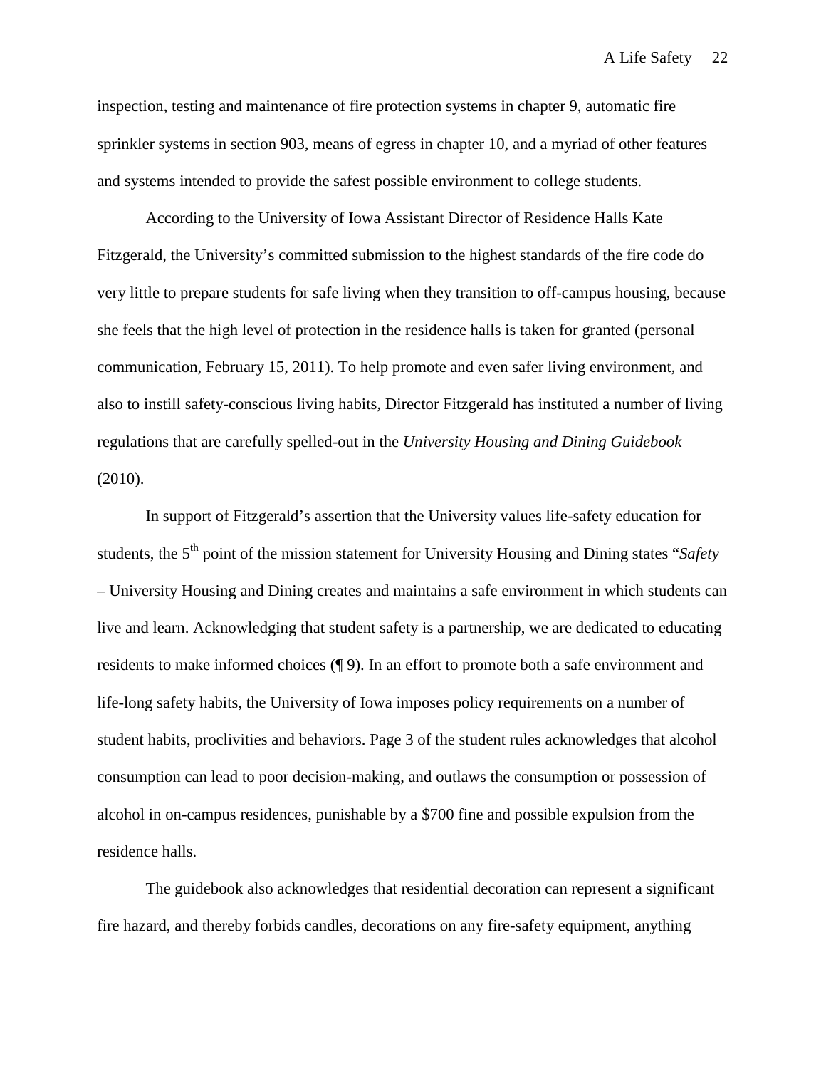inspection, testing and maintenance of fire protection systems in chapter 9, automatic fire sprinkler systems in section 903, means of egress in chapter 10, and a myriad of other features and systems intended to provide the safest possible environment to college students.

According to the University of Iowa Assistant Director of Residence Halls Kate Fitzgerald, the University's committed submission to the highest standards of the fire code do very little to prepare students for safe living when they transition to off-campus housing, because she feels that the high level of protection in the residence halls is taken for granted (personal communication, February 15, 2011). To help promote and even safer living environment, and also to instill safety-conscious living habits, Director Fitzgerald has instituted a number of living regulations that are carefully spelled-out in the *University Housing and Dining Guidebook* (2010).

In support of Fitzgerald's assertion that the University values life-safety education for students, the 5th point of the mission statement for University Housing and Dining states "*Safety* – University Housing and Dining creates and maintains a safe environment in which students can live and learn. Acknowledging that student safety is a partnership, we are dedicated to educating residents to make informed choices (¶ 9). In an effort to promote both a safe environment and life-long safety habits, the University of Iowa imposes policy requirements on a number of student habits, proclivities and behaviors. Page 3 of the student rules acknowledges that alcohol consumption can lead to poor decision-making, and outlaws the consumption or possession of alcohol in on-campus residences, punishable by a $700 fine and possible expulsion from the residence halls.

The guidebook also acknowledges that residential decoration can represent a significant fire hazard, and thereby forbids candles, decorations on any fire-safety equipment, anything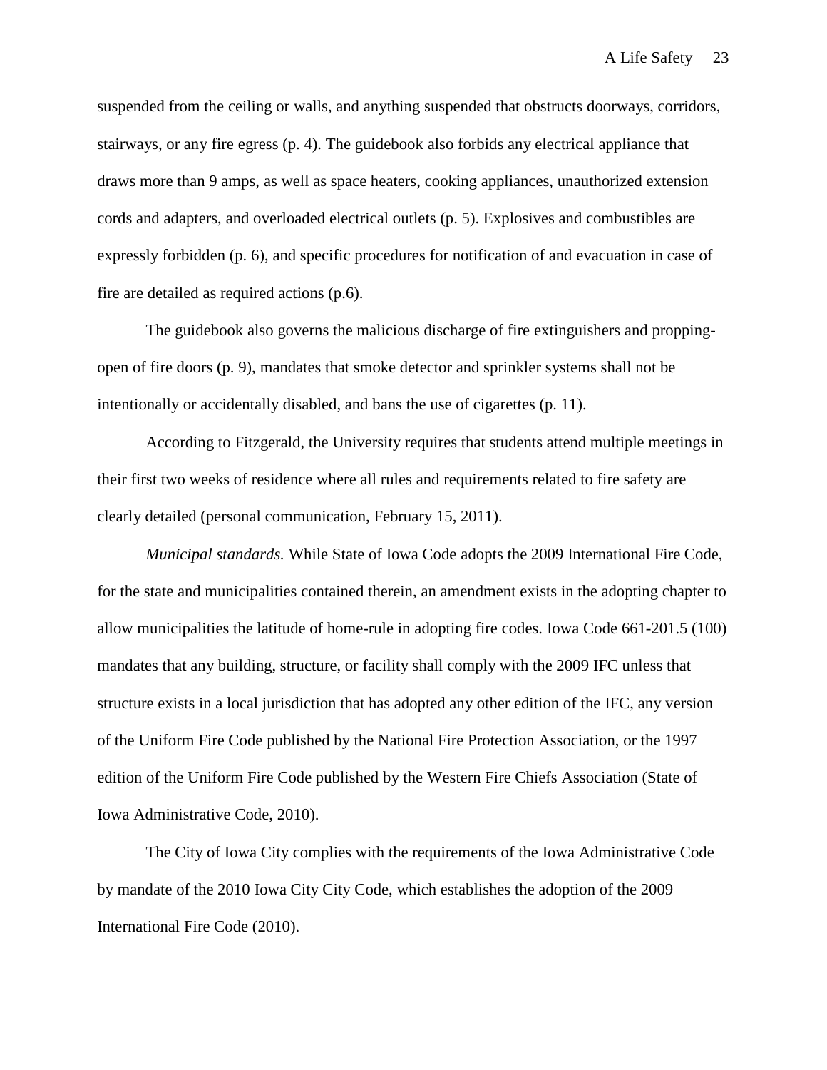suspended from the ceiling or walls, and anything suspended that obstructs doorways, corridors, stairways, or any fire egress (p. 4). The guidebook also forbids any electrical appliance that draws more than 9 amps, as well as space heaters, cooking appliances, unauthorized extension cords and adapters, and overloaded electrical outlets (p. 5). Explosives and combustibles are expressly forbidden (p. 6), and specific procedures for notification of and evacuation in case of fire are detailed as required actions (p.6).

The guidebook also governs the malicious discharge of fire extinguishers and propping-open of fire doors (p. 9), mandates that smoke detector and sprinkler systems shall not be intentionally or accidentally disabled, and bans the use of cigarettes (p. 11).

According to Fitzgerald, the University requires that students attend multiple meetings in their first two weeks of residence where all rules and requirements related to fire safety are clearly detailed (personal communication, February 15, 2011).

*Municipal standards.* While State of Iowa Code adopts the 2009 International Fire Code, for the state and municipalities contained therein, an amendment exists in the adopting chapter to allow municipalities the latitude of home-rule in adopting fire codes. Iowa Code 661-201.5 (100) mandates that any building, structure, or facility shall comply with the 2009 IFC unless that structure exists in a local jurisdiction that has adopted any other edition of the IFC, any version of the Uniform Fire Code published by the National Fire Protection Association, or the 1997 edition of the Uniform Fire Code published by the Western Fire Chiefs Association (State of Iowa Administrative Code, 2010).

The City of Iowa City complies with the requirements of the Iowa Administrative Code by mandate of the 2010 Iowa City City Code, which establishes the adoption of the 2009 International Fire Code (2010).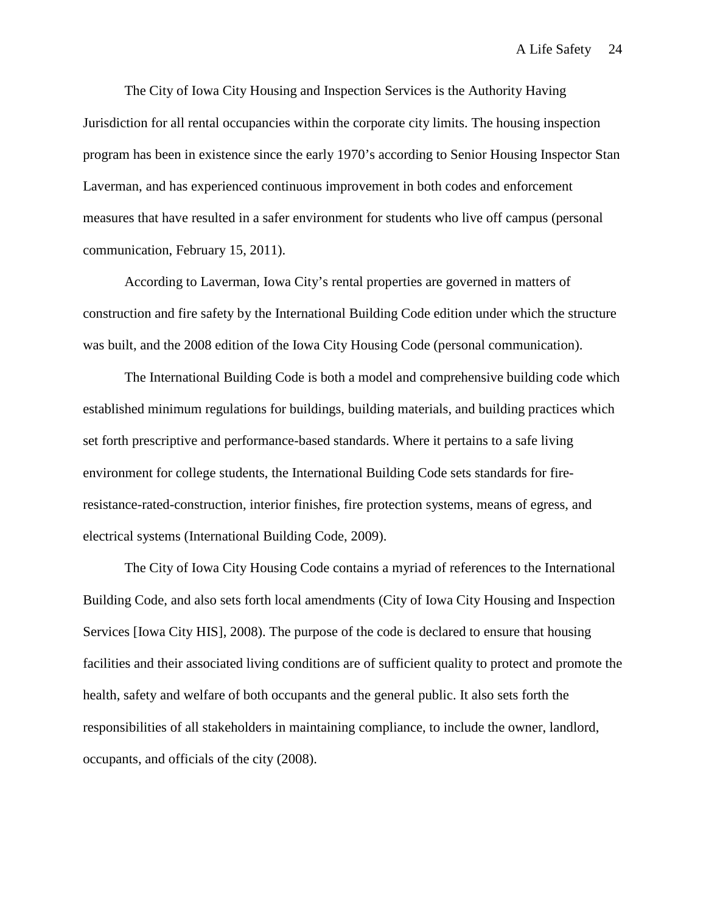The City of Iowa City Housing and Inspection Services is the Authority Having Jurisdiction for all rental occupancies within the corporate city limits. The housing inspection program has been in existence since the early 1970's according to Senior Housing Inspector Stan Laverman, and has experienced continuous improvement in both codes and enforcement measures that have resulted in a safer environment for students who live off campus (personal communication, February 15, 2011).

According to Laverman, Iowa City's rental properties are governed in matters of construction and fire safety by the International Building Code edition under which the structure was built, and the 2008 edition of the Iowa City Housing Code (personal communication).

The International Building Code is both a model and comprehensive building code which established minimum regulations for buildings, building materials, and building practices which set forth prescriptive and performance-based standards. Where it pertains to a safe living environment for college students, the International Building Code sets standards for fire-resistance-rated-construction, interior finishes, fire protection systems, means of egress, and electrical systems (International Building Code, 2009).

The City of Iowa City Housing Code contains a myriad of references to the International Building Code, and also sets forth local amendments (City of Iowa City Housing and Inspection Services [Iowa City HIS], 2008). The purpose of the code is declared to ensure that housing facilities and their associated living conditions are of sufficient quality to protect and promote the health, safety and welfare of both occupants and the general public. It also sets forth the responsibilities of all stakeholders in maintaining compliance, to include the owner, landlord, occupants, and officials of the city (2008).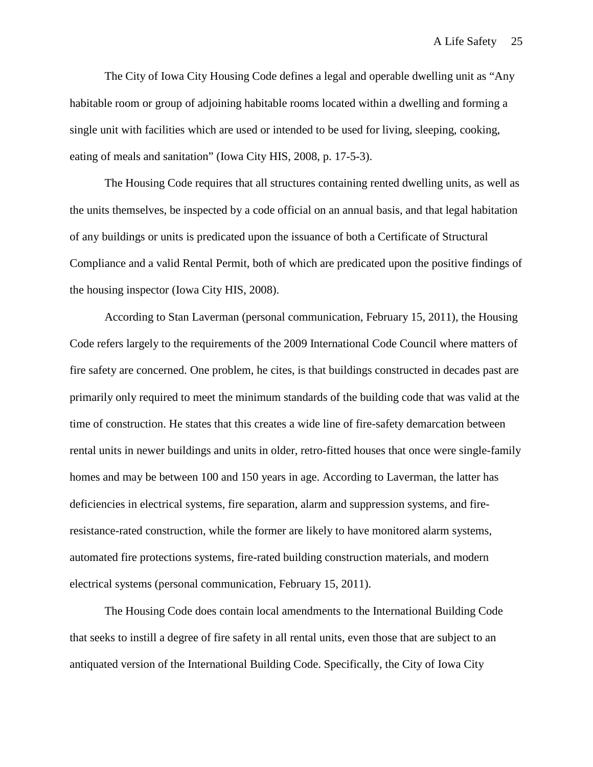The City of Iowa City Housing Code defines a legal and operable dwelling unit as "Any habitable room or group of adjoining habitable rooms located within a dwelling and forming a single unit with facilities which are used or intended to be used for living, sleeping, cooking, eating of meals and sanitation" (Iowa City HIS, 2008, p. 17-5-3).

The Housing Code requires that all structures containing rented dwelling units, as well as the units themselves, be inspected by a code official on an annual basis, and that legal habitation of any buildings or units is predicated upon the issuance of both a Certificate of Structural Compliance and a valid Rental Permit, both of which are predicated upon the positive findings of the housing inspector (Iowa City HIS, 2008).

According to Stan Laverman (personal communication, February 15, 2011), the Housing Code refers largely to the requirements of the 2009 International Code Council where matters of fire safety are concerned. One problem, he cites, is that buildings constructed in decades past are primarily only required to meet the minimum standards of the building code that was valid at the time of construction. He states that this creates a wide line of fire-safety demarcation between rental units in newer buildings and units in older, retro-fitted houses that once were single-family homes and may be between 100 and 150 years in age. According to Laverman, the latter has deficiencies in electrical systems, fire separation, alarm and suppression systems, and fire-resistance-rated construction, while the former are likely to have monitored alarm systems, automated fire protections systems, fire-rated building construction materials, and modern electrical systems (personal communication, February 15, 2011).

The Housing Code does contain local amendments to the International Building Code that seeks to instill a degree of fire safety in all rental units, even those that are subject to an antiquated version of the International Building Code. Specifically, the City of Iowa City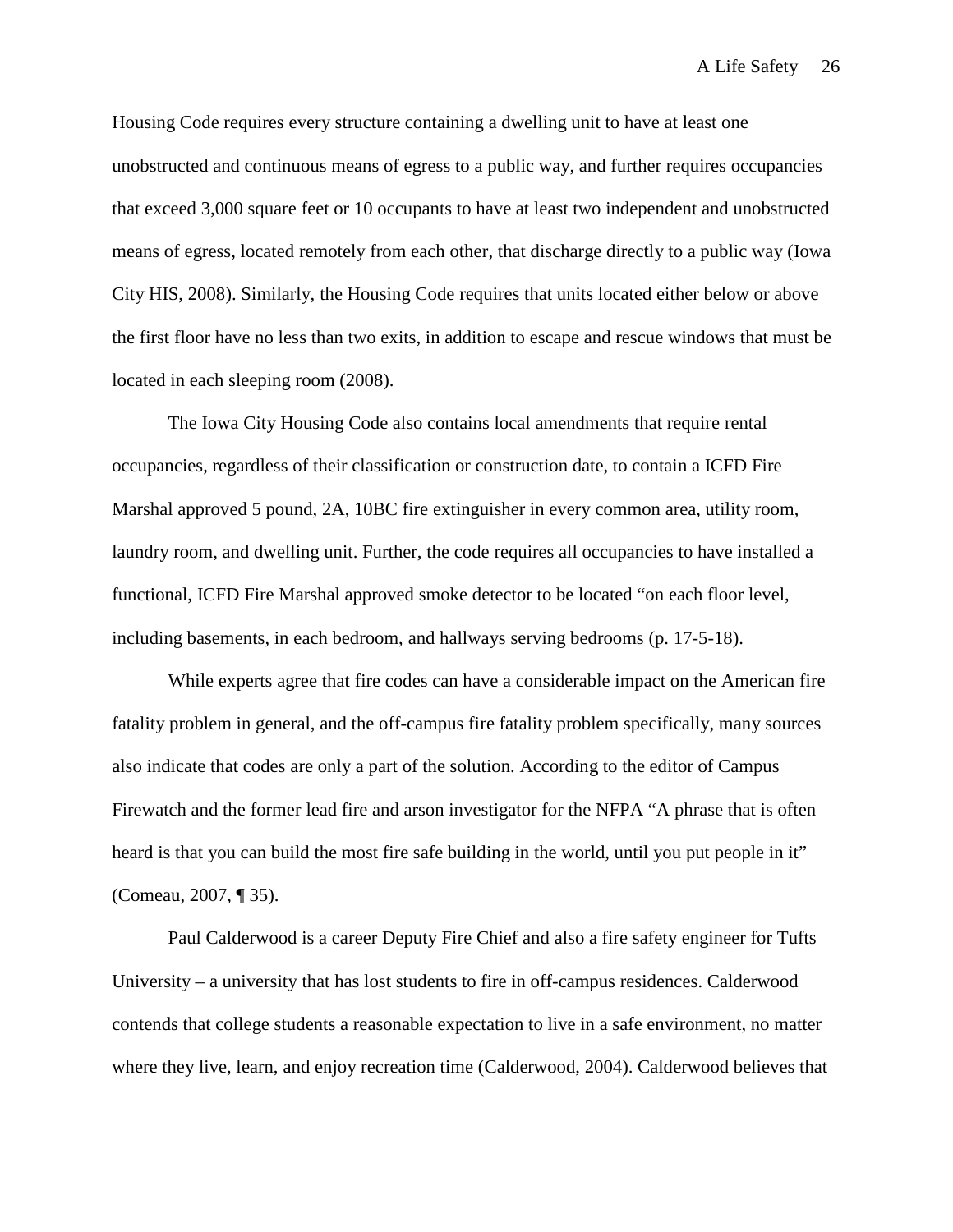Housing Code requires every structure containing a dwelling unit to have at least one unobstructed and continuous means of egress to a public way, and further requires occupancies that exceed 3,000 square feet or 10 occupants to have at least two independent and unobstructed means of egress, located remotely from each other, that discharge directly to a public way (Iowa City HIS, 2008). Similarly, the Housing Code requires that units located either below or above the first floor have no less than two exits, in addition to escape and rescue windows that must be located in each sleeping room (2008).

The Iowa City Housing Code also contains local amendments that require rental occupancies, regardless of their classification or construction date, to contain a ICFD Fire Marshal approved 5 pound, 2A, 10BC fire extinguisher in every common area, utility room, laundry room, and dwelling unit. Further, the code requires all occupancies to have installed a functional, ICFD Fire Marshal approved smoke detector to be located "on each floor level, including basements, in each bedroom, and hallways serving bedrooms (p. 17-5-18).

While experts agree that fire codes can have a considerable impact on the American fire fatality problem in general, and the off-campus fire fatality problem specifically, many sources also indicate that codes are only a part of the solution. According to the editor of Campus Firewatch and the former lead fire and arson investigator for the NFPA "A phrase that is often heard is that you can build the most fire safe building in the world, until you put people in it" (Comeau, 2007, ¶ 35).

Paul Calderwood is a career Deputy Fire Chief and also a fire safety engineer for Tufts University – a university that has lost students to fire in off-campus residences. Calderwood contends that college students a reasonable expectation to live in a safe environment, no matter where they live, learn, and enjoy recreation time (Calderwood, 2004). Calderwood believes that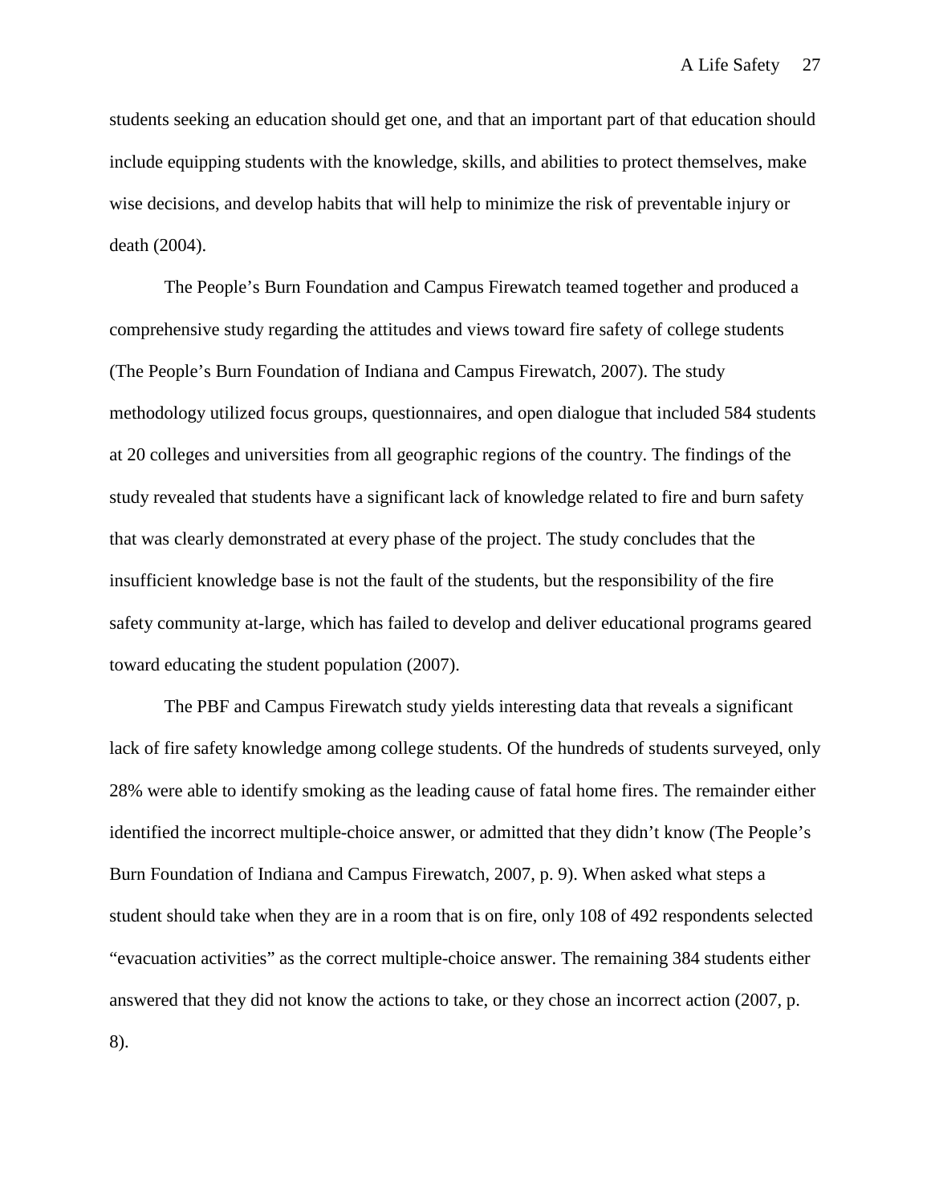students seeking an education should get one, and that an important part of that education should include equipping students with the knowledge, skills, and abilities to protect themselves, make wise decisions, and develop habits that will help to minimize the risk of preventable injury or death (2004).

The People's Burn Foundation and Campus Firewatch teamed together and produced a comprehensive study regarding the attitudes and views toward fire safety of college students (The People's Burn Foundation of Indiana and Campus Firewatch, 2007). The study methodology utilized focus groups, questionnaires, and open dialogue that included 584 students at 20 colleges and universities from all geographic regions of the country. The findings of the study revealed that students have a significant lack of knowledge related to fire and burn safety that was clearly demonstrated at every phase of the project. The study concludes that the insufficient knowledge base is not the fault of the students, but the responsibility of the fire safety community at-large, which has failed to develop and deliver educational programs geared toward educating the student population (2007).

The PBF and Campus Firewatch study yields interesting data that reveals a significant lack of fire safety knowledge among college students. Of the hundreds of students surveyed, only 28% were able to identify smoking as the leading cause of fatal home fires. The remainder either identified the incorrect multiple-choice answer, or admitted that they didn't know (The People's Burn Foundation of Indiana and Campus Firewatch, 2007, p. 9). When asked what steps a student should take when they are in a room that is on fire, only 108 of 492 respondents selected "evacuation activities" as the correct multiple-choice answer. The remaining 384 students either answered that they did not know the actions to take, or they chose an incorrect action (2007, p. 8).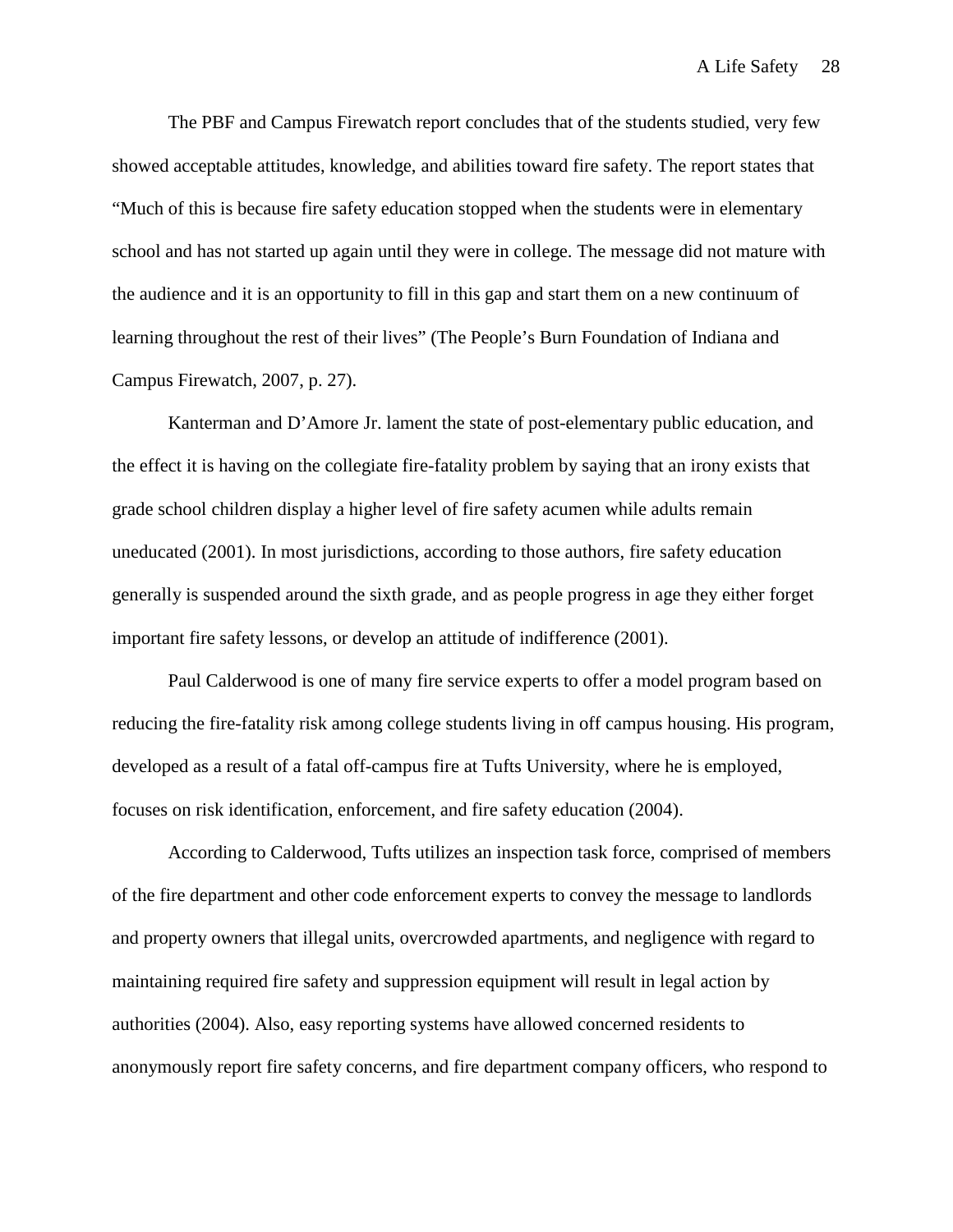The PBF and Campus Firewatch report concludes that of the students studied, very few showed acceptable attitudes, knowledge, and abilities toward fire safety. The report states that "Much of this is because fire safety education stopped when the students were in elementary school and has not started up again until they were in college. The message did not mature with the audience and it is an opportunity to fill in this gap and start them on a new continuum of learning throughout the rest of their lives" (The People's Burn Foundation of Indiana and Campus Firewatch, 2007, p. 27).

Kanterman and D'Amore Jr. lament the state of post-elementary public education, and the effect it is having on the collegiate fire-fatality problem by saying that an irony exists that grade school children display a higher level of fire safety acumen while adults remain uneducated (2001). In most jurisdictions, according to those authors, fire safety education generally is suspended around the sixth grade, and as people progress in age they either forget important fire safety lessons, or develop an attitude of indifference (2001).

Paul Calderwood is one of many fire service experts to offer a model program based on reducing the fire-fatality risk among college students living in off campus housing. His program, developed as a result of a fatal off-campus fire at Tufts University, where he is employed, focuses on risk identification, enforcement, and fire safety education (2004).

According to Calderwood, Tufts utilizes an inspection task force, comprised of members of the fire department and other code enforcement experts to convey the message to landlords and property owners that illegal units, overcrowded apartments, and negligence with regard to maintaining required fire safety and suppression equipment will result in legal action by authorities (2004). Also, easy reporting systems have allowed concerned residents to anonymously report fire safety concerns, and fire department company officers, who respond to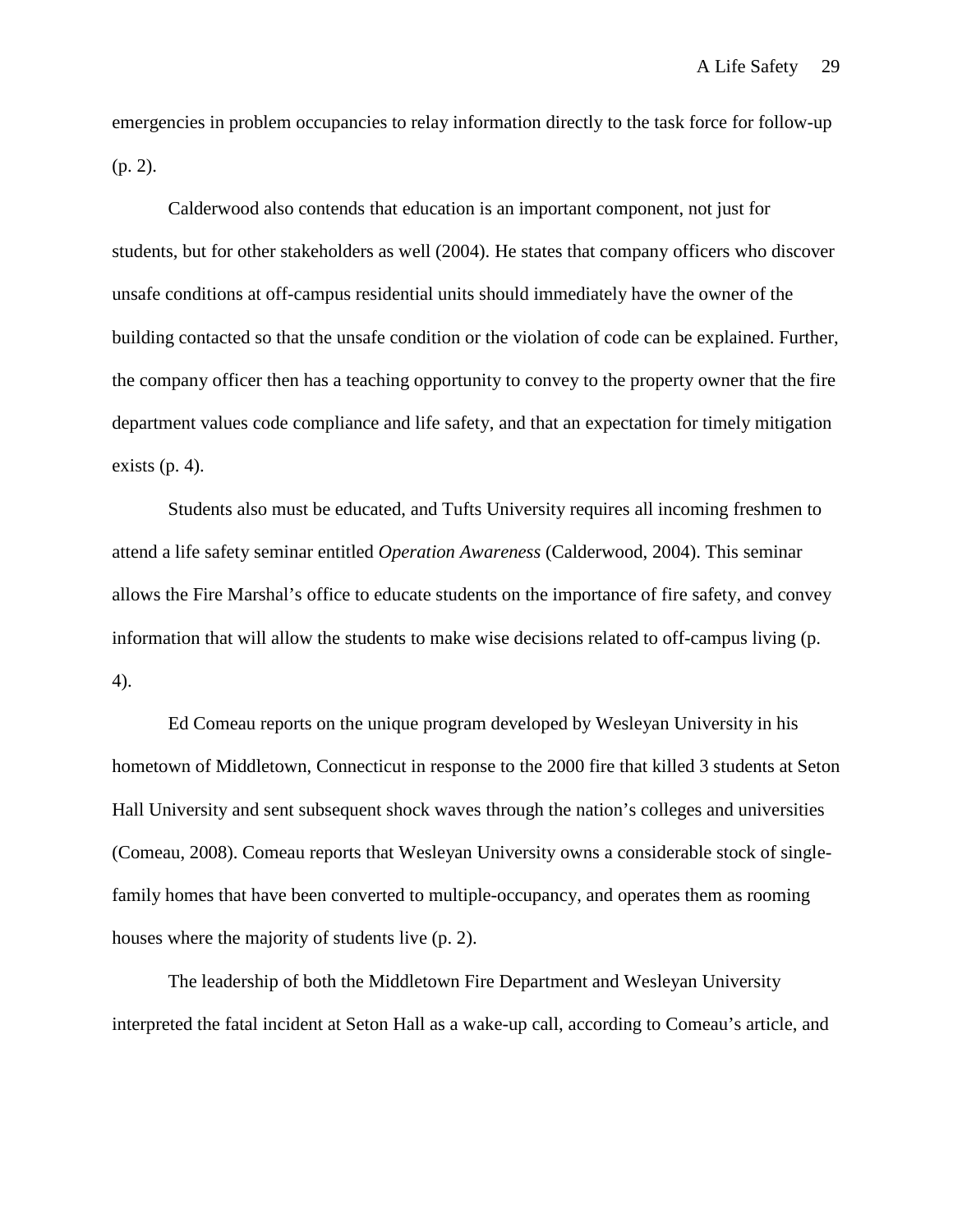emergencies in problem occupancies to relay information directly to the task force for follow-up (p. 2).

Calderwood also contends that education is an important component, not just for students, but for other stakeholders as well (2004). He states that company officers who discover unsafe conditions at off-campus residential units should immediately have the owner of the building contacted so that the unsafe condition or the violation of code can be explained. Further, the company officer then has a teaching opportunity to convey to the property owner that the fire department values code compliance and life safety, and that an expectation for timely mitigation exists (p. 4).

Students also must be educated, and Tufts University requires all incoming freshmen to attend a life safety seminar entitled *Operation Awareness* (Calderwood, 2004). This seminar allows the Fire Marshal's office to educate students on the importance of fire safety, and convey information that will allow the students to make wise decisions related to off-campus living (p. 4).

Ed Comeau reports on the unique program developed by Wesleyan University in his hometown of Middletown, Connecticut in response to the 2000 fire that killed 3 students at Seton Hall University and sent subsequent shock waves through the nation's colleges and universities (Comeau, 2008). Comeau reports that Wesleyan University owns a considerable stock of single-family homes that have been converted to multiple-occupancy, and operates them as rooming houses where the majority of students live (p. 2).

The leadership of both the Middletown Fire Department and Wesleyan University interpreted the fatal incident at Seton Hall as a wake-up call, according to Comeau's article, and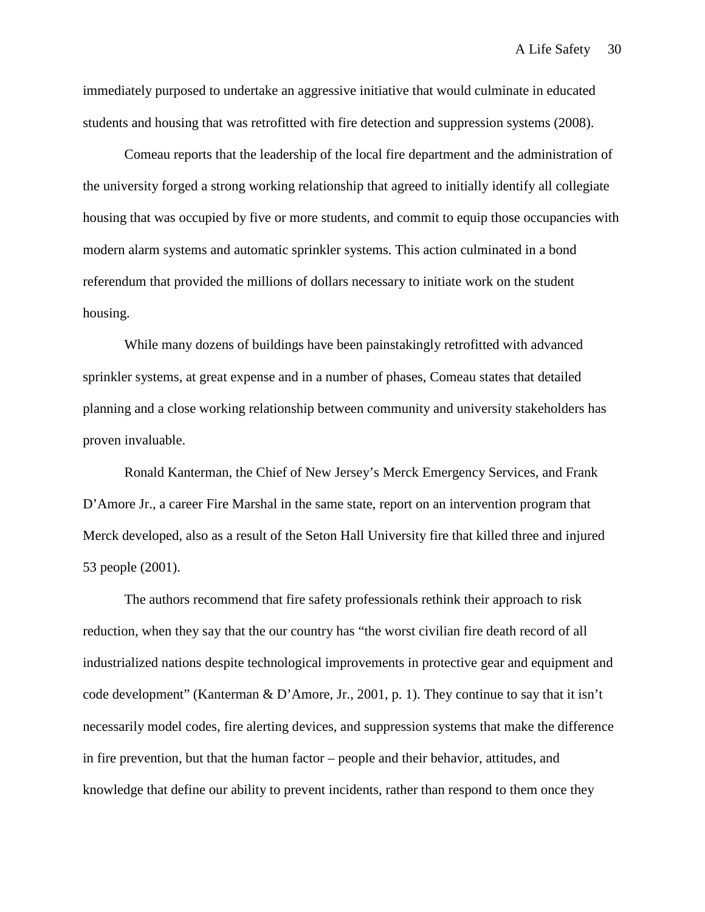immediately purposed to undertake an aggressive initiative that would culminate in educated students and housing that was retrofitted with fire detection and suppression systems (2008).

Comeau reports that the leadership of the local fire department and the administration of the university forged a strong working relationship that agreed to initially identify all collegiate housing that was occupied by five or more students, and commit to equip those occupancies with modern alarm systems and automatic sprinkler systems. This action culminated in a bond referendum that provided the millions of dollars necessary to initiate work on the student housing.

While many dozens of buildings have been painstakingly retrofitted with advanced sprinkler systems, at great expense and in a number of phases, Comeau states that detailed planning and a close working relationship between community and university stakeholders has proven invaluable.

Ronald Kanterman, the Chief of New Jersey's Merck Emergency Services, and Frank D'Amore Jr., a career Fire Marshal in the same state, report on an intervention program that Merck developed, also as a result of the Seton Hall University fire that killed three and injured 53 people (2001).

The authors recommend that fire safety professionals rethink their approach to risk reduction, when they say that the our country has "the worst civilian fire death record of all industrialized nations despite technological improvements in protective gear and equipment and code development" (Kanterman & D'Amore, Jr., 2001, p. 1). They continue to say that it isn't necessarily model codes, fire alerting devices, and suppression systems that make the difference in fire prevention, but that the human factor – people and their behavior, attitudes, and knowledge that define our ability to prevent incidents, rather than respond to them once they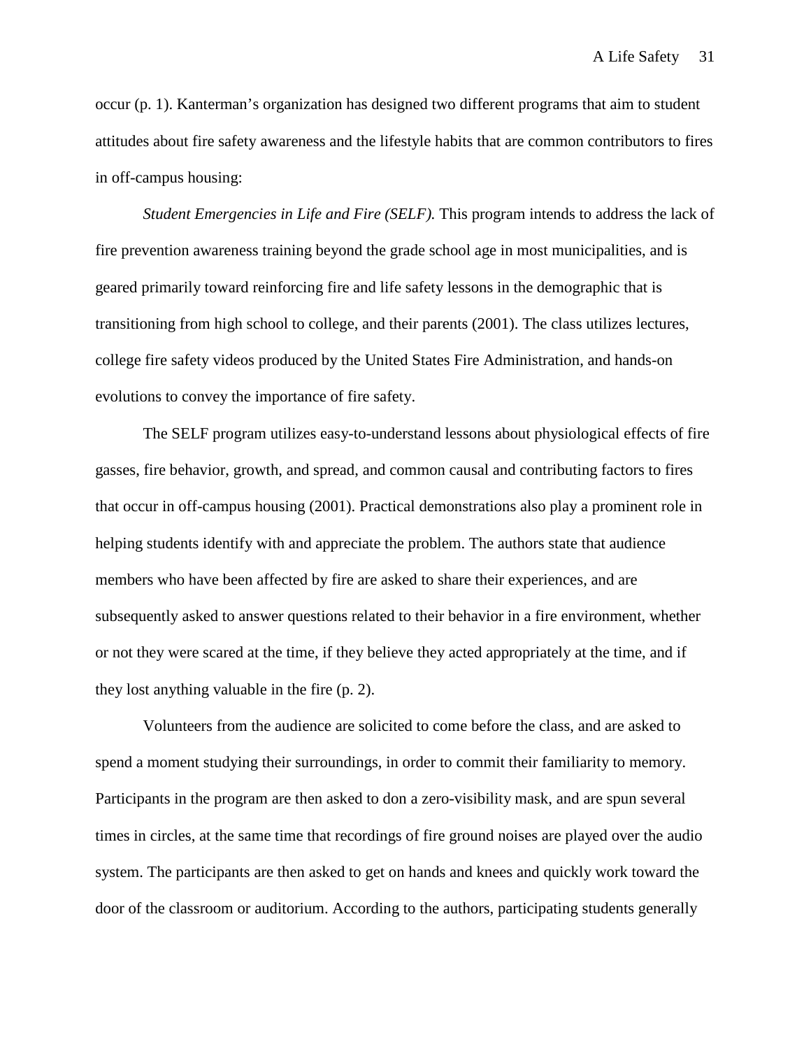occur (p. 1). Kanterman's organization has designed two different programs that aim to student attitudes about fire safety awareness and the lifestyle habits that are common contributors to fires in off-campus housing:

*Student Emergencies in Life and Fire (SELF).* This program intends to address the lack of fire prevention awareness training beyond the grade school age in most municipalities, and is geared primarily toward reinforcing fire and life safety lessons in the demographic that is transitioning from high school to college, and their parents (2001). The class utilizes lectures, college fire safety videos produced by the United States Fire Administration, and hands-on evolutions to convey the importance of fire safety.

The SELF program utilizes easy-to-understand lessons about physiological effects of fire gasses, fire behavior, growth, and spread, and common causal and contributing factors to fires that occur in off-campus housing (2001). Practical demonstrations also play a prominent role in helping students identify with and appreciate the problem. The authors state that audience members who have been affected by fire are asked to share their experiences, and are subsequently asked to answer questions related to their behavior in a fire environment, whether or not they were scared at the time, if they believe they acted appropriately at the time, and if they lost anything valuable in the fire (p. 2).

Volunteers from the audience are solicited to come before the class, and are asked to spend a moment studying their surroundings, in order to commit their familiarity to memory. Participants in the program are then asked to don a zero-visibility mask, and are spun several times in circles, at the same time that recordings of fire ground noises are played over the audio system. The participants are then asked to get on hands and knees and quickly work toward the door of the classroom or auditorium. According to the authors, participating students generally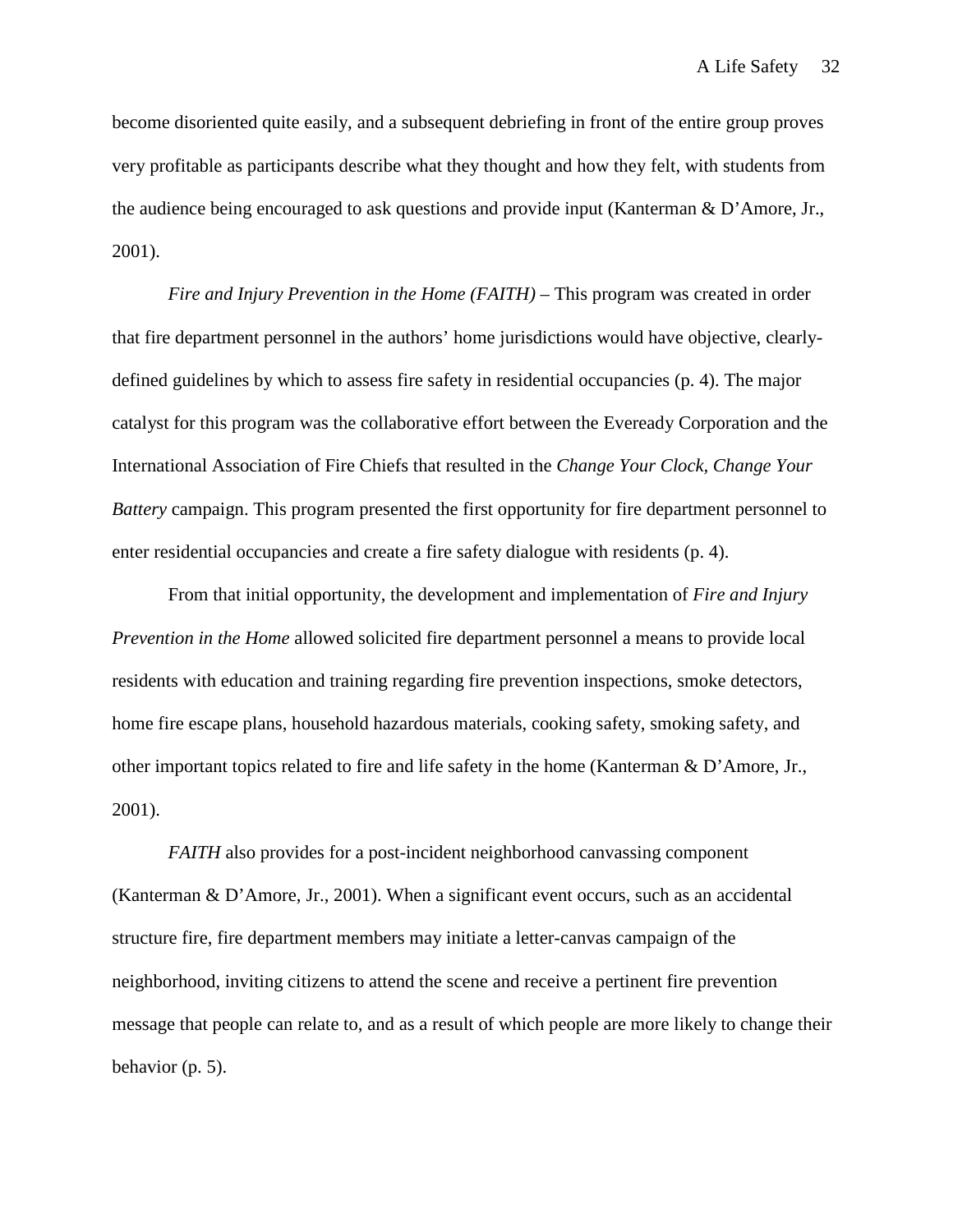become disoriented quite easily, and a subsequent debriefing in front of the entire group proves very profitable as participants describe what they thought and how they felt, with students from the audience being encouraged to ask questions and provide input (Kanterman & D'Amore, Jr., 2001).

*Fire and Injury Prevention in the Home (FAITH)* – This program was created in order that fire department personnel in the authors' home jurisdictions would have objective, clearly-defined guidelines by which to assess fire safety in residential occupancies (p. 4). The major catalyst for this program was the collaborative effort between the Eveready Corporation and the International Association of Fire Chiefs that resulted in the *Change Your Clock, Change Your Battery* campaign. This program presented the first opportunity for fire department personnel to enter residential occupancies and create a fire safety dialogue with residents (p. 4).

From that initial opportunity, the development and implementation of *Fire and Injury Prevention in the Home* allowed solicited fire department personnel a means to provide local residents with education and training regarding fire prevention inspections, smoke detectors, home fire escape plans, household hazardous materials, cooking safety, smoking safety, and other important topics related to fire and life safety in the home (Kanterman & D'Amore, Jr., 2001).

*FAITH* also provides for a post-incident neighborhood canvassing component (Kanterman & D'Amore, Jr., 2001). When a significant event occurs, such as an accidental structure fire, fire department members may initiate a letter-canvas campaign of the neighborhood, inviting citizens to attend the scene and receive a pertinent fire prevention message that people can relate to, and as a result of which people are more likely to change their behavior (p. 5).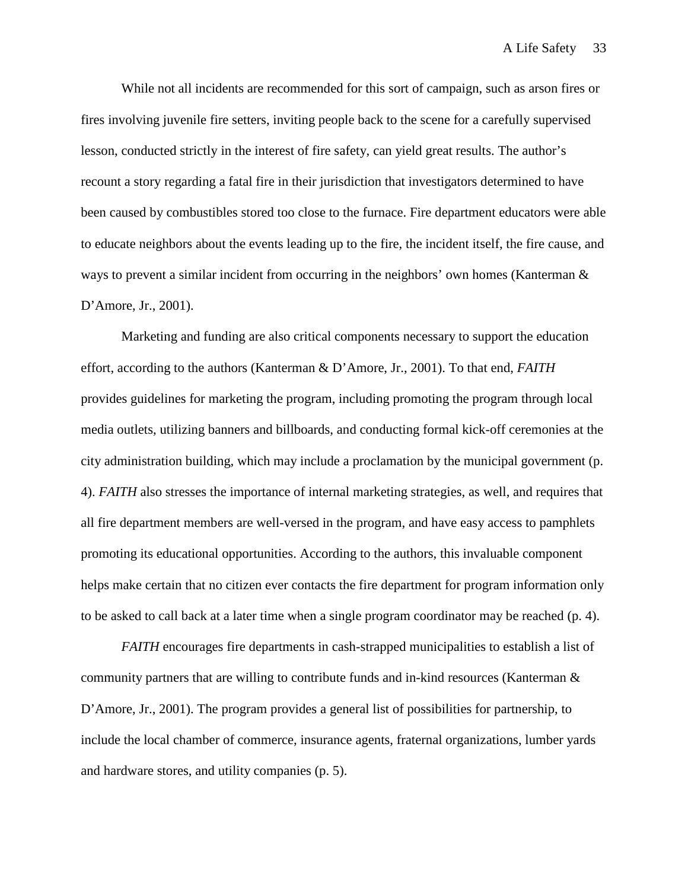While not all incidents are recommended for this sort of campaign, such as arson fires or fires involving juvenile fire setters, inviting people back to the scene for a carefully supervised lesson, conducted strictly in the interest of fire safety, can yield great results. The author's recount a story regarding a fatal fire in their jurisdiction that investigators determined to have been caused by combustibles stored too close to the furnace. Fire department educators were able to educate neighbors about the events leading up to the fire, the incident itself, the fire cause, and ways to prevent a similar incident from occurring in the neighbors' own homes (Kanterman & D'Amore, Jr., 2001).

Marketing and funding are also critical components necessary to support the education effort, according to the authors (Kanterman & D'Amore, Jr., 2001). To that end, *FAITH* provides guidelines for marketing the program, including promoting the program through local media outlets, utilizing banners and billboards, and conducting formal kick-off ceremonies at the city administration building, which may include a proclamation by the municipal government (p. 4). *FAITH* also stresses the importance of internal marketing strategies, as well, and requires that all fire department members are well-versed in the program, and have easy access to pamphlets promoting its educational opportunities. According to the authors, this invaluable component helps make certain that no citizen ever contacts the fire department for program information only to be asked to call back at a later time when a single program coordinator may be reached (p. 4).

*FAITH* encourages fire departments in cash-strapped municipalities to establish a list of community partners that are willing to contribute funds and in-kind resources (Kanterman & D'Amore, Jr., 2001). The program provides a general list of possibilities for partnership, to include the local chamber of commerce, insurance agents, fraternal organizations, lumber yards and hardware stores, and utility companies (p. 5).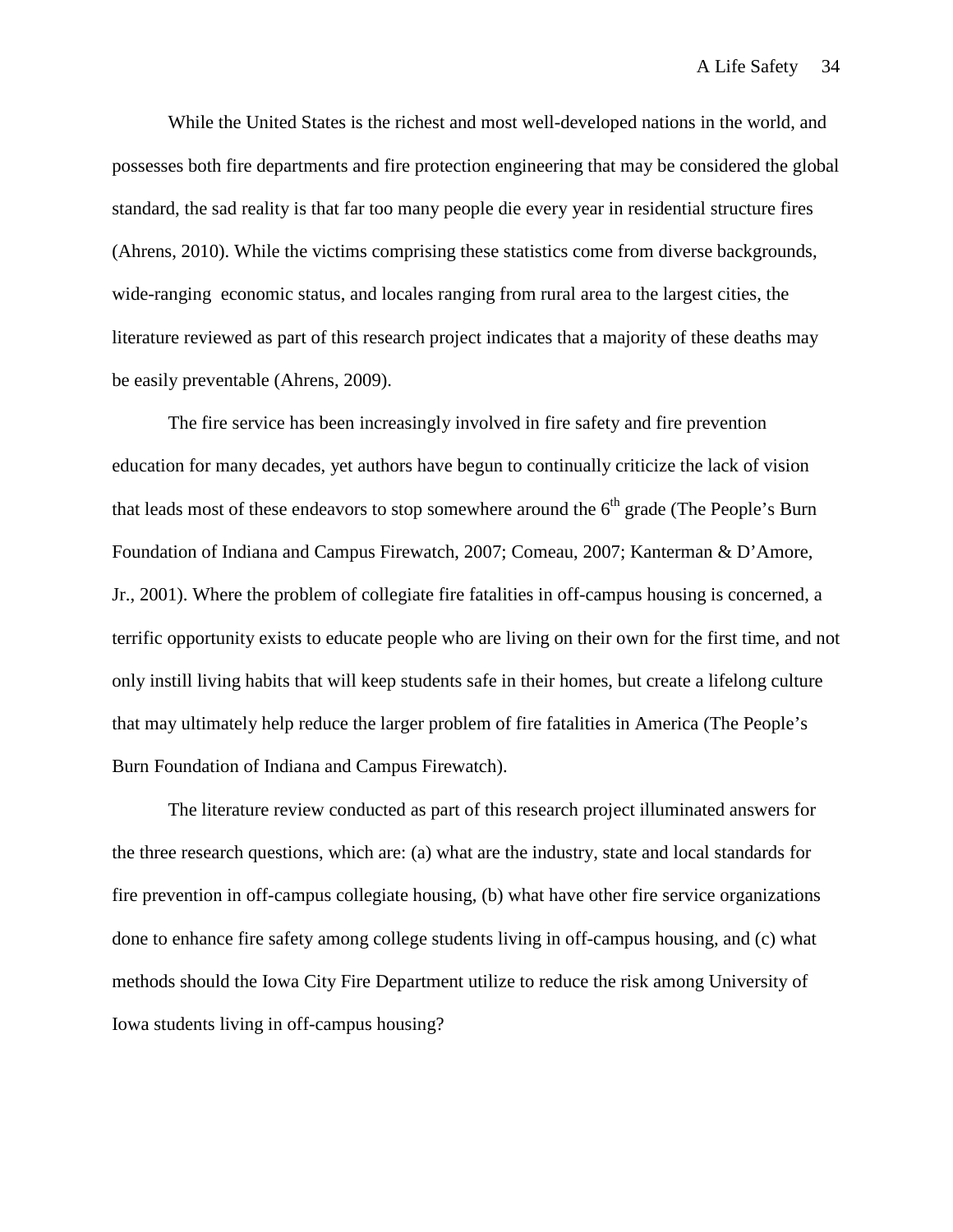While the United States is the richest and most well-developed nations in the world, and possesses both fire departments and fire protection engineering that may be considered the global standard, the sad reality is that far too many people die every year in residential structure fires (Ahrens, 2010). While the victims comprising these statistics come from diverse backgrounds, wide-ranging economic status, and locales ranging from rural area to the largest cities, the literature reviewed as part of this research project indicates that a majority of these deaths may be easily preventable (Ahrens, 2009).

The fire service has been increasingly involved in fire safety and fire prevention education for many decades, yet authors have begun to continually criticize the lack of vision that leads most of these endeavors to stop somewhere around the 6th grade (The People's Burn Foundation of Indiana and Campus Firewatch, 2007; Comeau, 2007; Kanterman & D'Amore, Jr., 2001). Where the problem of collegiate fire fatalities in off-campus housing is concerned, a terrific opportunity exists to educate people who are living on their own for the first time, and not only instill living habits that will keep students safe in their homes, but create a lifelong culture that may ultimately help reduce the larger problem of fire fatalities in America (The People's Burn Foundation of Indiana and Campus Firewatch).

The literature review conducted as part of this research project illuminated answers for the three research questions, which are: (a) what are the industry, state and local standards for fire prevention in off-campus collegiate housing, (b) what have other fire service organizations done to enhance fire safety among college students living in off-campus housing, and (c) what methods should the Iowa City Fire Department utilize to reduce the risk among University of Iowa students living in off-campus housing?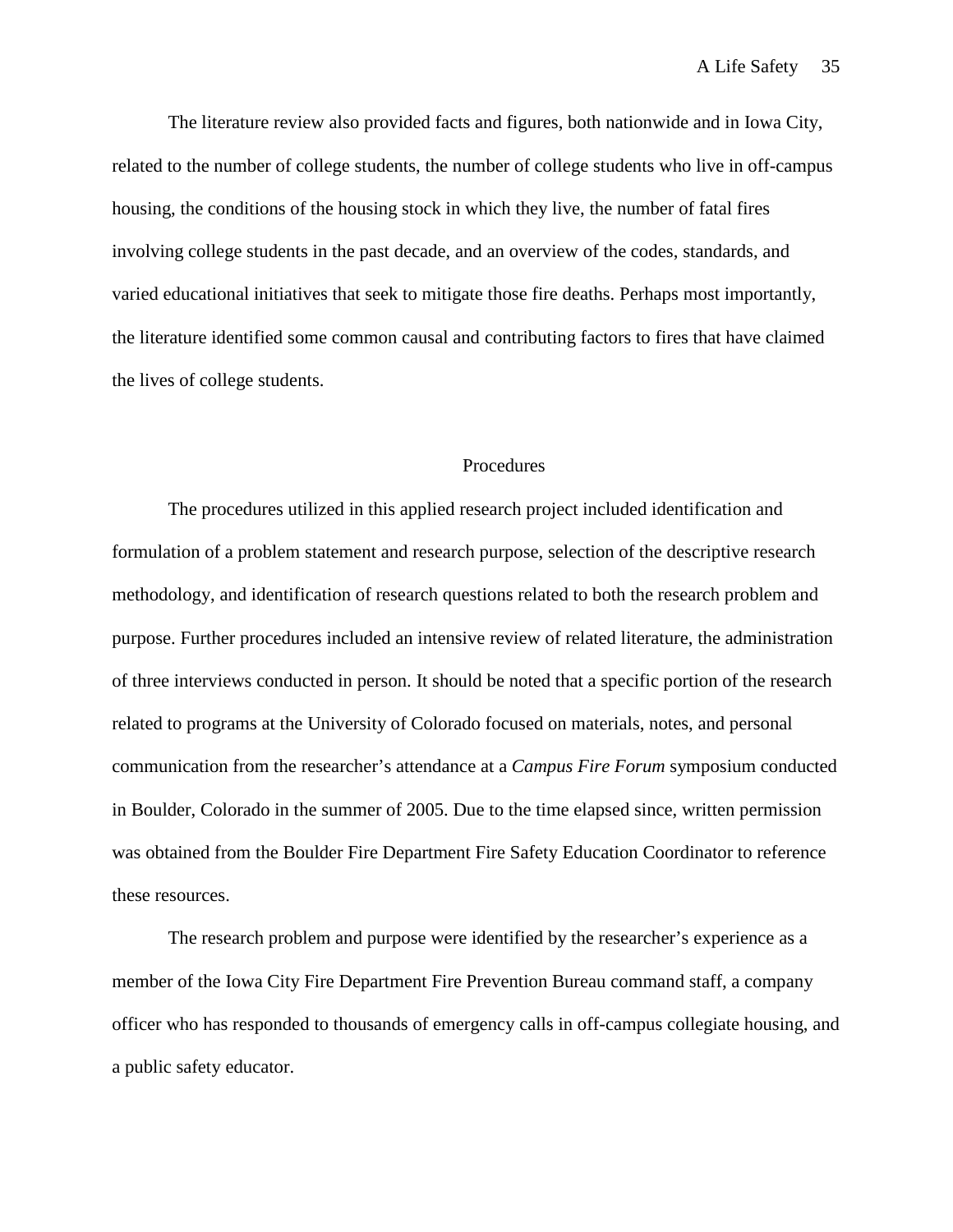The literature review also provided facts and figures, both nationwide and in Iowa City, related to the number of college students, the number of college students who live in off-campus housing, the conditions of the housing stock in which they live, the number of fatal fires involving college students in the past decade, and an overview of the codes, standards, and varied educational initiatives that seek to mitigate those fire deaths. Perhaps most importantly, the literature identified some common causal and contributing factors to fires that have claimed the lives of college students.

## Procedures

The procedures utilized in this applied research project included identification and formulation of a problem statement and research purpose, selection of the descriptive research methodology, and identification of research questions related to both the research problem and purpose. Further procedures included an intensive review of related literature, the administration of three interviews conducted in person. It should be noted that a specific portion of the research related to programs at the University of Colorado focused on materials, notes, and personal communication from the researcher's attendance at a *Campus Fire Forum* symposium conducted in Boulder, Colorado in the summer of 2005. Due to the time elapsed since, written permission was obtained from the Boulder Fire Department Fire Safety Education Coordinator to reference these resources.

The research problem and purpose were identified by the researcher's experience as a member of the Iowa City Fire Department Fire Prevention Bureau command staff, a company officer who has responded to thousands of emergency calls in off-campus collegiate housing, and a public safety educator.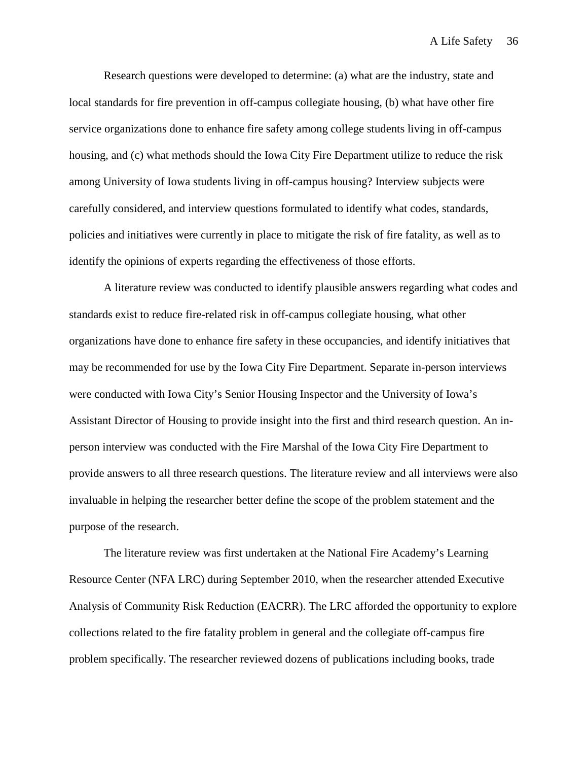Research questions were developed to determine: (a) what are the industry, state and local standards for fire prevention in off-campus collegiate housing, (b) what have other fire service organizations done to enhance fire safety among college students living in off-campus housing, and (c) what methods should the Iowa City Fire Department utilize to reduce the risk among University of Iowa students living in off-campus housing? Interview subjects were carefully considered, and interview questions formulated to identify what codes, standards, policies and initiatives were currently in place to mitigate the risk of fire fatality, as well as to identify the opinions of experts regarding the effectiveness of those efforts.

A literature review was conducted to identify plausible answers regarding what codes and standards exist to reduce fire-related risk in off-campus collegiate housing, what other organizations have done to enhance fire safety in these occupancies, and identify initiatives that may be recommended for use by the Iowa City Fire Department. Separate in-person interviews were conducted with Iowa City's Senior Housing Inspector and the University of Iowa's Assistant Director of Housing to provide insight into the first and third research question. An in-person interview was conducted with the Fire Marshal of the Iowa City Fire Department to provide answers to all three research questions. The literature review and all interviews were also invaluable in helping the researcher better define the scope of the problem statement and the purpose of the research.

The literature review was first undertaken at the National Fire Academy's Learning Resource Center (NFA LRC) during September 2010, when the researcher attended Executive Analysis of Community Risk Reduction (EACRR). The LRC afforded the opportunity to explore collections related to the fire fatality problem in general and the collegiate off-campus fire problem specifically. The researcher reviewed dozens of publications including books, trade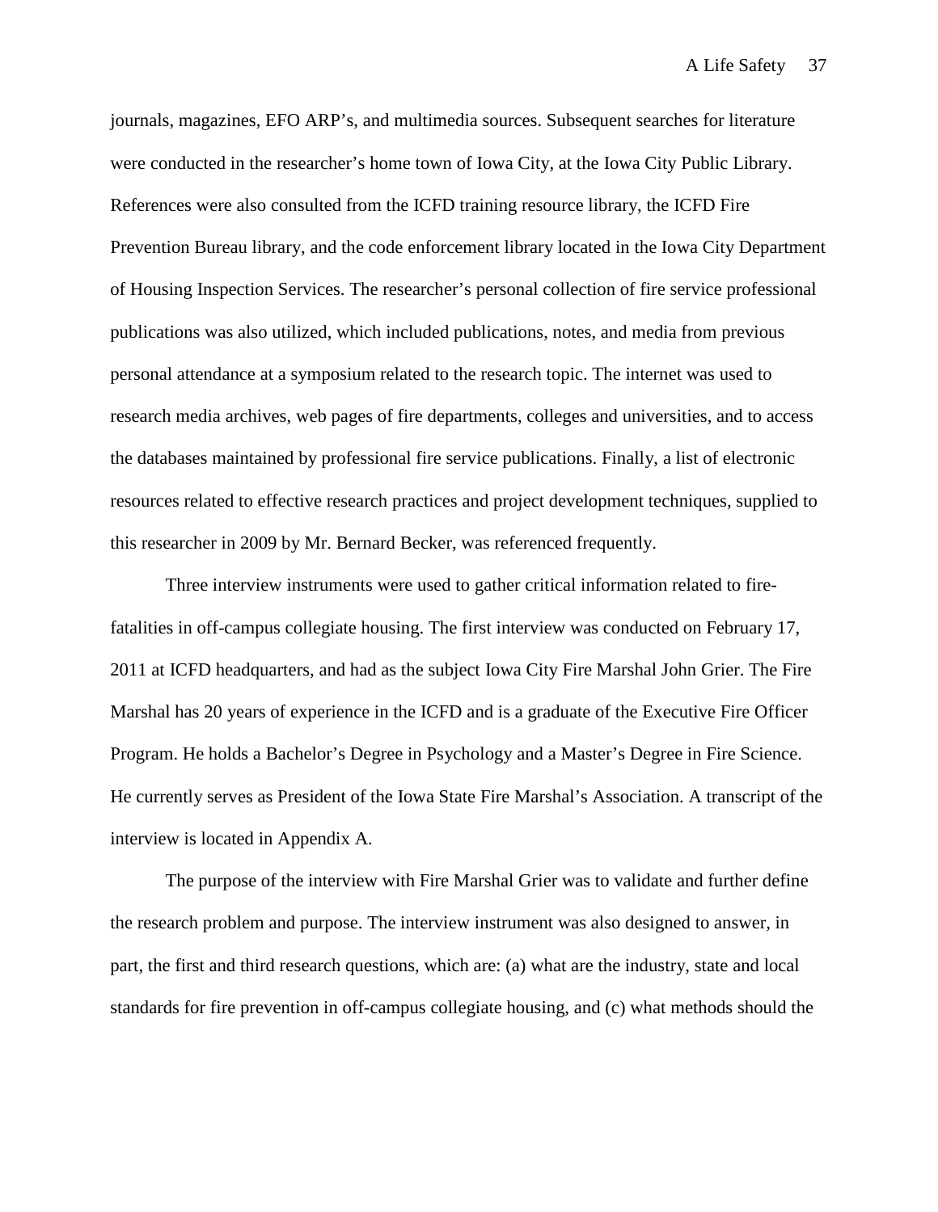journals, magazines, EFO ARP's, and multimedia sources. Subsequent searches for literature were conducted in the researcher's home town of Iowa City, at the Iowa City Public Library. References were also consulted from the ICFD training resource library, the ICFD Fire Prevention Bureau library, and the code enforcement library located in the Iowa City Department of Housing Inspection Services. The researcher's personal collection of fire service professional publications was also utilized, which included publications, notes, and media from previous personal attendance at a symposium related to the research topic. The internet was used to research media archives, web pages of fire departments, colleges and universities, and to access the databases maintained by professional fire service publications. Finally, a list of electronic resources related to effective research practices and project development techniques, supplied to this researcher in 2009 by Mr. Bernard Becker, was referenced frequently.

Three interview instruments were used to gather critical information related to fire-fatalities in off-campus collegiate housing. The first interview was conducted on February 17, 2011 at ICFD headquarters, and had as the subject Iowa City Fire Marshal John Grier. The Fire Marshal has 20 years of experience in the ICFD and is a graduate of the Executive Fire Officer Program. He holds a Bachelor's Degree in Psychology and a Master's Degree in Fire Science. He currently serves as President of the Iowa State Fire Marshal's Association. A transcript of the interview is located in Appendix A.

The purpose of the interview with Fire Marshal Grier was to validate and further define the research problem and purpose. The interview instrument was also designed to answer, in part, the first and third research questions, which are: (a) what are the industry, state and local standards for fire prevention in off-campus collegiate housing, and (c) what methods should the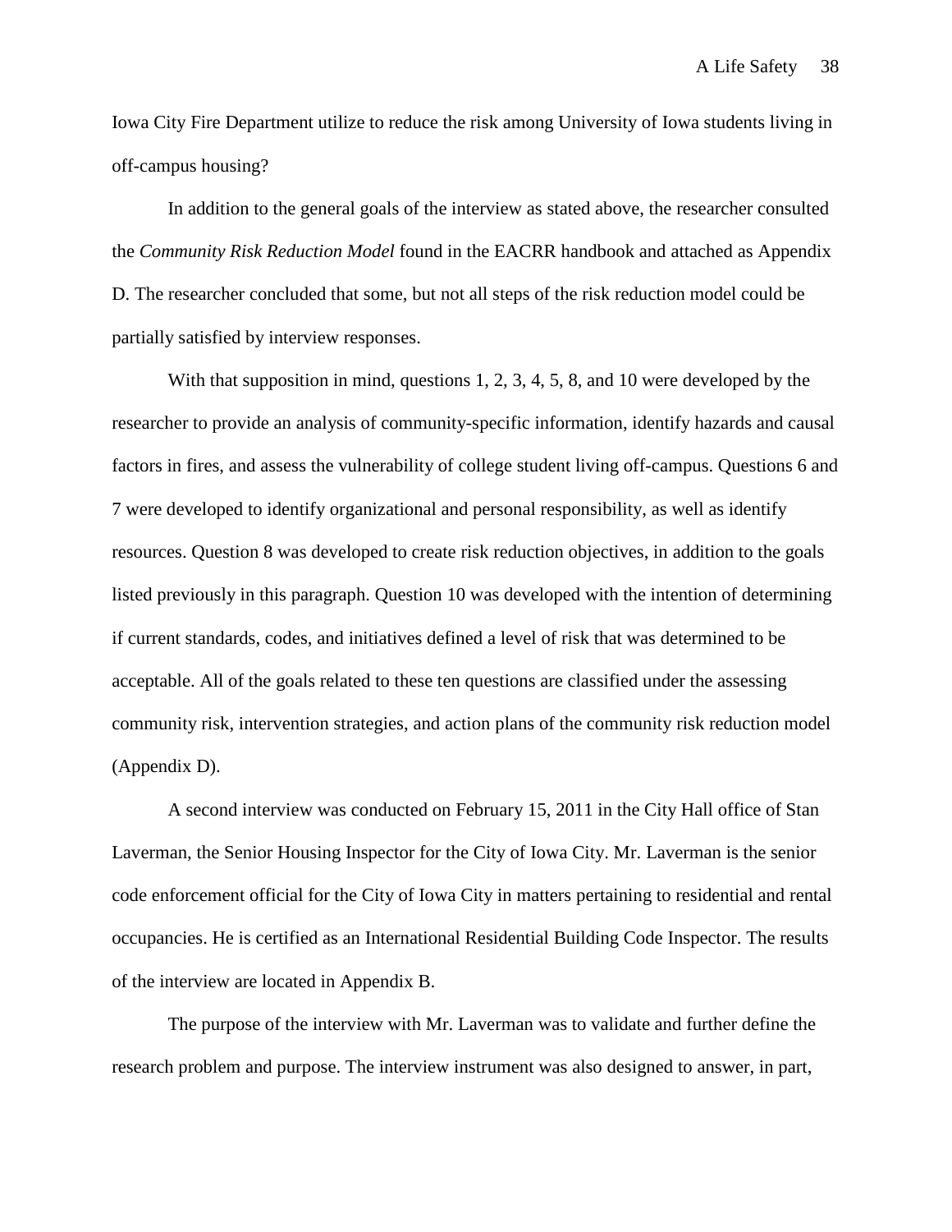Iowa City Fire Department utilize to reduce the risk among University of Iowa students living in off-campus housing?

In addition to the general goals of the interview as stated above, the researcher consulted the *Community Risk Reduction Model* found in the EACRR handbook and attached as Appendix D. The researcher concluded that some, but not all steps of the risk reduction model could be partially satisfied by interview responses.

With that supposition in mind, questions 1, 2, 3, 4, 5, 8, and 10 were developed by the researcher to provide an analysis of community-specific information, identify hazards and causal factors in fires, and assess the vulnerability of college student living off-campus. Questions 6 and 7 were developed to identify organizational and personal responsibility, as well as identify resources. Question 8 was developed to create risk reduction objectives, in addition to the goals listed previously in this paragraph. Question 10 was developed with the intention of determining if current standards, codes, and initiatives defined a level of risk that was determined to be acceptable. All of the goals related to these ten questions are classified under the assessing community risk, intervention strategies, and action plans of the community risk reduction model (Appendix D).

A second interview was conducted on February 15, 2011 in the City Hall office of Stan Laverman, the Senior Housing Inspector for the City of Iowa City. Mr. Laverman is the senior code enforcement official for the City of Iowa City in matters pertaining to residential and rental occupancies. He is certified as an International Residential Building Code Inspector. The results of the interview are located in Appendix B.

The purpose of the interview with Mr. Laverman was to validate and further define the research problem and purpose. The interview instrument was also designed to answer, in part,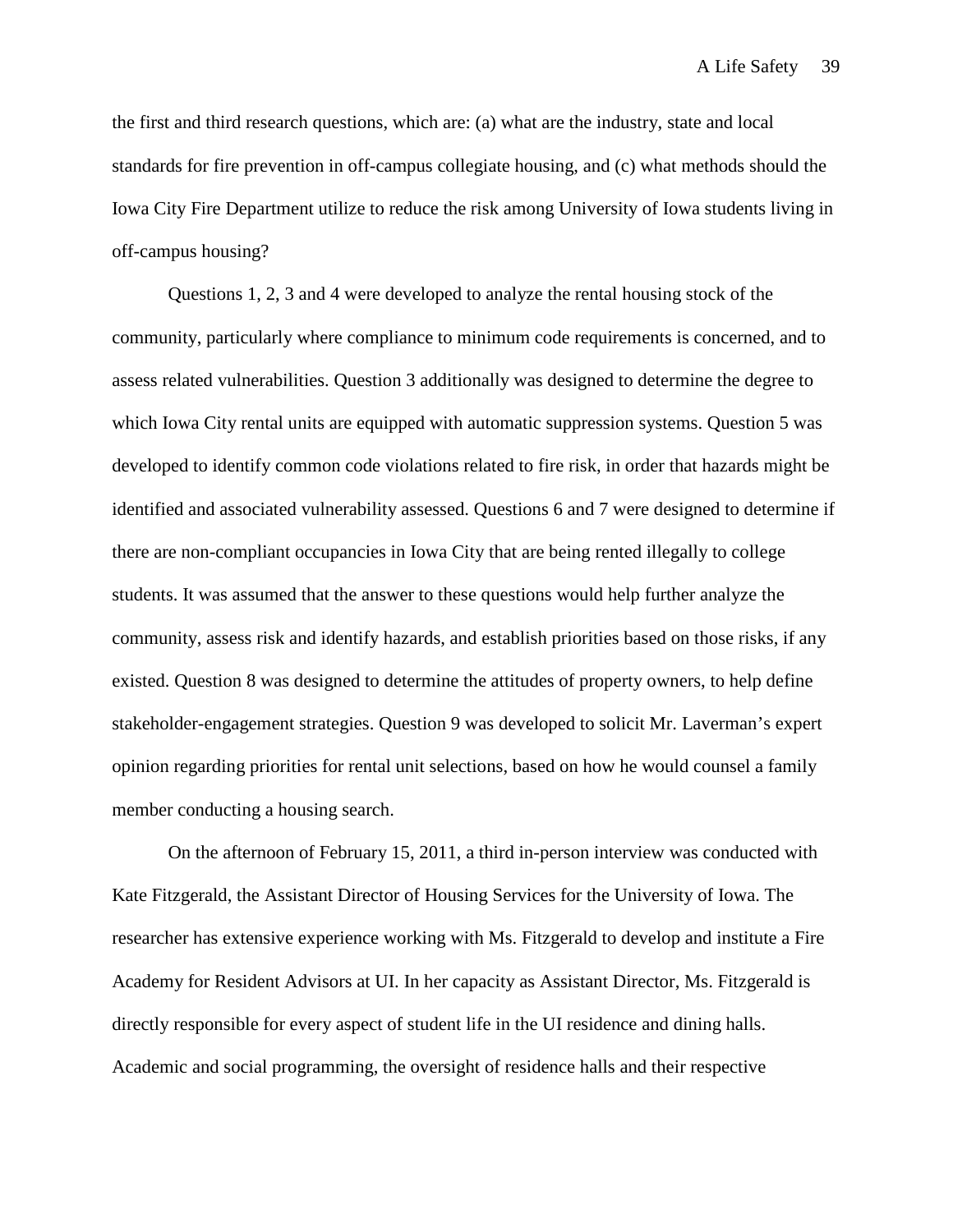the first and third research questions, which are: (a) what are the industry, state and local standards for fire prevention in off-campus collegiate housing, and (c) what methods should the Iowa City Fire Department utilize to reduce the risk among University of Iowa students living in off-campus housing?

Questions 1, 2, 3 and 4 were developed to analyze the rental housing stock of the community, particularly where compliance to minimum code requirements is concerned, and to assess related vulnerabilities. Question 3 additionally was designed to determine the degree to which Iowa City rental units are equipped with automatic suppression systems. Question 5 was developed to identify common code violations related to fire risk, in order that hazards might be identified and associated vulnerability assessed. Questions 6 and 7 were designed to determine if there are non-compliant occupancies in Iowa City that are being rented illegally to college students. It was assumed that the answer to these questions would help further analyze the community, assess risk and identify hazards, and establish priorities based on those risks, if any existed. Question 8 was designed to determine the attitudes of property owners, to help define stakeholder-engagement strategies. Question 9 was developed to solicit Mr. Laverman's expert opinion regarding priorities for rental unit selections, based on how he would counsel a family member conducting a housing search.

On the afternoon of February 15, 2011, a third in-person interview was conducted with Kate Fitzgerald, the Assistant Director of Housing Services for the University of Iowa. The researcher has extensive experience working with Ms. Fitzgerald to develop and institute a Fire Academy for Resident Advisors at UI. In her capacity as Assistant Director, Ms. Fitzgerald is directly responsible for every aspect of student life in the UI residence and dining halls. Academic and social programming, the oversight of residence halls and their respective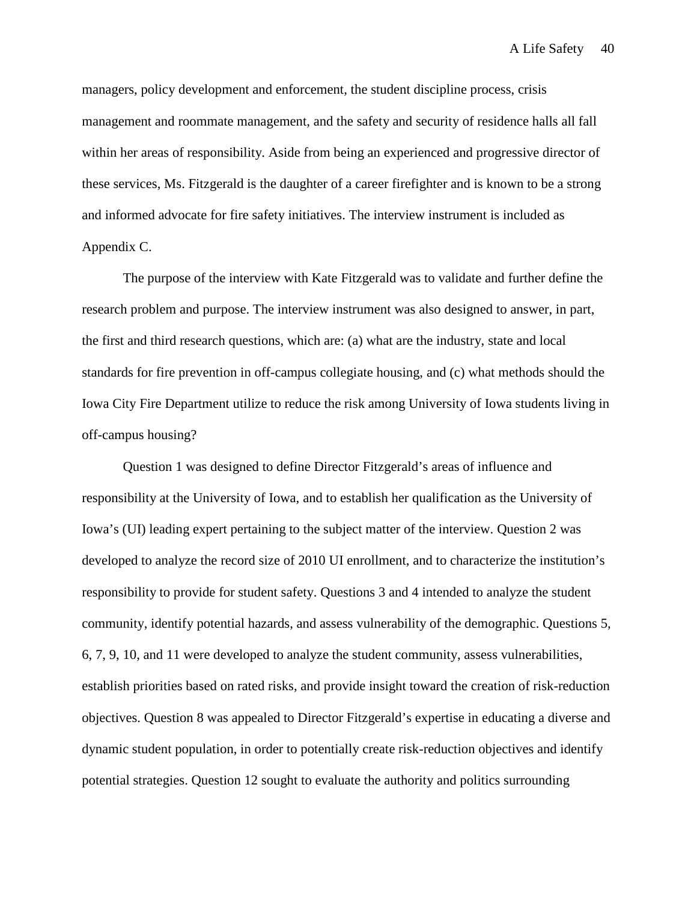managers, policy development and enforcement, the student discipline process, crisis management and roommate management, and the safety and security of residence halls all fall within her areas of responsibility. Aside from being an experienced and progressive director of these services, Ms. Fitzgerald is the daughter of a career firefighter and is known to be a strong and informed advocate for fire safety initiatives. The interview instrument is included as Appendix C.

The purpose of the interview with Kate Fitzgerald was to validate and further define the research problem and purpose. The interview instrument was also designed to answer, in part, the first and third research questions, which are: (a) what are the industry, state and local standards for fire prevention in off-campus collegiate housing, and (c) what methods should the Iowa City Fire Department utilize to reduce the risk among University of Iowa students living in off-campus housing?

Question 1 was designed to define Director Fitzgerald's areas of influence and responsibility at the University of Iowa, and to establish her qualification as the University of Iowa's (UI) leading expert pertaining to the subject matter of the interview. Question 2 was developed to analyze the record size of 2010 UI enrollment, and to characterize the institution's responsibility to provide for student safety. Questions 3 and 4 intended to analyze the student community, identify potential hazards, and assess vulnerability of the demographic. Questions 5, 6, 7, 9, 10, and 11 were developed to analyze the student community, assess vulnerabilities, establish priorities based on rated risks, and provide insight toward the creation of risk-reduction objectives. Question 8 was appealed to Director Fitzgerald's expertise in educating a diverse and dynamic student population, in order to potentially create risk-reduction objectives and identify potential strategies. Question 12 sought to evaluate the authority and politics surrounding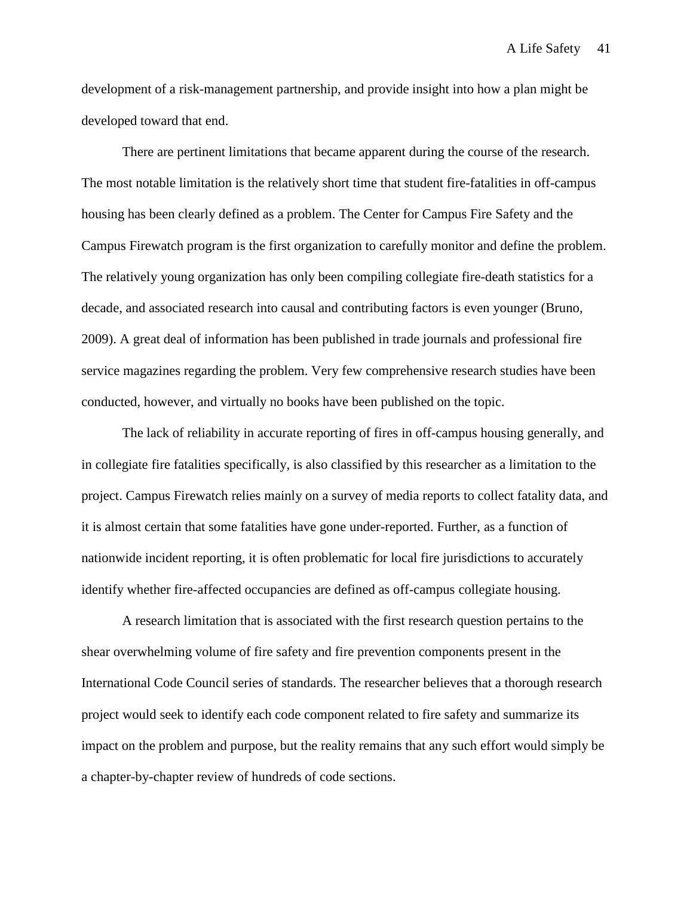development of a risk-management partnership, and provide insight into how a plan might be developed toward that end.

There are pertinent limitations that became apparent during the course of the research. The most notable limitation is the relatively short time that student fire-fatalities in off-campus housing has been clearly defined as a problem. The Center for Campus Fire Safety and the Campus Firewatch program is the first organization to carefully monitor and define the problem. The relatively young organization has only been compiling collegiate fire-death statistics for a decade, and associated research into causal and contributing factors is even younger (Bruno, 2009). A great deal of information has been published in trade journals and professional fire service magazines regarding the problem. Very few comprehensive research studies have been conducted, however, and virtually no books have been published on the topic.

The lack of reliability in accurate reporting of fires in off-campus housing generally, and in collegiate fire fatalities specifically, is also classified by this researcher as a limitation to the project. Campus Firewatch relies mainly on a survey of media reports to collect fatality data, and it is almost certain that some fatalities have gone under-reported. Further, as a function of nationwide incident reporting, it is often problematic for local fire jurisdictions to accurately identify whether fire-affected occupancies are defined as off-campus collegiate housing.

A research limitation that is associated with the first research question pertains to the shear overwhelming volume of fire safety and fire prevention components present in the International Code Council series of standards. The researcher believes that a thorough research project would seek to identify each code component related to fire safety and summarize its impact on the problem and purpose, but the reality remains that any such effort would simply be a chapter-by-chapter review of hundreds of code sections.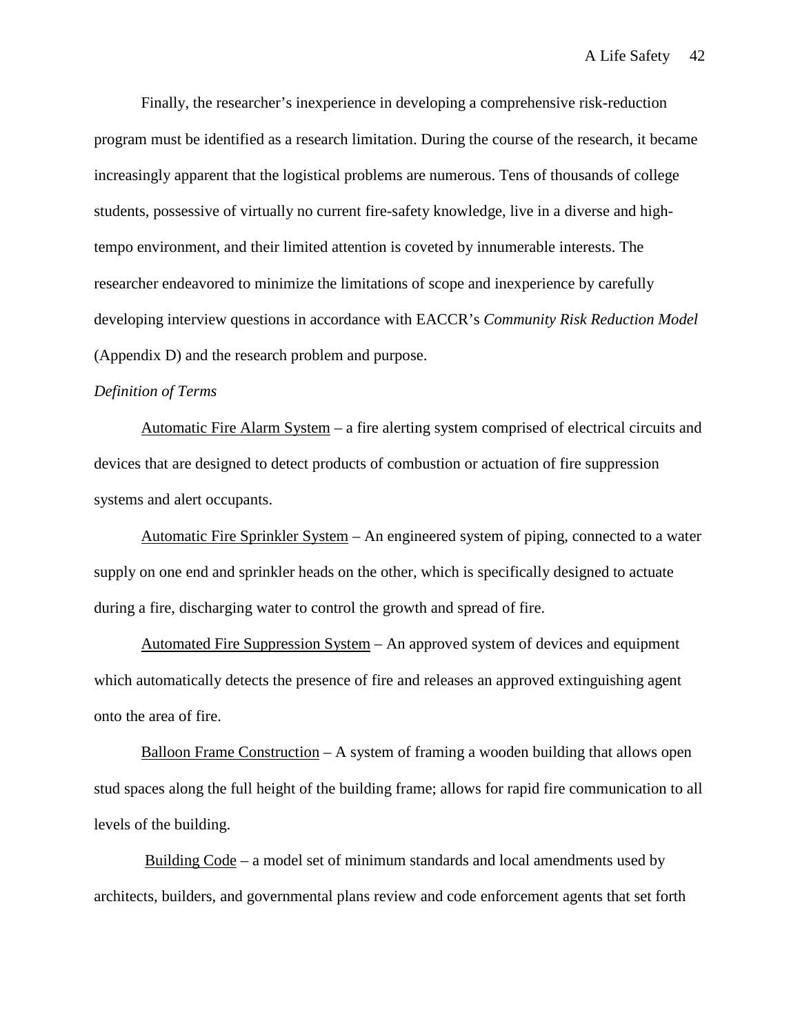Finally, the researcher's inexperience in developing a comprehensive risk-reduction program must be identified as a research limitation. During the course of the research, it became increasingly apparent that the logistical problems are numerous. Tens of thousands of college students, possessive of virtually no current fire-safety knowledge, live in a diverse and high-tempo environment, and their limited attention is coveted by innumerable interests. The researcher endeavored to minimize the limitations of scope and inexperience by carefully developing interview questions in accordance with EACCR's *Community Risk Reduction Model* (Appendix D) and the research problem and purpose.

*Definition of Terms*

<u>Automatic Fire Alarm System</u> – a fire alerting system comprised of electrical circuits and devices that are designed to detect products of combustion or actuation of fire suppression systems and alert occupants.

<u>Automatic Fire Sprinkler System</u> – An engineered system of piping, connected to a water supply on one end and sprinkler heads on the other, which is specifically designed to actuate during a fire, discharging water to control the growth and spread of fire.

<u>Automated Fire Suppression System</u> – An approved system of devices and equipment which automatically detects the presence of fire and releases an approved extinguishing agent onto the area of fire.

<u>Balloon Frame Construction</u> – A system of framing a wooden building that allows open stud spaces along the full height of the building frame; allows for rapid fire communication to all levels of the building.

<u>Building Code</u> – a model set of minimum standards and local amendments used by architects, builders, and governmental plans review and code enforcement agents that set forth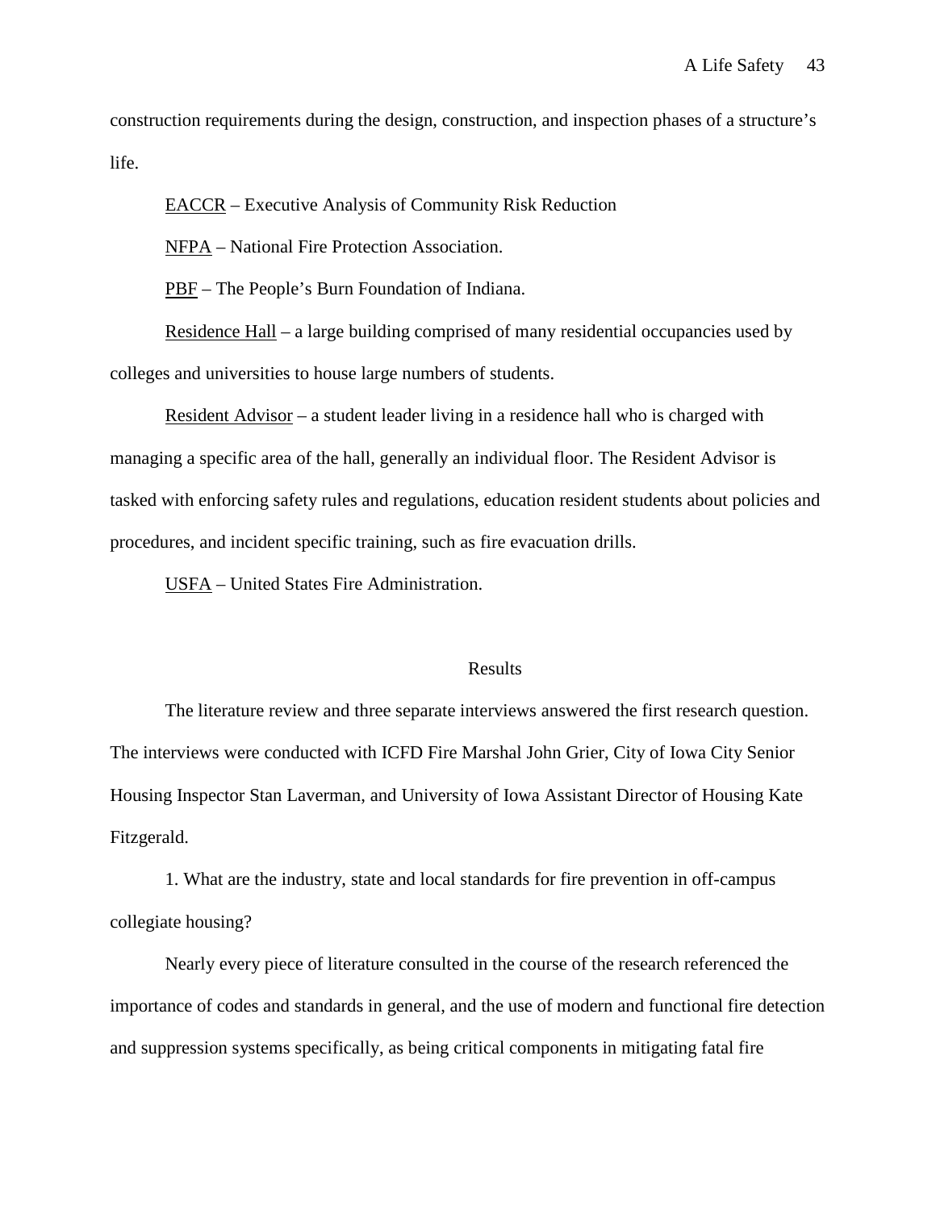construction requirements during the design, construction, and inspection phases of a structure's life.

EACCR – Executive Analysis of Community Risk Reduction

NFPA – National Fire Protection Association.

PBF – The People's Burn Foundation of Indiana.

Residence Hall – a large building comprised of many residential occupancies used by colleges and universities to house large numbers of students.

Resident Advisor – a student leader living in a residence hall who is charged with managing a specific area of the hall, generally an individual floor. The Resident Advisor is tasked with enforcing safety rules and regulations, education resident students about policies and procedures, and incident specific training, such as fire evacuation drills.

USFA – United States Fire Administration.

## Results

The literature review and three separate interviews answered the first research question. The interviews were conducted with ICFD Fire Marshal John Grier, City of Iowa City Senior Housing Inspector Stan Laverman, and University of Iowa Assistant Director of Housing Kate Fitzgerald.

1. What are the industry, state and local standards for fire prevention in off-campus collegiate housing?

Nearly every piece of literature consulted in the course of the research referenced the importance of codes and standards in general, and the use of modern and functional fire detection and suppression systems specifically, as being critical components in mitigating fatal fire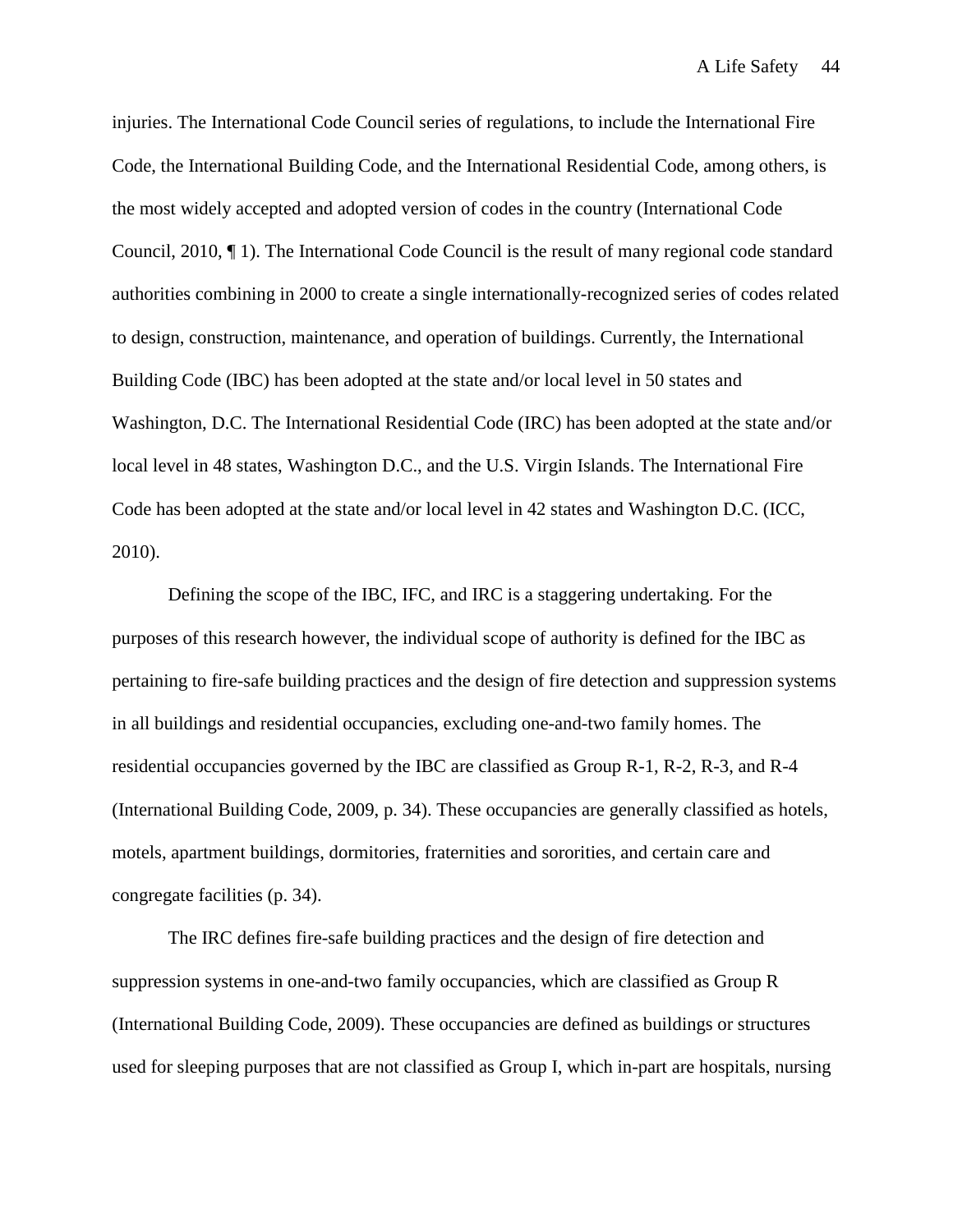injuries. The International Code Council series of regulations, to include the International Fire Code, the International Building Code, and the International Residential Code, among others, is the most widely accepted and adopted version of codes in the country (International Code Council, 2010, ¶ 1). The International Code Council is the result of many regional code standard authorities combining in 2000 to create a single internationally-recognized series of codes related to design, construction, maintenance, and operation of buildings. Currently, the International Building Code (IBC) has been adopted at the state and/or local level in 50 states and Washington, D.C. The International Residential Code (IRC) has been adopted at the state and/or local level in 48 states, Washington D.C., and the U.S. Virgin Islands. The International Fire Code has been adopted at the state and/or local level in 42 states and Washington D.C. (ICC, 2010).

Defining the scope of the IBC, IFC, and IRC is a staggering undertaking. For the purposes of this research however, the individual scope of authority is defined for the IBC as pertaining to fire-safe building practices and the design of fire detection and suppression systems in all buildings and residential occupancies, excluding one-and-two family homes. The residential occupancies governed by the IBC are classified as Group R-1, R-2, R-3, and R-4 (International Building Code, 2009, p. 34). These occupancies are generally classified as hotels, motels, apartment buildings, dormitories, fraternities and sororities, and certain care and congregate facilities (p. 34).

The IRC defines fire-safe building practices and the design of fire detection and suppression systems in one-and-two family occupancies, which are classified as Group R (International Building Code, 2009). These occupancies are defined as buildings or structures used for sleeping purposes that are not classified as Group I, which in-part are hospitals, nursing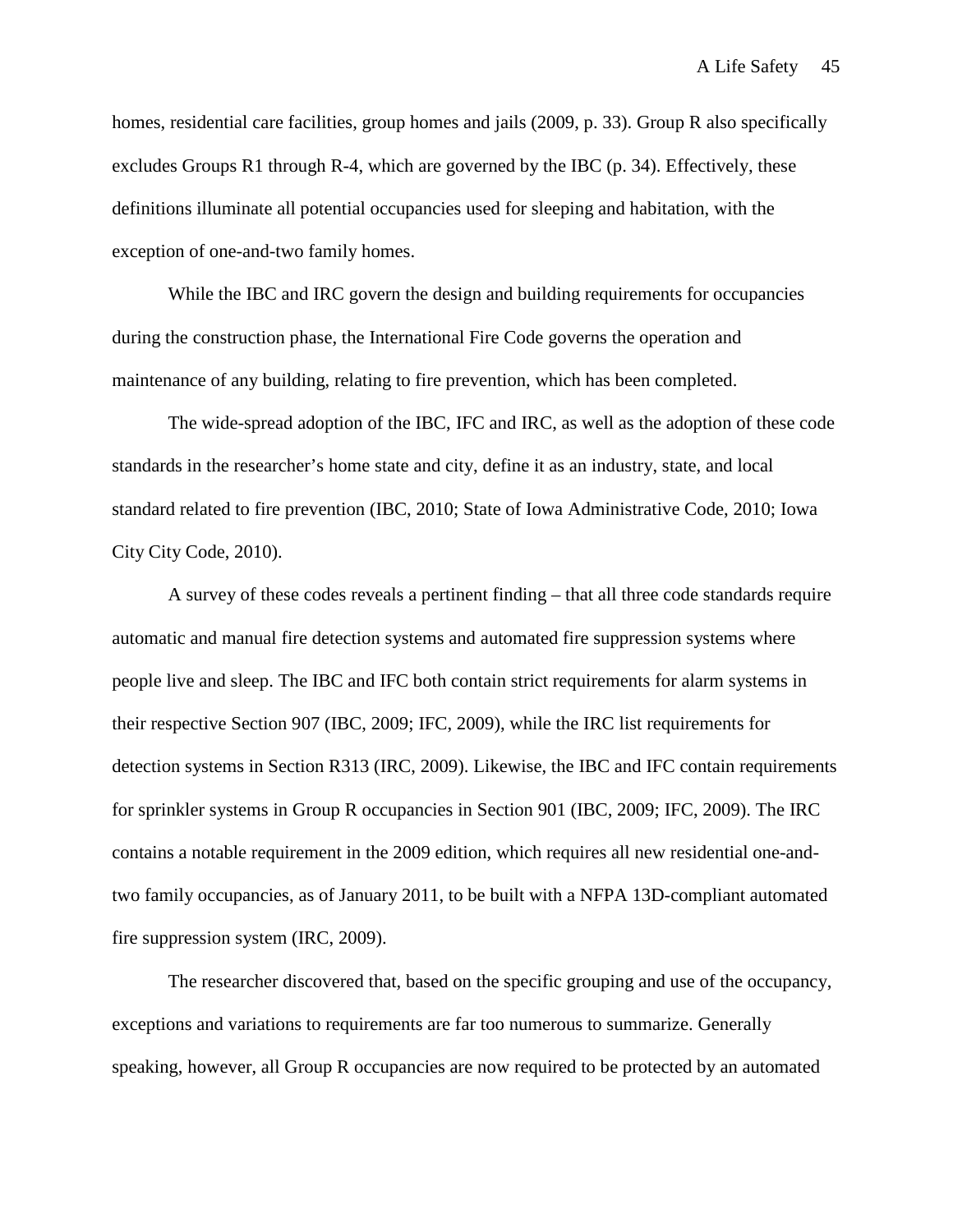homes, residential care facilities, group homes and jails (2009, p. 33). Group R also specifically excludes Groups R1 through R-4, which are governed by the IBC (p. 34). Effectively, these definitions illuminate all potential occupancies used for sleeping and habitation, with the exception of one-and-two family homes.

While the IBC and IRC govern the design and building requirements for occupancies during the construction phase, the International Fire Code governs the operation and maintenance of any building, relating to fire prevention, which has been completed.

The wide-spread adoption of the IBC, IFC and IRC, as well as the adoption of these code standards in the researcher's home state and city, define it as an industry, state, and local standard related to fire prevention (IBC, 2010; State of Iowa Administrative Code, 2010; Iowa City City Code, 2010).

A survey of these codes reveals a pertinent finding – that all three code standards require automatic and manual fire detection systems and automated fire suppression systems where people live and sleep. The IBC and IFC both contain strict requirements for alarm systems in their respective Section 907 (IBC, 2009; IFC, 2009), while the IRC list requirements for detection systems in Section R313 (IRC, 2009). Likewise, the IBC and IFC contain requirements for sprinkler systems in Group R occupancies in Section 901 (IBC, 2009; IFC, 2009). The IRC contains a notable requirement in the 2009 edition, which requires all new residential one-and-two family occupancies, as of January 2011, to be built with a NFPA 13D-compliant automated fire suppression system (IRC, 2009).

The researcher discovered that, based on the specific grouping and use of the occupancy, exceptions and variations to requirements are far too numerous to summarize. Generally speaking, however, all Group R occupancies are now required to be protected by an automated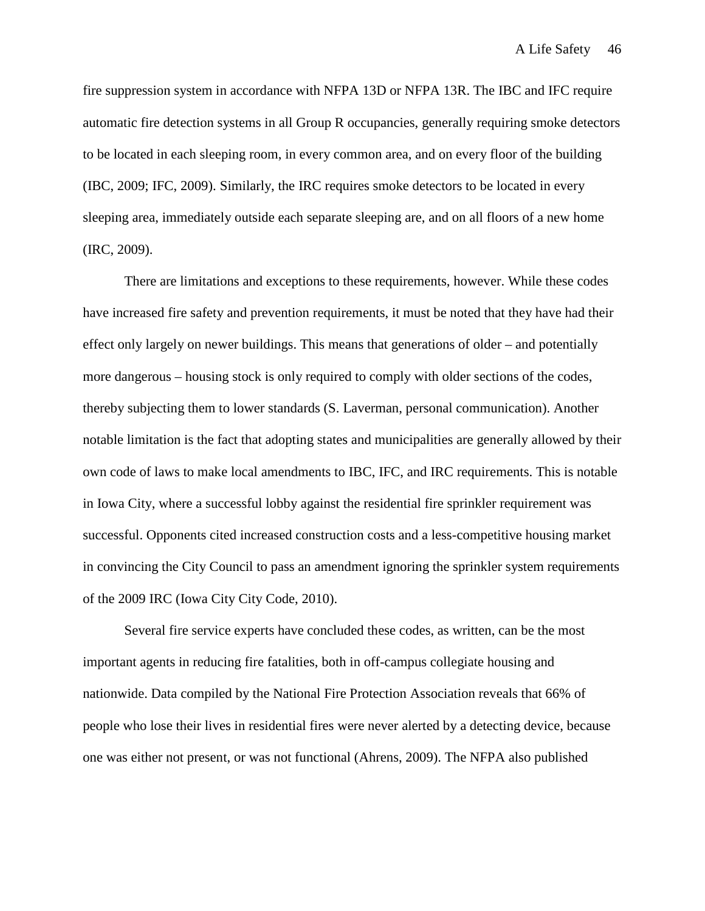fire suppression system in accordance with NFPA 13D or NFPA 13R. The IBC and IFC require automatic fire detection systems in all Group R occupancies, generally requiring smoke detectors to be located in each sleeping room, in every common area, and on every floor of the building (IBC, 2009; IFC, 2009). Similarly, the IRC requires smoke detectors to be located in every sleeping area, immediately outside each separate sleeping are, and on all floors of a new home (IRC, 2009).

There are limitations and exceptions to these requirements, however. While these codes have increased fire safety and prevention requirements, it must be noted that they have had their effect only largely on newer buildings. This means that generations of older – and potentially more dangerous – housing stock is only required to comply with older sections of the codes, thereby subjecting them to lower standards (S. Laverman, personal communication). Another notable limitation is the fact that adopting states and municipalities are generally allowed by their own code of laws to make local amendments to IBC, IFC, and IRC requirements. This is notable in Iowa City, where a successful lobby against the residential fire sprinkler requirement was successful. Opponents cited increased construction costs and a less-competitive housing market in convincing the City Council to pass an amendment ignoring the sprinkler system requirements of the 2009 IRC (Iowa City City Code, 2010).

Several fire service experts have concluded these codes, as written, can be the most important agents in reducing fire fatalities, both in off-campus collegiate housing and nationwide. Data compiled by the National Fire Protection Association reveals that 66% of people who lose their lives in residential fires were never alerted by a detecting device, because one was either not present, or was not functional (Ahrens, 2009). The NFPA also published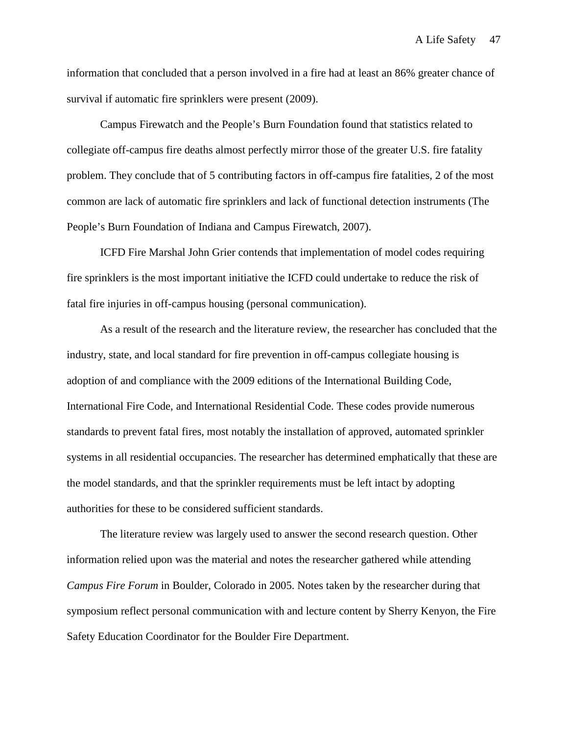information that concluded that a person involved in a fire had at least an 86% greater chance of survival if automatic fire sprinklers were present (2009).

Campus Firewatch and the People's Burn Foundation found that statistics related to collegiate off-campus fire deaths almost perfectly mirror those of the greater U.S. fire fatality problem. They conclude that of 5 contributing factors in off-campus fire fatalities, 2 of the most common are lack of automatic fire sprinklers and lack of functional detection instruments (The People's Burn Foundation of Indiana and Campus Firewatch, 2007).

ICFD Fire Marshal John Grier contends that implementation of model codes requiring fire sprinklers is the most important initiative the ICFD could undertake to reduce the risk of fatal fire injuries in off-campus housing (personal communication).

As a result of the research and the literature review, the researcher has concluded that the industry, state, and local standard for fire prevention in off-campus collegiate housing is adoption of and compliance with the 2009 editions of the International Building Code, International Fire Code, and International Residential Code. These codes provide numerous standards to prevent fatal fires, most notably the installation of approved, automated sprinkler systems in all residential occupancies. The researcher has determined emphatically that these are the model standards, and that the sprinkler requirements must be left intact by adopting authorities for these to be considered sufficient standards.

The literature review was largely used to answer the second research question. Other information relied upon was the material and notes the researcher gathered while attending *Campus Fire Forum* in Boulder, Colorado in 2005. Notes taken by the researcher during that symposium reflect personal communication with and lecture content by Sherry Kenyon, the Fire Safety Education Coordinator for the Boulder Fire Department.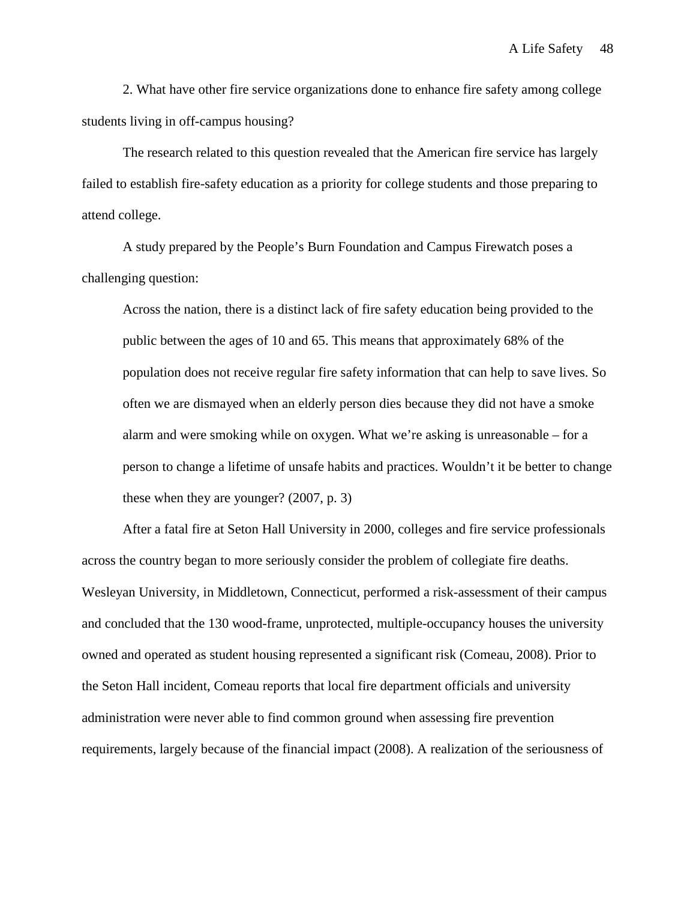2. What have other fire service organizations done to enhance fire safety among college students living in off-campus housing?

The research related to this question revealed that the American fire service has largely failed to establish fire-safety education as a priority for college students and those preparing to attend college.

A study prepared by the People's Burn Foundation and Campus Firewatch poses a challenging question:

> Across the nation, there is a distinct lack of fire safety education being provided to the public between the ages of 10 and 65. This means that approximately 68% of the population does not receive regular fire safety information that can help to save lives. So often we are dismayed when an elderly person dies because they did not have a smoke alarm and were smoking while on oxygen. What we're asking is unreasonable – for a person to change a lifetime of unsafe habits and practices. Wouldn't it be better to change these when they are younger? (2007, p. 3)

After a fatal fire at Seton Hall University in 2000, colleges and fire service professionals across the country began to more seriously consider the problem of collegiate fire deaths. Wesleyan University, in Middletown, Connecticut, performed a risk-assessment of their campus and concluded that the 130 wood-frame, unprotected, multiple-occupancy houses the university owned and operated as student housing represented a significant risk (Comeau, 2008). Prior to the Seton Hall incident, Comeau reports that local fire department officials and university administration were never able to find common ground when assessing fire prevention requirements, largely because of the financial impact (2008). A realization of the seriousness of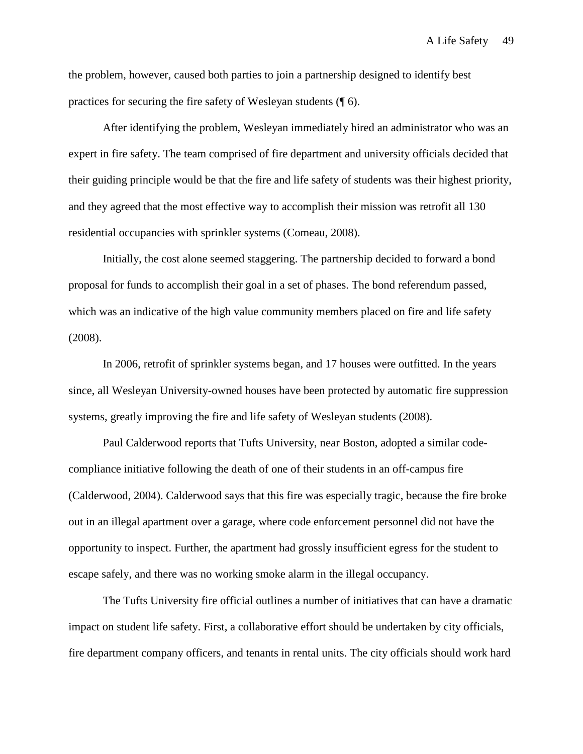the problem, however, caused both parties to join a partnership designed to identify best practices for securing the fire safety of Wesleyan students (¶ 6).

After identifying the problem, Wesleyan immediately hired an administrator who was an expert in fire safety. The team comprised of fire department and university officials decided that their guiding principle would be that the fire and life safety of students was their highest priority, and they agreed that the most effective way to accomplish their mission was retrofit all 130 residential occupancies with sprinkler systems (Comeau, 2008).

Initially, the cost alone seemed staggering. The partnership decided to forward a bond proposal for funds to accomplish their goal in a set of phases. The bond referendum passed, which was an indicative of the high value community members placed on fire and life safety (2008).

In 2006, retrofit of sprinkler systems began, and 17 houses were outfitted. In the years since, all Wesleyan University-owned houses have been protected by automatic fire suppression systems, greatly improving the fire and life safety of Wesleyan students (2008).

Paul Calderwood reports that Tufts University, near Boston, adopted a similar code-compliance initiative following the death of one of their students in an off-campus fire (Calderwood, 2004). Calderwood says that this fire was especially tragic, because the fire broke out in an illegal apartment over a garage, where code enforcement personnel did not have the opportunity to inspect. Further, the apartment had grossly insufficient egress for the student to escape safely, and there was no working smoke alarm in the illegal occupancy.

The Tufts University fire official outlines a number of initiatives that can have a dramatic impact on student life safety. First, a collaborative effort should be undertaken by city officials, fire department company officers, and tenants in rental units. The city officials should work hard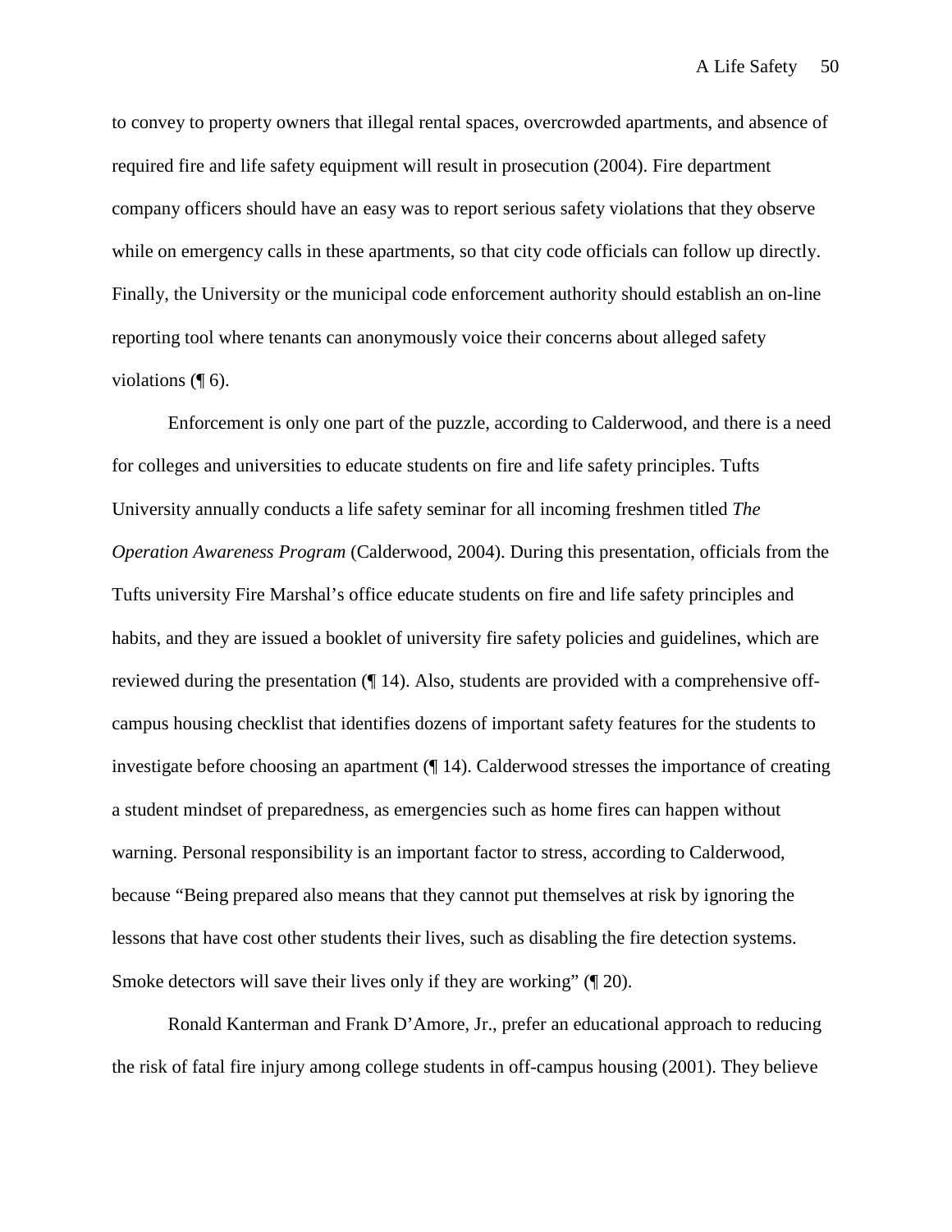to convey to property owners that illegal rental spaces, overcrowded apartments, and absence of required fire and life safety equipment will result in prosecution (2004). Fire department company officers should have an easy was to report serious safety violations that they observe while on emergency calls in these apartments, so that city code officials can follow up directly. Finally, the University or the municipal code enforcement authority should establish an on-line reporting tool where tenants can anonymously voice their concerns about alleged safety violations (¶ 6).

Enforcement is only one part of the puzzle, according to Calderwood, and there is a need for colleges and universities to educate students on fire and life safety principles. Tufts University annually conducts a life safety seminar for all incoming freshmen titled *The Operation Awareness Program* (Calderwood, 2004). During this presentation, officials from the Tufts university Fire Marshal's office educate students on fire and life safety principles and habits, and they are issued a booklet of university fire safety policies and guidelines, which are reviewed during the presentation (¶ 14). Also, students are provided with a comprehensive off-campus housing checklist that identifies dozens of important safety features for the students to investigate before choosing an apartment (¶ 14). Calderwood stresses the importance of creating a student mindset of preparedness, as emergencies such as home fires can happen without warning. Personal responsibility is an important factor to stress, according to Calderwood, because "Being prepared also means that they cannot put themselves at risk by ignoring the lessons that have cost other students their lives, such as disabling the fire detection systems. Smoke detectors will save their lives only if they are working" (¶ 20).

Ronald Kanterman and Frank D'Amore, Jr., prefer an educational approach to reducing the risk of fatal fire injury among college students in off-campus housing (2001). They believe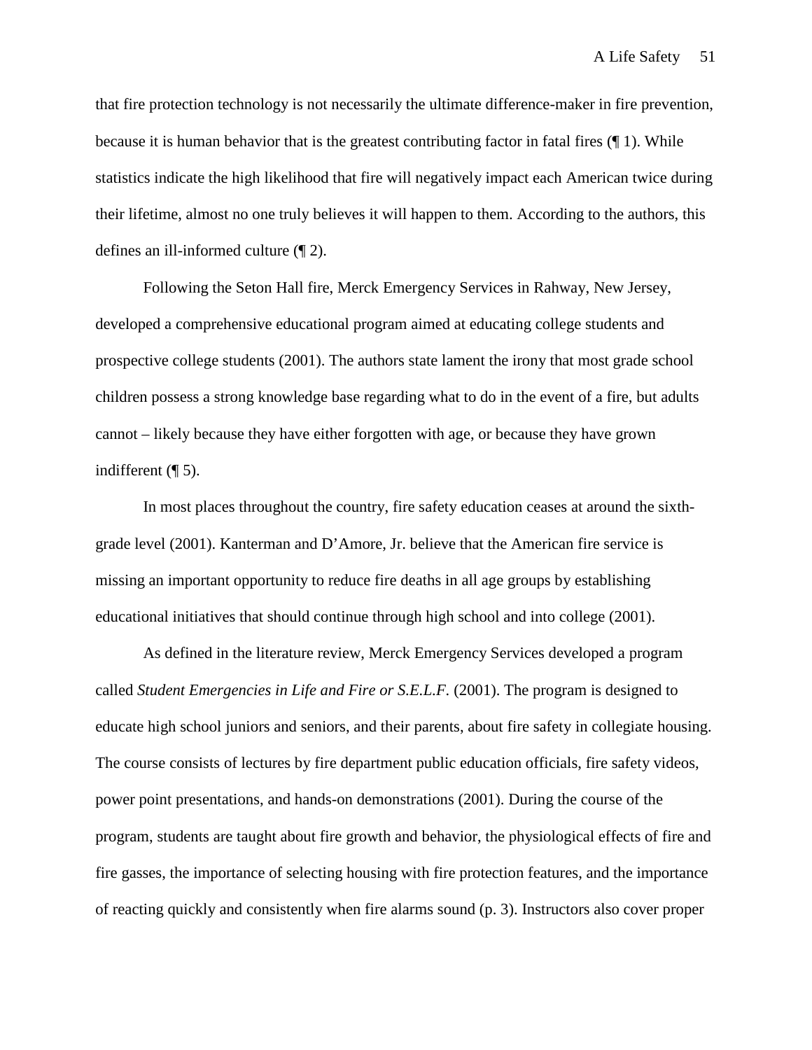that fire protection technology is not necessarily the ultimate difference-maker in fire prevention, because it is human behavior that is the greatest contributing factor in fatal fires (¶ 1). While statistics indicate the high likelihood that fire will negatively impact each American twice during their lifetime, almost no one truly believes it will happen to them. According to the authors, this defines an ill-informed culture (¶ 2).

Following the Seton Hall fire, Merck Emergency Services in Rahway, New Jersey, developed a comprehensive educational program aimed at educating college students and prospective college students (2001). The authors state lament the irony that most grade school children possess a strong knowledge base regarding what to do in the event of a fire, but adults cannot – likely because they have either forgotten with age, or because they have grown indifferent (¶ 5).

In most places throughout the country, fire safety education ceases at around the sixth-grade level (2001). Kanterman and D'Amore, Jr. believe that the American fire service is missing an important opportunity to reduce fire deaths in all age groups by establishing educational initiatives that should continue through high school and into college (2001).

As defined in the literature review, Merck Emergency Services developed a program called *Student Emergencies in Life and Fire or S.E.L.F.* (2001). The program is designed to educate high school juniors and seniors, and their parents, about fire safety in collegiate housing. The course consists of lectures by fire department public education officials, fire safety videos, power point presentations, and hands-on demonstrations (2001). During the course of the program, students are taught about fire growth and behavior, the physiological effects of fire and fire gasses, the importance of selecting housing with fire protection features, and the importance of reacting quickly and consistently when fire alarms sound (p. 3). Instructors also cover proper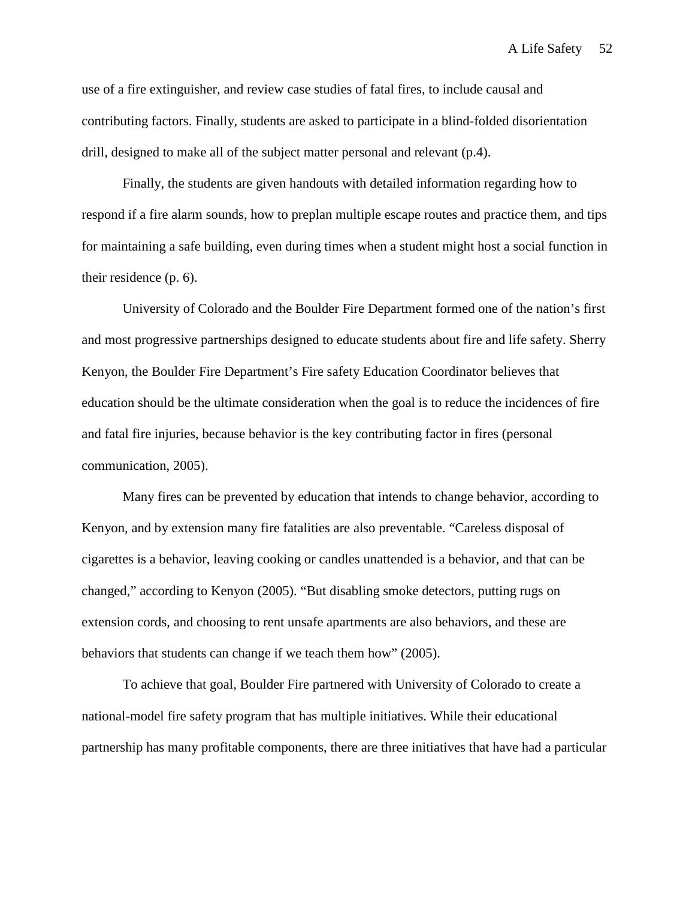use of a fire extinguisher, and review case studies of fatal fires, to include causal and contributing factors. Finally, students are asked to participate in a blind-folded disorientation drill, designed to make all of the subject matter personal and relevant (p.4).

Finally, the students are given handouts with detailed information regarding how to respond if a fire alarm sounds, how to preplan multiple escape routes and practice them, and tips for maintaining a safe building, even during times when a student might host a social function in their residence (p. 6).

University of Colorado and the Boulder Fire Department formed one of the nation's first and most progressive partnerships designed to educate students about fire and life safety. Sherry Kenyon, the Boulder Fire Department's Fire safety Education Coordinator believes that education should be the ultimate consideration when the goal is to reduce the incidences of fire and fatal fire injuries, because behavior is the key contributing factor in fires (personal communication, 2005).

Many fires can be prevented by education that intends to change behavior, according to Kenyon, and by extension many fire fatalities are also preventable. "Careless disposal of cigarettes is a behavior, leaving cooking or candles unattended is a behavior, and that can be changed," according to Kenyon (2005). "But disabling smoke detectors, putting rugs on extension cords, and choosing to rent unsafe apartments are also behaviors, and these are behaviors that students can change if we teach them how" (2005).

To achieve that goal, Boulder Fire partnered with University of Colorado to create a national-model fire safety program that has multiple initiatives. While their educational partnership has many profitable components, there are three initiatives that have had a particular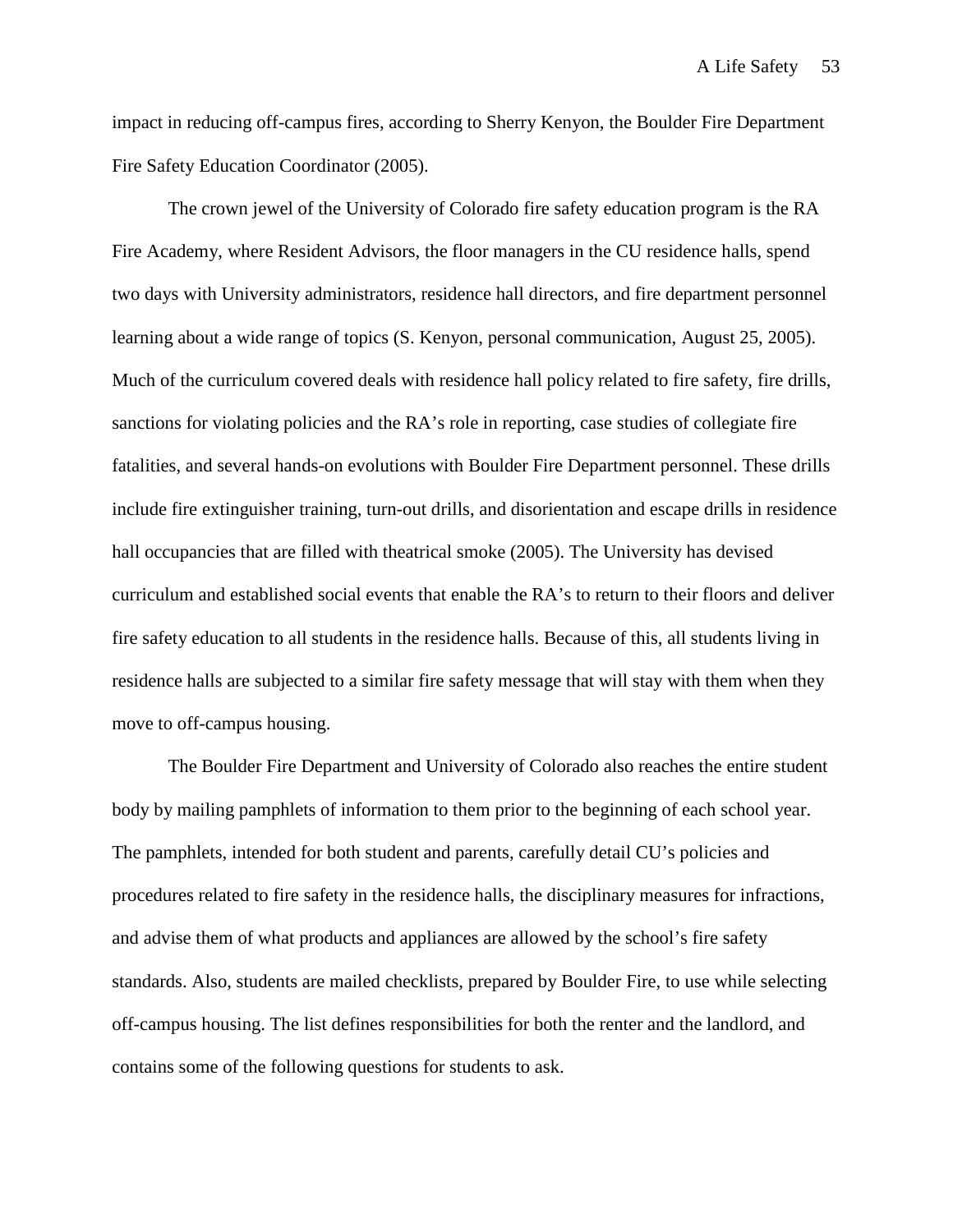impact in reducing off-campus fires, according to Sherry Kenyon, the Boulder Fire Department Fire Safety Education Coordinator (2005).

The crown jewel of the University of Colorado fire safety education program is the RA Fire Academy, where Resident Advisors, the floor managers in the CU residence halls, spend two days with University administrators, residence hall directors, and fire department personnel learning about a wide range of topics (S. Kenyon, personal communication, August 25, 2005). Much of the curriculum covered deals with residence hall policy related to fire safety, fire drills, sanctions for violating policies and the RA's role in reporting, case studies of collegiate fire fatalities, and several hands-on evolutions with Boulder Fire Department personnel. These drills include fire extinguisher training, turn-out drills, and disorientation and escape drills in residence hall occupancies that are filled with theatrical smoke (2005). The University has devised curriculum and established social events that enable the RA's to return to their floors and deliver fire safety education to all students in the residence halls. Because of this, all students living in residence halls are subjected to a similar fire safety message that will stay with them when they move to off-campus housing.

The Boulder Fire Department and University of Colorado also reaches the entire student body by mailing pamphlets of information to them prior to the beginning of each school year. The pamphlets, intended for both student and parents, carefully detail CU's policies and procedures related to fire safety in the residence halls, the disciplinary measures for infractions, and advise them of what products and appliances are allowed by the school's fire safety standards. Also, students are mailed checklists, prepared by Boulder Fire, to use while selecting off-campus housing. The list defines responsibilities for both the renter and the landlord, and contains some of the following questions for students to ask.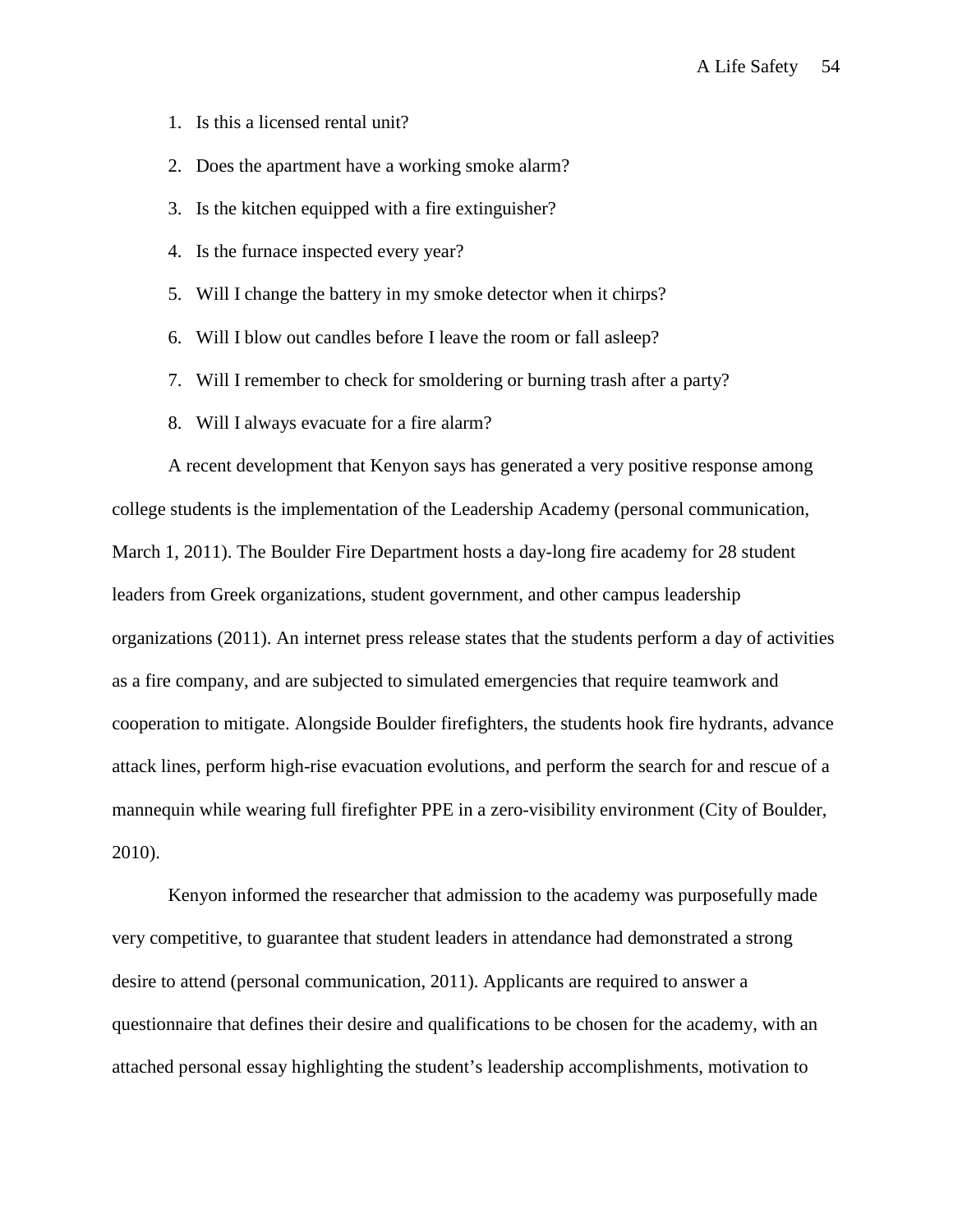1. Is this a licensed rental unit?
2. Does the apartment have a working smoke alarm?
3. Is the kitchen equipped with a fire extinguisher?
4. Is the furnace inspected every year?
5. Will I change the battery in my smoke detector when it chirps?
6. Will I blow out candles before I leave the room or fall asleep?
7. Will I remember to check for smoldering or burning trash after a party?
8. Will I always evacuate for a fire alarm?

A recent development that Kenyon says has generated a very positive response among college students is the implementation of the Leadership Academy (personal communication, March 1, 2011). The Boulder Fire Department hosts a day-long fire academy for 28 student leaders from Greek organizations, student government, and other campus leadership organizations (2011). An internet press release states that the students perform a day of activities as a fire company, and are subjected to simulated emergencies that require teamwork and cooperation to mitigate. Alongside Boulder firefighters, the students hook fire hydrants, advance attack lines, perform high-rise evacuation evolutions, and perform the search for and rescue of a mannequin while wearing full firefighter PPE in a zero-visibility environment (City of Boulder, 2010).

Kenyon informed the researcher that admission to the academy was purposefully made very competitive, to guarantee that student leaders in attendance had demonstrated a strong desire to attend (personal communication, 2011). Applicants are required to answer a questionnaire that defines their desire and qualifications to be chosen for the academy, with an attached personal essay highlighting the student's leadership accomplishments, motivation to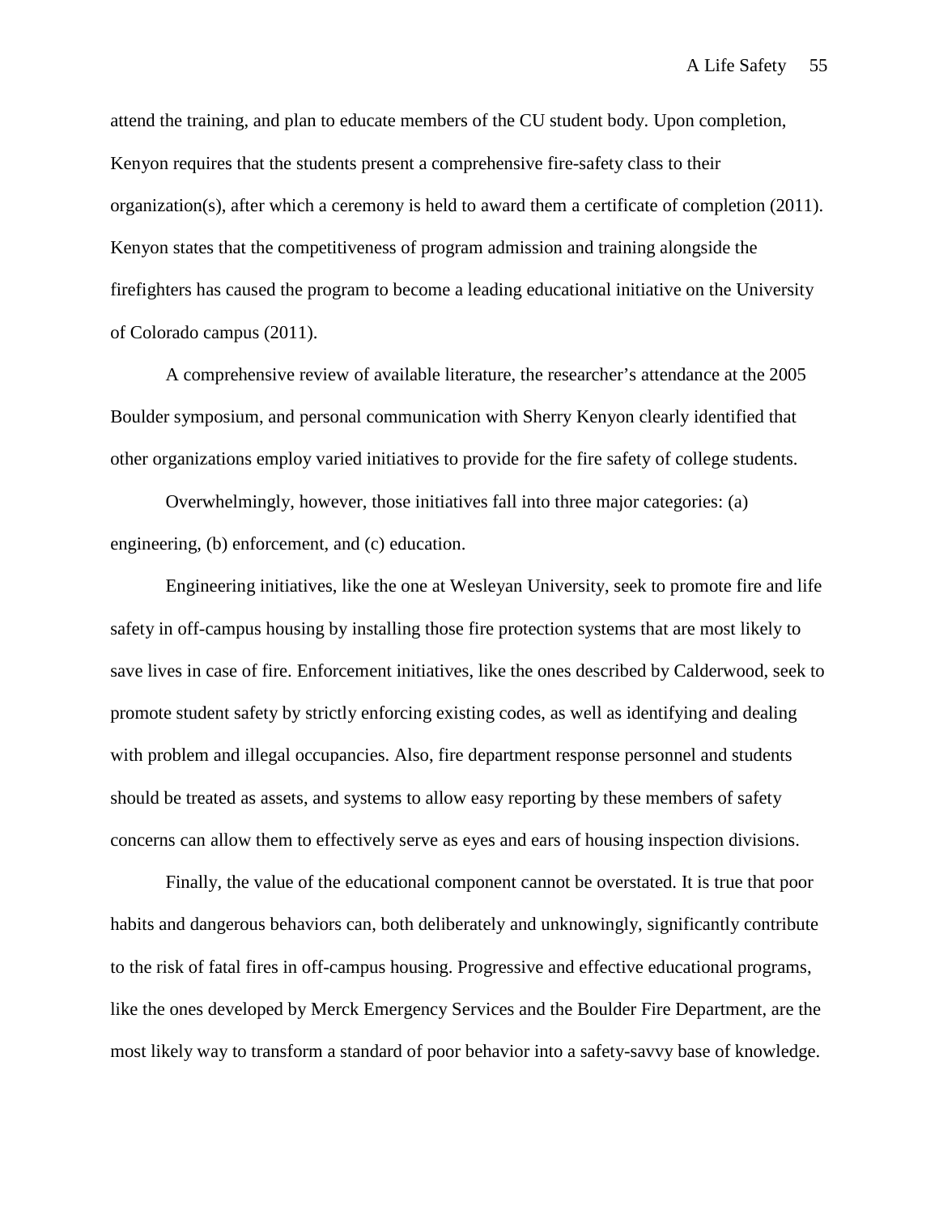attend the training, and plan to educate members of the CU student body. Upon completion, Kenyon requires that the students present a comprehensive fire-safety class to their organization(s), after which a ceremony is held to award them a certificate of completion (2011). Kenyon states that the competitiveness of program admission and training alongside the firefighters has caused the program to become a leading educational initiative on the University of Colorado campus (2011).

A comprehensive review of available literature, the researcher's attendance at the 2005 Boulder symposium, and personal communication with Sherry Kenyon clearly identified that other organizations employ varied initiatives to provide for the fire safety of college students.

Overwhelmingly, however, those initiatives fall into three major categories: (a) engineering, (b) enforcement, and (c) education.

Engineering initiatives, like the one at Wesleyan University, seek to promote fire and life safety in off-campus housing by installing those fire protection systems that are most likely to save lives in case of fire. Enforcement initiatives, like the ones described by Calderwood, seek to promote student safety by strictly enforcing existing codes, as well as identifying and dealing with problem and illegal occupancies. Also, fire department response personnel and students should be treated as assets, and systems to allow easy reporting by these members of safety concerns can allow them to effectively serve as eyes and ears of housing inspection divisions.

Finally, the value of the educational component cannot be overstated. It is true that poor habits and dangerous behaviors can, both deliberately and unknowingly, significantly contribute to the risk of fatal fires in off-campus housing. Progressive and effective educational programs, like the ones developed by Merck Emergency Services and the Boulder Fire Department, are the most likely way to transform a standard of poor behavior into a safety-savvy base of knowledge.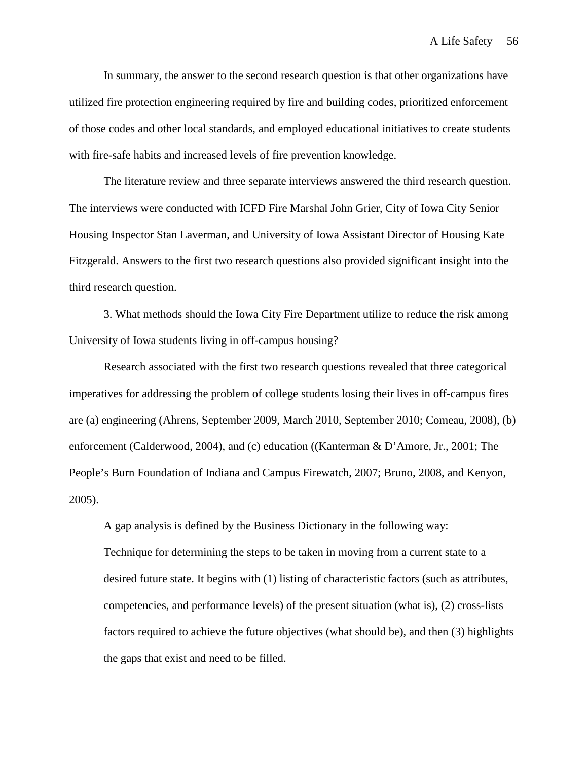In summary, the answer to the second research question is that other organizations have utilized fire protection engineering required by fire and building codes, prioritized enforcement of those codes and other local standards, and employed educational initiatives to create students with fire-safe habits and increased levels of fire prevention knowledge.

The literature review and three separate interviews answered the third research question. The interviews were conducted with ICFD Fire Marshal John Grier, City of Iowa City Senior Housing Inspector Stan Laverman, and University of Iowa Assistant Director of Housing Kate Fitzgerald. Answers to the first two research questions also provided significant insight into the third research question.

3. What methods should the Iowa City Fire Department utilize to reduce the risk among University of Iowa students living in off-campus housing?

Research associated with the first two research questions revealed that three categorical imperatives for addressing the problem of college students losing their lives in off-campus fires are (a) engineering (Ahrens, September 2009, March 2010, September 2010; Comeau, 2008), (b) enforcement (Calderwood, 2004), and (c) education ((Kanterman & D'Amore, Jr., 2001; The People's Burn Foundation of Indiana and Campus Firewatch, 2007; Bruno, 2008, and Kenyon, 2005).

A gap analysis is defined by the Business Dictionary in the following way:

> Technique for determining the steps to be taken in moving from a current state to a desired future state. It begins with (1) listing of characteristic factors (such as attributes, competencies, and performance levels) of the present situation (what is), (2) cross-lists factors required to achieve the future objectives (what should be), and then (3) highlights the gaps that exist and need to be filled.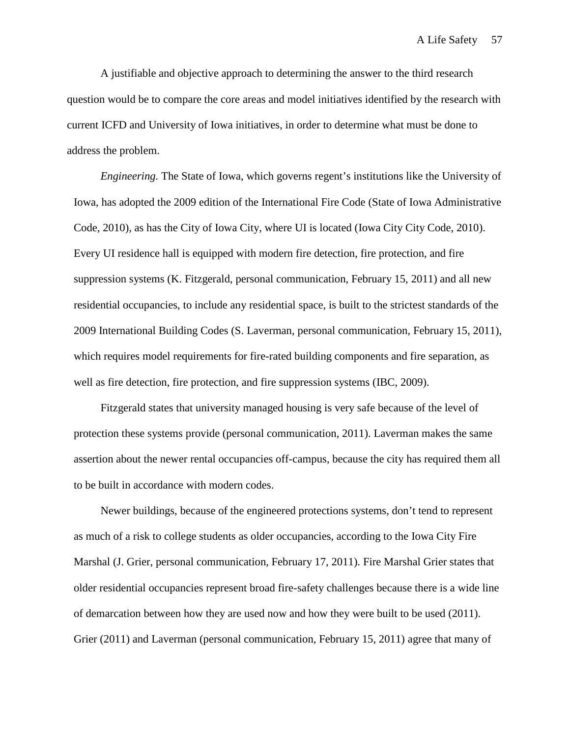A justifiable and objective approach to determining the answer to the third research question would be to compare the core areas and model initiatives identified by the research with current ICFD and University of Iowa initiatives, in order to determine what must be done to address the problem.

*Engineering.* The State of Iowa, which governs regent's institutions like the University of Iowa, has adopted the 2009 edition of the International Fire Code (State of Iowa Administrative Code, 2010), as has the City of Iowa City, where UI is located (Iowa City City Code, 2010). Every UI residence hall is equipped with modern fire detection, fire protection, and fire suppression systems (K. Fitzgerald, personal communication, February 15, 2011) and all new residential occupancies, to include any residential space, is built to the strictest standards of the 2009 International Building Codes (S. Laverman, personal communication, February 15, 2011), which requires model requirements for fire-rated building components and fire separation, as well as fire detection, fire protection, and fire suppression systems (IBC, 2009).

Fitzgerald states that university managed housing is very safe because of the level of protection these systems provide (personal communication, 2011). Laverman makes the same assertion about the newer rental occupancies off-campus, because the city has required them all to be built in accordance with modern codes.

Newer buildings, because of the engineered protections systems, don't tend to represent as much of a risk to college students as older occupancies, according to the Iowa City Fire Marshal (J. Grier, personal communication, February 17, 2011). Fire Marshal Grier states that older residential occupancies represent broad fire-safety challenges because there is a wide line of demarcation between how they are used now and how they were built to be used (2011). Grier (2011) and Laverman (personal communication, February 15, 2011) agree that many of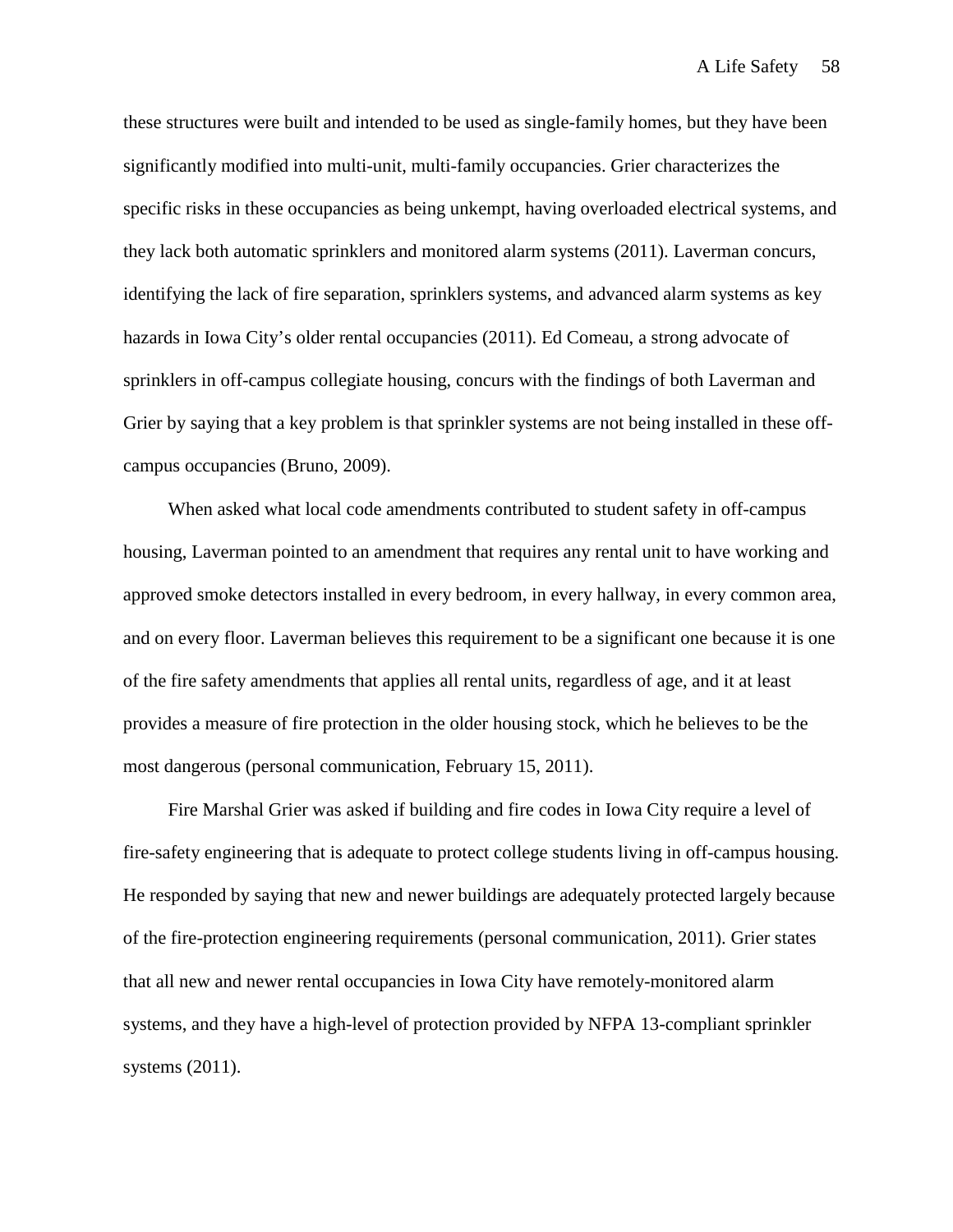these structures were built and intended to be used as single-family homes, but they have been significantly modified into multi-unit, multi-family occupancies. Grier characterizes the specific risks in these occupancies as being unkempt, having overloaded electrical systems, and they lack both automatic sprinklers and monitored alarm systems (2011). Laverman concurs, identifying the lack of fire separation, sprinklers systems, and advanced alarm systems as key hazards in Iowa City's older rental occupancies (2011). Ed Comeau, a strong advocate of sprinklers in off-campus collegiate housing, concurs with the findings of both Laverman and Grier by saying that a key problem is that sprinkler systems are not being installed in these off-campus occupancies (Bruno, 2009).

When asked what local code amendments contributed to student safety in off-campus housing, Laverman pointed to an amendment that requires any rental unit to have working and approved smoke detectors installed in every bedroom, in every hallway, in every common area, and on every floor. Laverman believes this requirement to be a significant one because it is one of the fire safety amendments that applies all rental units, regardless of age, and it at least provides a measure of fire protection in the older housing stock, which he believes to be the most dangerous (personal communication, February 15, 2011).

Fire Marshal Grier was asked if building and fire codes in Iowa City require a level of fire-safety engineering that is adequate to protect college students living in off-campus housing. He responded by saying that new and newer buildings are adequately protected largely because of the fire-protection engineering requirements (personal communication, 2011). Grier states that all new and newer rental occupancies in Iowa City have remotely-monitored alarm systems, and they have a high-level of protection provided by NFPA 13-compliant sprinkler systems (2011).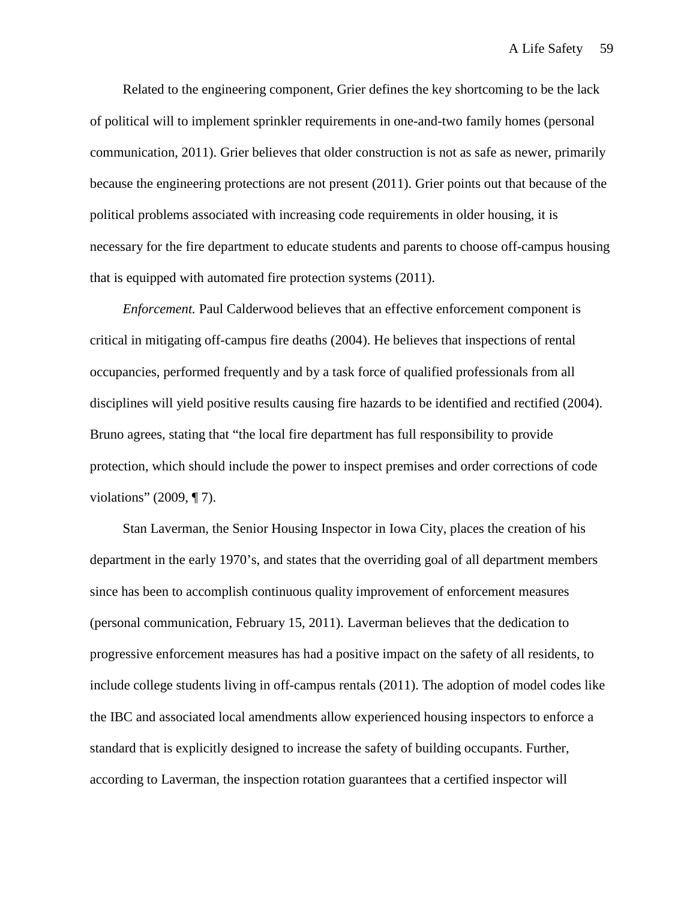Related to the engineering component, Grier defines the key shortcoming to be the lack of political will to implement sprinkler requirements in one-and-two family homes (personal communication, 2011). Grier believes that older construction is not as safe as newer, primarily because the engineering protections are not present (2011). Grier points out that because of the political problems associated with increasing code requirements in older housing, it is necessary for the fire department to educate students and parents to choose off-campus housing that is equipped with automated fire protection systems (2011).

*Enforcement.* Paul Calderwood believes that an effective enforcement component is critical in mitigating off-campus fire deaths (2004). He believes that inspections of rental occupancies, performed frequently and by a task force of qualified professionals from all disciplines will yield positive results causing fire hazards to be identified and rectified (2004). Bruno agrees, stating that "the local fire department has full responsibility to provide protection, which should include the power to inspect premises and order corrections of code violations" (2009, ¶ 7).

Stan Laverman, the Senior Housing Inspector in Iowa City, places the creation of his department in the early 1970's, and states that the overriding goal of all department members since has been to accomplish continuous quality improvement of enforcement measures (personal communication, February 15, 2011). Laverman believes that the dedication to progressive enforcement measures has had a positive impact on the safety of all residents, to include college students living in off-campus rentals (2011). The adoption of model codes like the IBC and associated local amendments allow experienced housing inspectors to enforce a standard that is explicitly designed to increase the safety of building occupants. Further, according to Laverman, the inspection rotation guarantees that a certified inspector will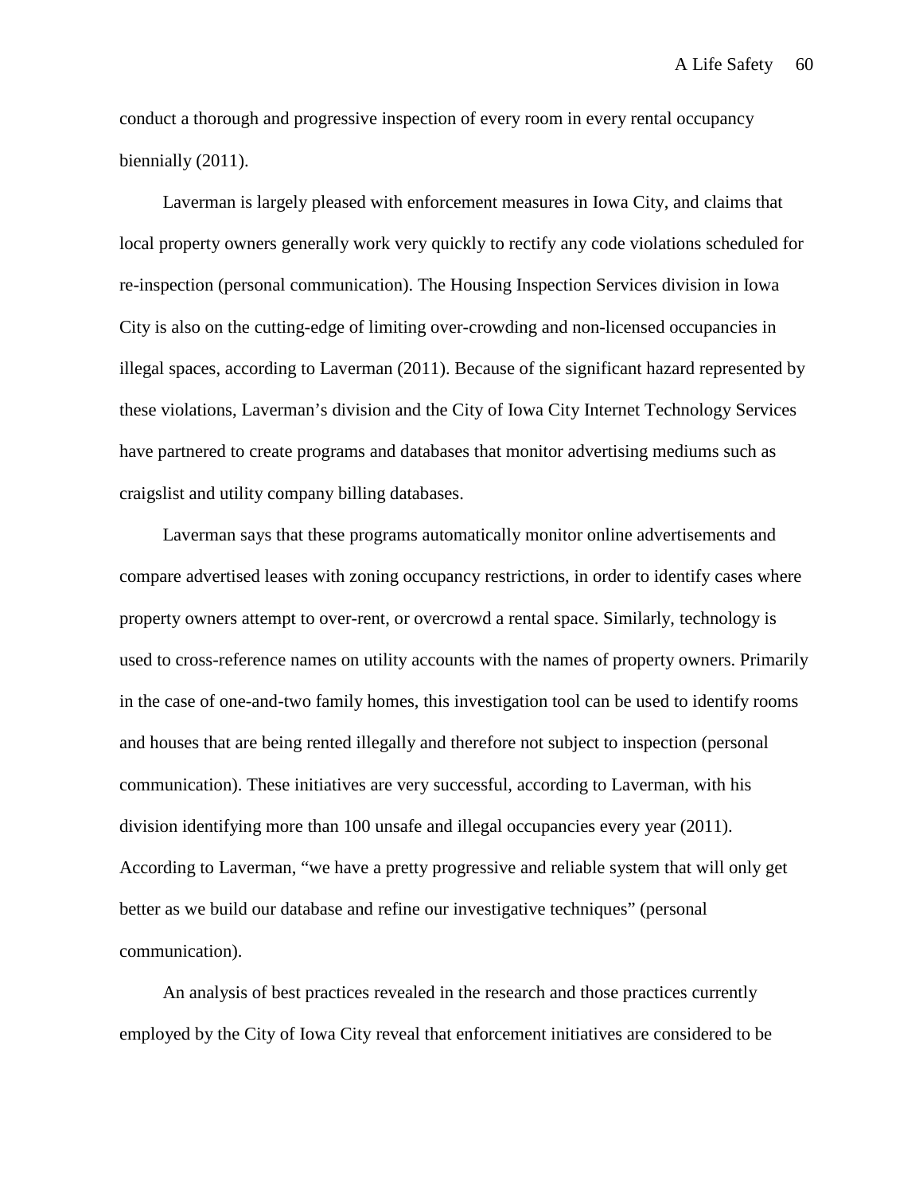conduct a thorough and progressive inspection of every room in every rental occupancy biennially (2011).

Laverman is largely pleased with enforcement measures in Iowa City, and claims that local property owners generally work very quickly to rectify any code violations scheduled for re-inspection (personal communication). The Housing Inspection Services division in Iowa City is also on the cutting-edge of limiting over-crowding and non-licensed occupancies in illegal spaces, according to Laverman (2011). Because of the significant hazard represented by these violations, Laverman's division and the City of Iowa City Internet Technology Services have partnered to create programs and databases that monitor advertising mediums such as craigslist and utility company billing databases.

Laverman says that these programs automatically monitor online advertisements and compare advertised leases with zoning occupancy restrictions, in order to identify cases where property owners attempt to over-rent, or overcrowd a rental space. Similarly, technology is used to cross-reference names on utility accounts with the names of property owners. Primarily in the case of one-and-two family homes, this investigation tool can be used to identify rooms and houses that are being rented illegally and therefore not subject to inspection (personal communication). These initiatives are very successful, according to Laverman, with his division identifying more than 100 unsafe and illegal occupancies every year (2011). According to Laverman, "we have a pretty progressive and reliable system that will only get better as we build our database and refine our investigative techniques" (personal communication).

An analysis of best practices revealed in the research and those practices currently employed by the City of Iowa City reveal that enforcement initiatives are considered to be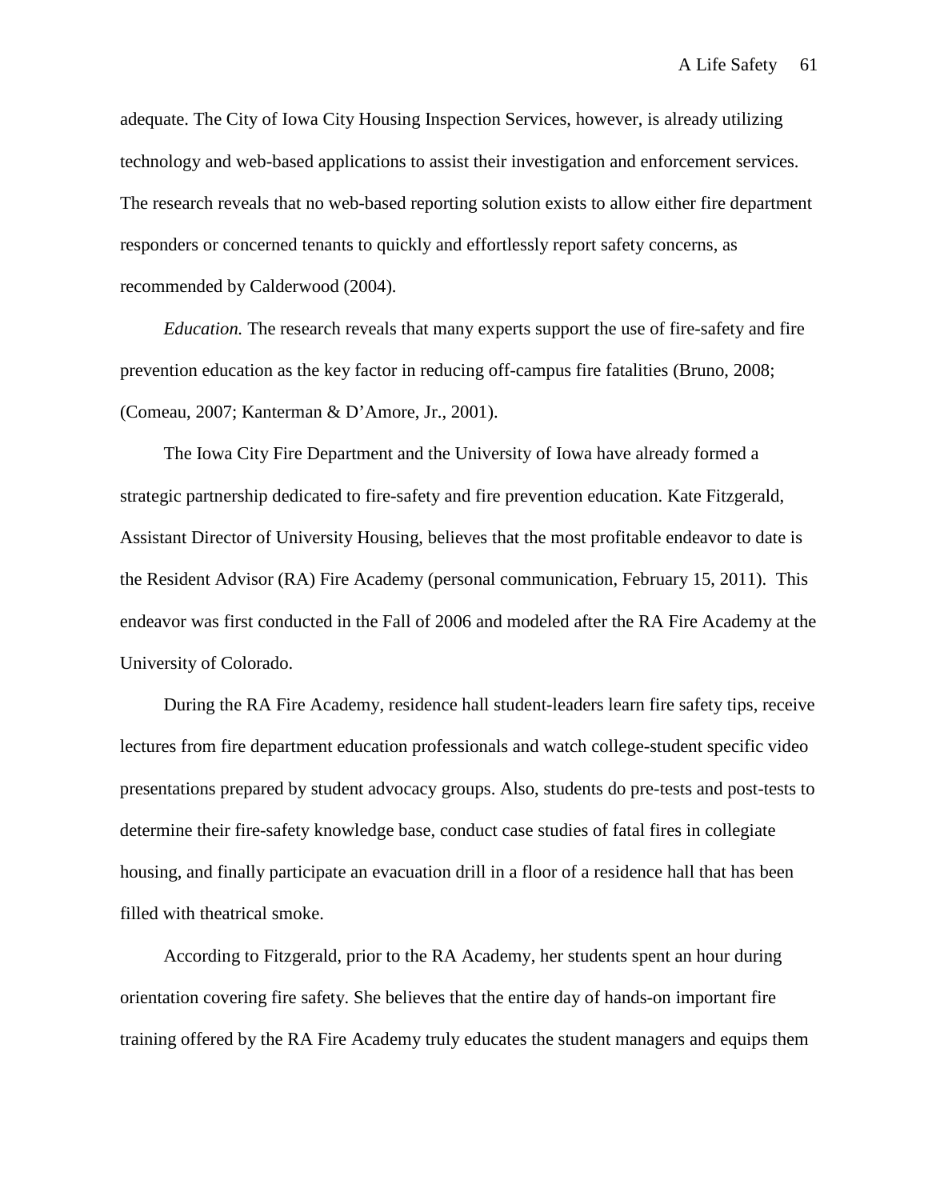adequate. The City of Iowa City Housing Inspection Services, however, is already utilizing technology and web-based applications to assist their investigation and enforcement services. The research reveals that no web-based reporting solution exists to allow either fire department responders or concerned tenants to quickly and effortlessly report safety concerns, as recommended by Calderwood (2004).

*Education.* The research reveals that many experts support the use of fire-safety and fire prevention education as the key factor in reducing off-campus fire fatalities (Bruno, 2008; (Comeau, 2007; Kanterman & D'Amore, Jr., 2001).

The Iowa City Fire Department and the University of Iowa have already formed a strategic partnership dedicated to fire-safety and fire prevention education. Kate Fitzgerald, Assistant Director of University Housing, believes that the most profitable endeavor to date is the Resident Advisor (RA) Fire Academy (personal communication, February 15, 2011). This endeavor was first conducted in the Fall of 2006 and modeled after the RA Fire Academy at the University of Colorado.

During the RA Fire Academy, residence hall student-leaders learn fire safety tips, receive lectures from fire department education professionals and watch college-student specific video presentations prepared by student advocacy groups. Also, students do pre-tests and post-tests to determine their fire-safety knowledge base, conduct case studies of fatal fires in collegiate housing, and finally participate an evacuation drill in a floor of a residence hall that has been filled with theatrical smoke.

According to Fitzgerald, prior to the RA Academy, her students spent an hour during orientation covering fire safety. She believes that the entire day of hands-on important fire training offered by the RA Fire Academy truly educates the student managers and equips them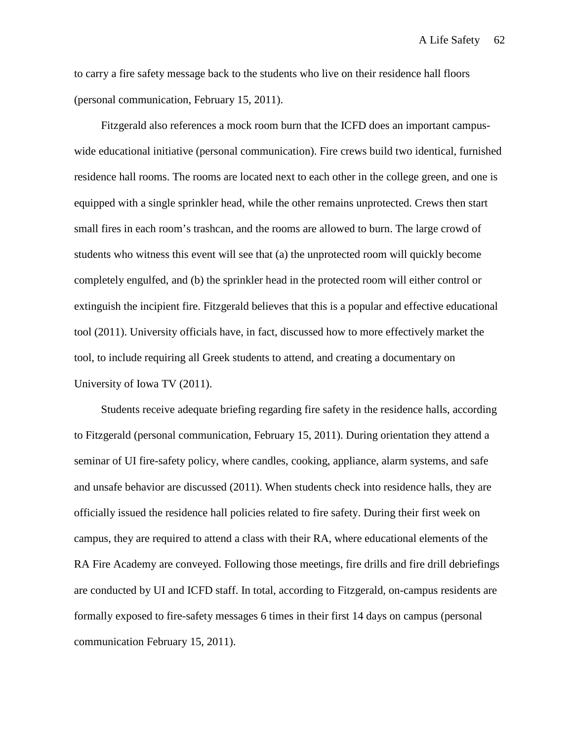to carry a fire safety message back to the students who live on their residence hall floors (personal communication, February 15, 2011).

Fitzgerald also references a mock room burn that the ICFD does an important campus-wide educational initiative (personal communication). Fire crews build two identical, furnished residence hall rooms. The rooms are located next to each other in the college green, and one is equipped with a single sprinkler head, while the other remains unprotected. Crews then start small fires in each room's trashcan, and the rooms are allowed to burn. The large crowd of students who witness this event will see that (a) the unprotected room will quickly become completely engulfed, and (b) the sprinkler head in the protected room will either control or extinguish the incipient fire. Fitzgerald believes that this is a popular and effective educational tool (2011). University officials have, in fact, discussed how to more effectively market the tool, to include requiring all Greek students to attend, and creating a documentary on University of Iowa TV (2011).

Students receive adequate briefing regarding fire safety in the residence halls, according to Fitzgerald (personal communication, February 15, 2011). During orientation they attend a seminar of UI fire-safety policy, where candles, cooking, appliance, alarm systems, and safe and unsafe behavior are discussed (2011). When students check into residence halls, they are officially issued the residence hall policies related to fire safety. During their first week on campus, they are required to attend a class with their RA, where educational elements of the RA Fire Academy are conveyed. Following those meetings, fire drills and fire drill debriefings are conducted by UI and ICFD staff. In total, according to Fitzgerald, on-campus residents are formally exposed to fire-safety messages 6 times in their first 14 days on campus (personal communication February 15, 2011).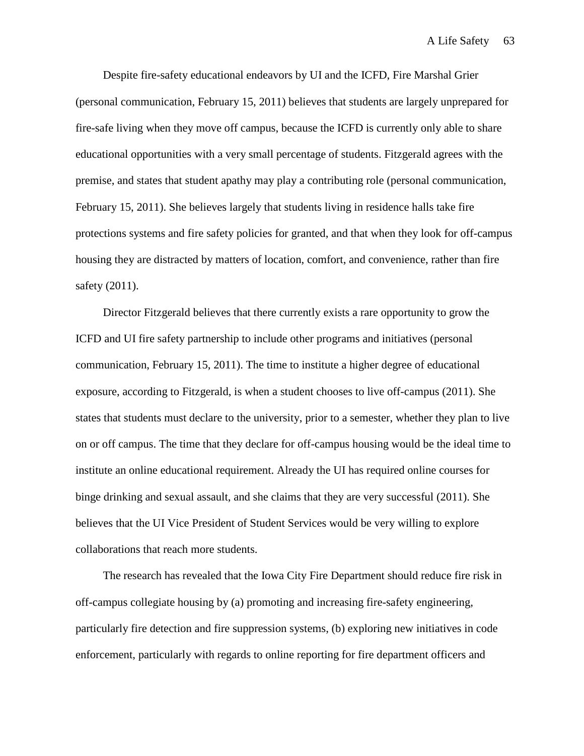Despite fire-safety educational endeavors by UI and the ICFD, Fire Marshal Grier (personal communication, February 15, 2011) believes that students are largely unprepared for fire-safe living when they move off campus, because the ICFD is currently only able to share educational opportunities with a very small percentage of students. Fitzgerald agrees with the premise, and states that student apathy may play a contributing role (personal communication, February 15, 2011). She believes largely that students living in residence halls take fire protections systems and fire safety policies for granted, and that when they look for off-campus housing they are distracted by matters of location, comfort, and convenience, rather than fire safety (2011).

Director Fitzgerald believes that there currently exists a rare opportunity to grow the ICFD and UI fire safety partnership to include other programs and initiatives (personal communication, February 15, 2011). The time to institute a higher degree of educational exposure, according to Fitzgerald, is when a student chooses to live off-campus (2011). She states that students must declare to the university, prior to a semester, whether they plan to live on or off campus. The time that they declare for off-campus housing would be the ideal time to institute an online educational requirement. Already the UI has required online courses for binge drinking and sexual assault, and she claims that they are very successful (2011). She believes that the UI Vice President of Student Services would be very willing to explore collaborations that reach more students.

The research has revealed that the Iowa City Fire Department should reduce fire risk in off-campus collegiate housing by (a) promoting and increasing fire-safety engineering, particularly fire detection and fire suppression systems, (b) exploring new initiatives in code enforcement, particularly with regards to online reporting for fire department officers and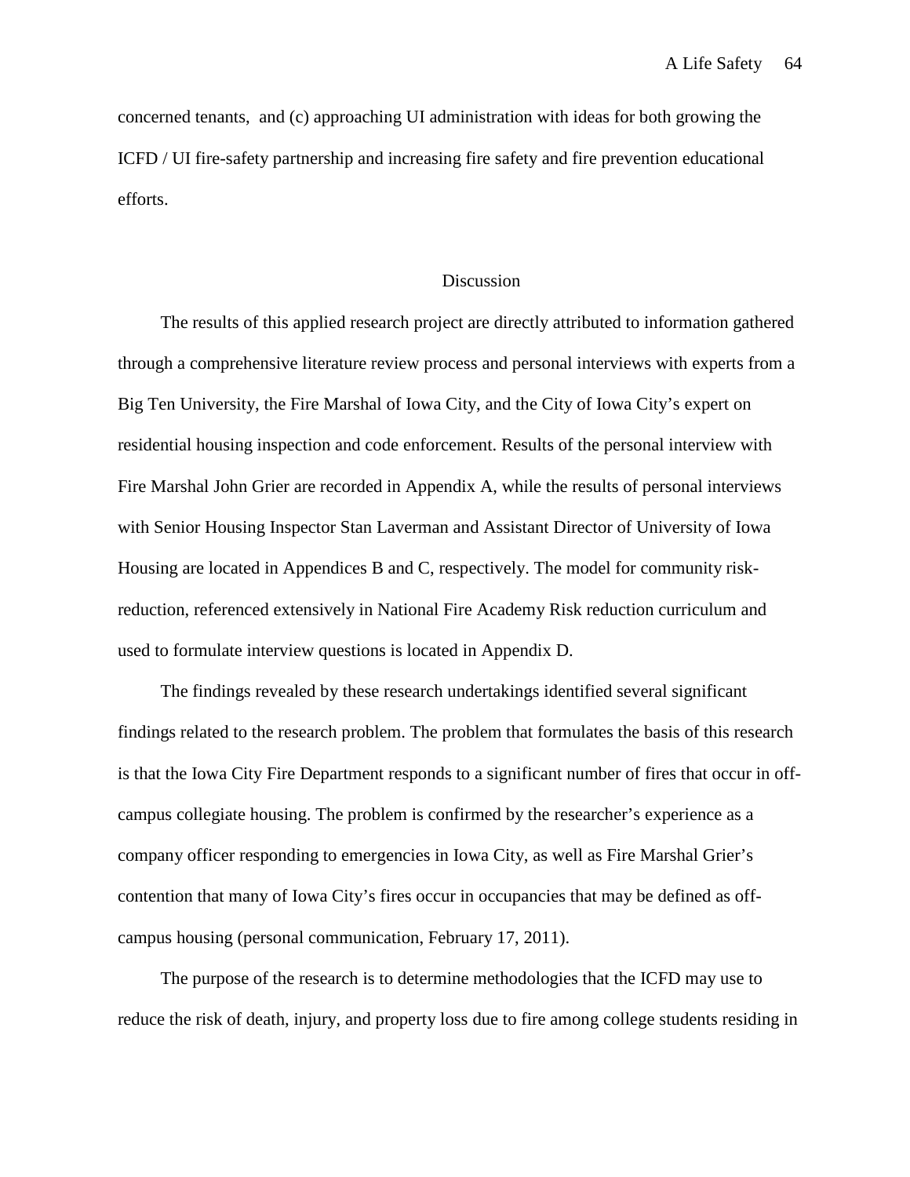concerned tenants, and (c) approaching UI administration with ideas for both growing the ICFD / UI fire-safety partnership and increasing fire safety and fire prevention educational efforts.

## Discussion

The results of this applied research project are directly attributed to information gathered through a comprehensive literature review process and personal interviews with experts from a Big Ten University, the Fire Marshal of Iowa City, and the City of Iowa City's expert on residential housing inspection and code enforcement. Results of the personal interview with Fire Marshal John Grier are recorded in Appendix A, while the results of personal interviews with Senior Housing Inspector Stan Laverman and Assistant Director of University of Iowa Housing are located in Appendices B and C, respectively. The model for community risk-reduction, referenced extensively in National Fire Academy Risk reduction curriculum and used to formulate interview questions is located in Appendix D.

The findings revealed by these research undertakings identified several significant findings related to the research problem. The problem that formulates the basis of this research is that the Iowa City Fire Department responds to a significant number of fires that occur in off-campus collegiate housing. The problem is confirmed by the researcher's experience as a company officer responding to emergencies in Iowa City, as well as Fire Marshal Grier's contention that many of Iowa City's fires occur in occupancies that may be defined as off-campus housing (personal communication, February 17, 2011).

The purpose of the research is to determine methodologies that the ICFD may use to reduce the risk of death, injury, and property loss due to fire among college students residing in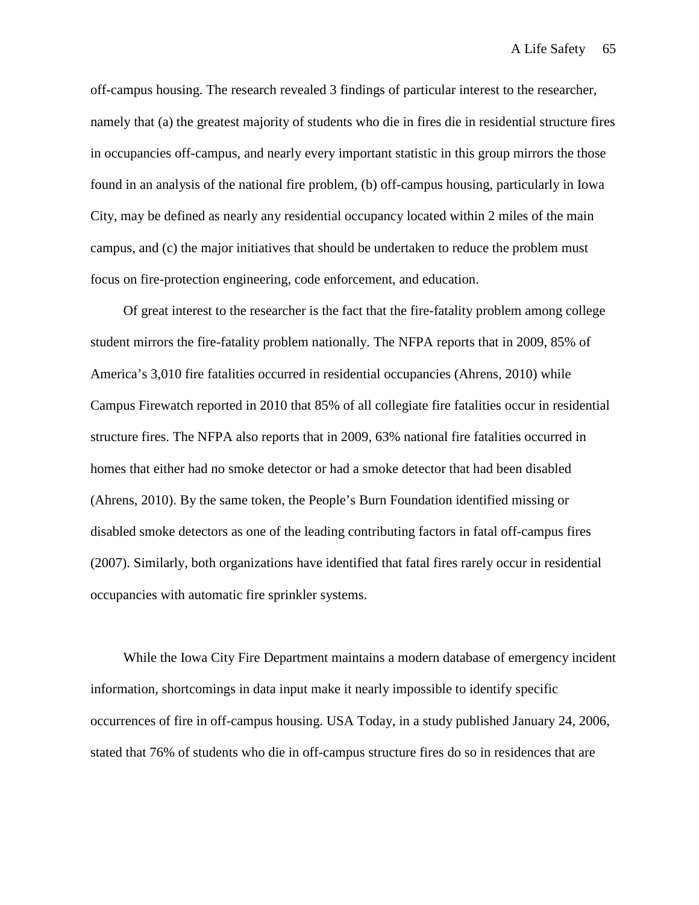off-campus housing. The research revealed 3 findings of particular interest to the researcher, namely that (a) the greatest majority of students who die in fires die in residential structure fires in occupancies off-campus, and nearly every important statistic in this group mirrors the those found in an analysis of the national fire problem, (b) off-campus housing, particularly in Iowa City, may be defined as nearly any residential occupancy located within 2 miles of the main campus, and (c) the major initiatives that should be undertaken to reduce the problem must focus on fire-protection engineering, code enforcement, and education.

Of great interest to the researcher is the fact that the fire-fatality problem among college student mirrors the fire-fatality problem nationally. The NFPA reports that in 2009, 85% of America's 3,010 fire fatalities occurred in residential occupancies (Ahrens, 2010) while Campus Firewatch reported in 2010 that 85% of all collegiate fire fatalities occur in residential structure fires. The NFPA also reports that in 2009, 63% national fire fatalities occurred in homes that either had no smoke detector or had a smoke detector that had been disabled (Ahrens, 2010). By the same token, the People's Burn Foundation identified missing or disabled smoke detectors as one of the leading contributing factors in fatal off-campus fires (2007). Similarly, both organizations have identified that fatal fires rarely occur in residential occupancies with automatic fire sprinkler systems.

While the Iowa City Fire Department maintains a modern database of emergency incident information, shortcomings in data input make it nearly impossible to identify specific occurrences of fire in off-campus housing. USA Today, in a study published January 24, 2006, stated that 76% of students who die in off-campus structure fires do so in residences that are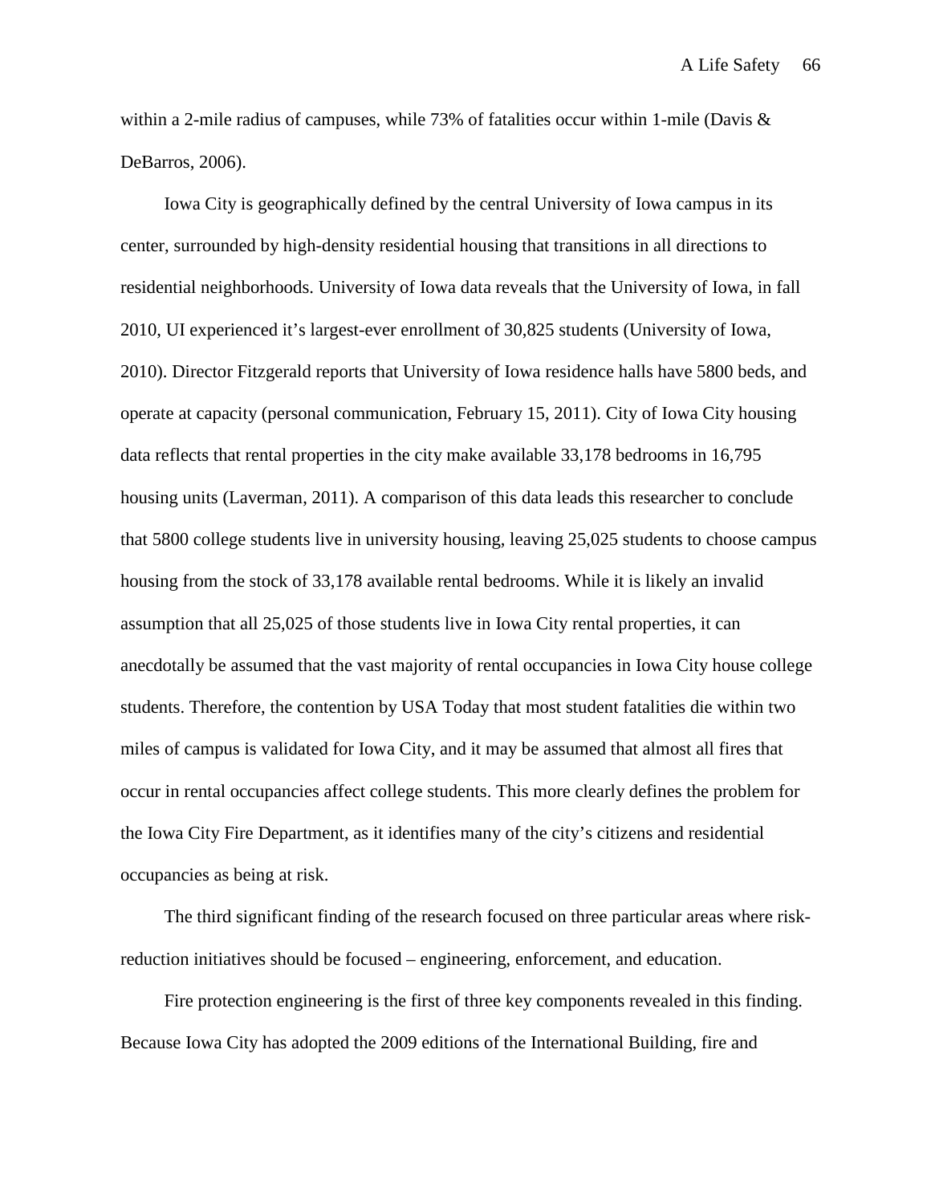within a 2-mile radius of campuses, while 73% of fatalities occur within 1-mile (Davis & DeBarros, 2006).

Iowa City is geographically defined by the central University of Iowa campus in its center, surrounded by high-density residential housing that transitions in all directions to residential neighborhoods. University of Iowa data reveals that the University of Iowa, in fall 2010, UI experienced it's largest-ever enrollment of 30,825 students (University of Iowa, 2010). Director Fitzgerald reports that University of Iowa residence halls have 5800 beds, and operate at capacity (personal communication, February 15, 2011). City of Iowa City housing data reflects that rental properties in the city make available 33,178 bedrooms in 16,795 housing units (Laverman, 2011). A comparison of this data leads this researcher to conclude that 5800 college students live in university housing, leaving 25,025 students to choose campus housing from the stock of 33,178 available rental bedrooms. While it is likely an invalid assumption that all 25,025 of those students live in Iowa City rental properties, it can anecdotally be assumed that the vast majority of rental occupancies in Iowa City house college students. Therefore, the contention by USA Today that most student fatalities die within two miles of campus is validated for Iowa City, and it may be assumed that almost all fires that occur in rental occupancies affect college students. This more clearly defines the problem for the Iowa City Fire Department, as it identifies many of the city's citizens and residential occupancies as being at risk.

The third significant finding of the research focused on three particular areas where risk-reduction initiatives should be focused – engineering, enforcement, and education.

Fire protection engineering is the first of three key components revealed in this finding. Because Iowa City has adopted the 2009 editions of the International Building, fire and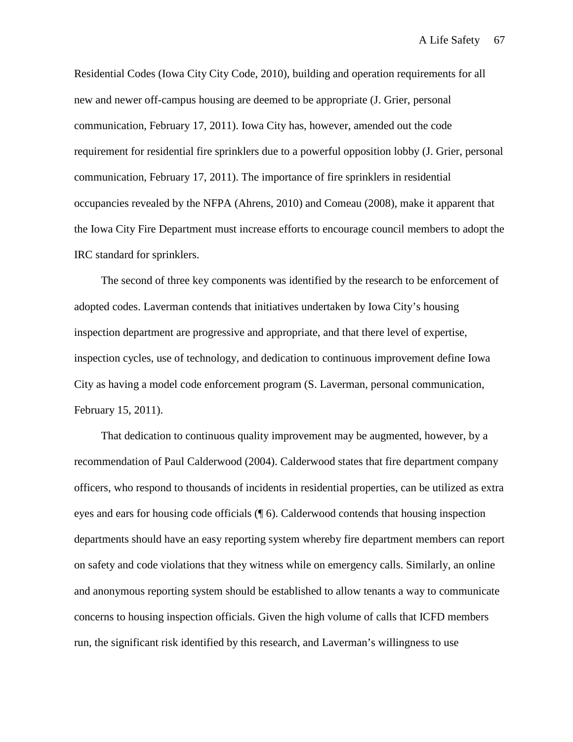Residential Codes (Iowa City City Code, 2010), building and operation requirements for all new and newer off-campus housing are deemed to be appropriate (J. Grier, personal communication, February 17, 2011). Iowa City has, however, amended out the code requirement for residential fire sprinklers due to a powerful opposition lobby (J. Grier, personal communication, February 17, 2011). The importance of fire sprinklers in residential occupancies revealed by the NFPA (Ahrens, 2010) and Comeau (2008), make it apparent that the Iowa City Fire Department must increase efforts to encourage council members to adopt the IRC standard for sprinklers.

The second of three key components was identified by the research to be enforcement of adopted codes. Laverman contends that initiatives undertaken by Iowa City's housing inspection department are progressive and appropriate, and that there level of expertise, inspection cycles, use of technology, and dedication to continuous improvement define Iowa City as having a model code enforcement program (S. Laverman, personal communication, February 15, 2011).

That dedication to continuous quality improvement may be augmented, however, by a recommendation of Paul Calderwood (2004). Calderwood states that fire department company officers, who respond to thousands of incidents in residential properties, can be utilized as extra eyes and ears for housing code officials (¶ 6). Calderwood contends that housing inspection departments should have an easy reporting system whereby fire department members can report on safety and code violations that they witness while on emergency calls. Similarly, an online and anonymous reporting system should be established to allow tenants a way to communicate concerns to housing inspection officials. Given the high volume of calls that ICFD members run, the significant risk identified by this research, and Laverman's willingness to use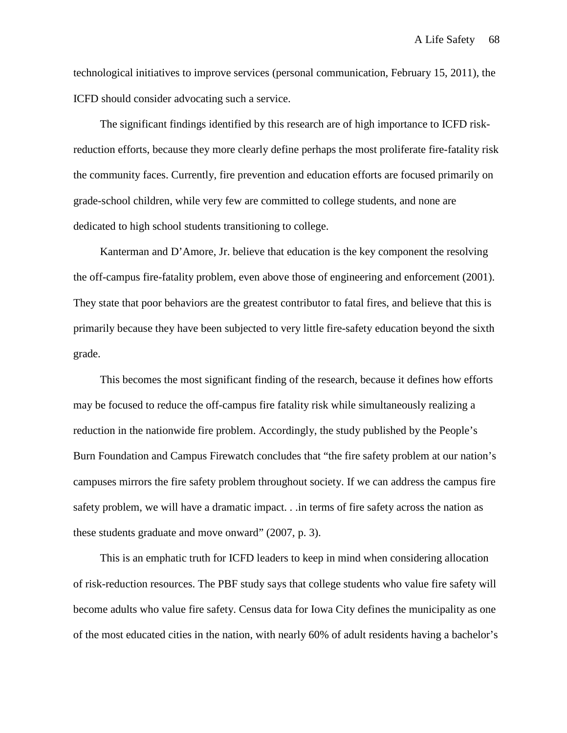technological initiatives to improve services (personal communication, February 15, 2011), the ICFD should consider advocating such a service.

The significant findings identified by this research are of high importance to ICFD risk-reduction efforts, because they more clearly define perhaps the most proliferate fire-fatality risk the community faces. Currently, fire prevention and education efforts are focused primarily on grade-school children, while very few are committed to college students, and none are dedicated to high school students transitioning to college.

Kanterman and D'Amore, Jr. believe that education is the key component the resolving the off-campus fire-fatality problem, even above those of engineering and enforcement (2001). They state that poor behaviors are the greatest contributor to fatal fires, and believe that this is primarily because they have been subjected to very little fire-safety education beyond the sixth grade.

This becomes the most significant finding of the research, because it defines how efforts may be focused to reduce the off-campus fire fatality risk while simultaneously realizing a reduction in the nationwide fire problem. Accordingly, the study published by the People's Burn Foundation and Campus Firewatch concludes that "the fire safety problem at our nation's campuses mirrors the fire safety problem throughout society. If we can address the campus fire safety problem, we will have a dramatic impact. . .in terms of fire safety across the nation as these students graduate and move onward" (2007, p. 3).

This is an emphatic truth for ICFD leaders to keep in mind when considering allocation of risk-reduction resources. The PBF study says that college students who value fire safety will become adults who value fire safety. Census data for Iowa City defines the municipality as one of the most educated cities in the nation, with nearly 60% of adult residents having a bachelor's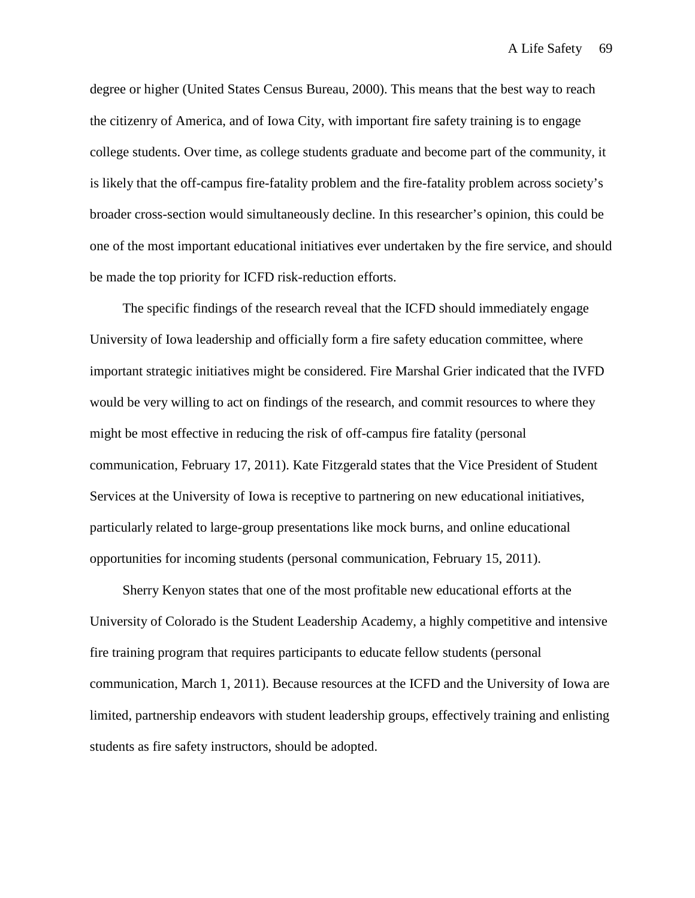degree or higher (United States Census Bureau, 2000). This means that the best way to reach the citizenry of America, and of Iowa City, with important fire safety training is to engage college students. Over time, as college students graduate and become part of the community, it is likely that the off-campus fire-fatality problem and the fire-fatality problem across society's broader cross-section would simultaneously decline. In this researcher's opinion, this could be one of the most important educational initiatives ever undertaken by the fire service, and should be made the top priority for ICFD risk-reduction efforts.

The specific findings of the research reveal that the ICFD should immediately engage University of Iowa leadership and officially form a fire safety education committee, where important strategic initiatives might be considered. Fire Marshal Grier indicated that the IVFD would be very willing to act on findings of the research, and commit resources to where they might be most effective in reducing the risk of off-campus fire fatality (personal communication, February 17, 2011). Kate Fitzgerald states that the Vice President of Student Services at the University of Iowa is receptive to partnering on new educational initiatives, particularly related to large-group presentations like mock burns, and online educational opportunities for incoming students (personal communication, February 15, 2011).

Sherry Kenyon states that one of the most profitable new educational efforts at the University of Colorado is the Student Leadership Academy, a highly competitive and intensive fire training program that requires participants to educate fellow students (personal communication, March 1, 2011). Because resources at the ICFD and the University of Iowa are limited, partnership endeavors with student leadership groups, effectively training and enlisting students as fire safety instructors, should be adopted.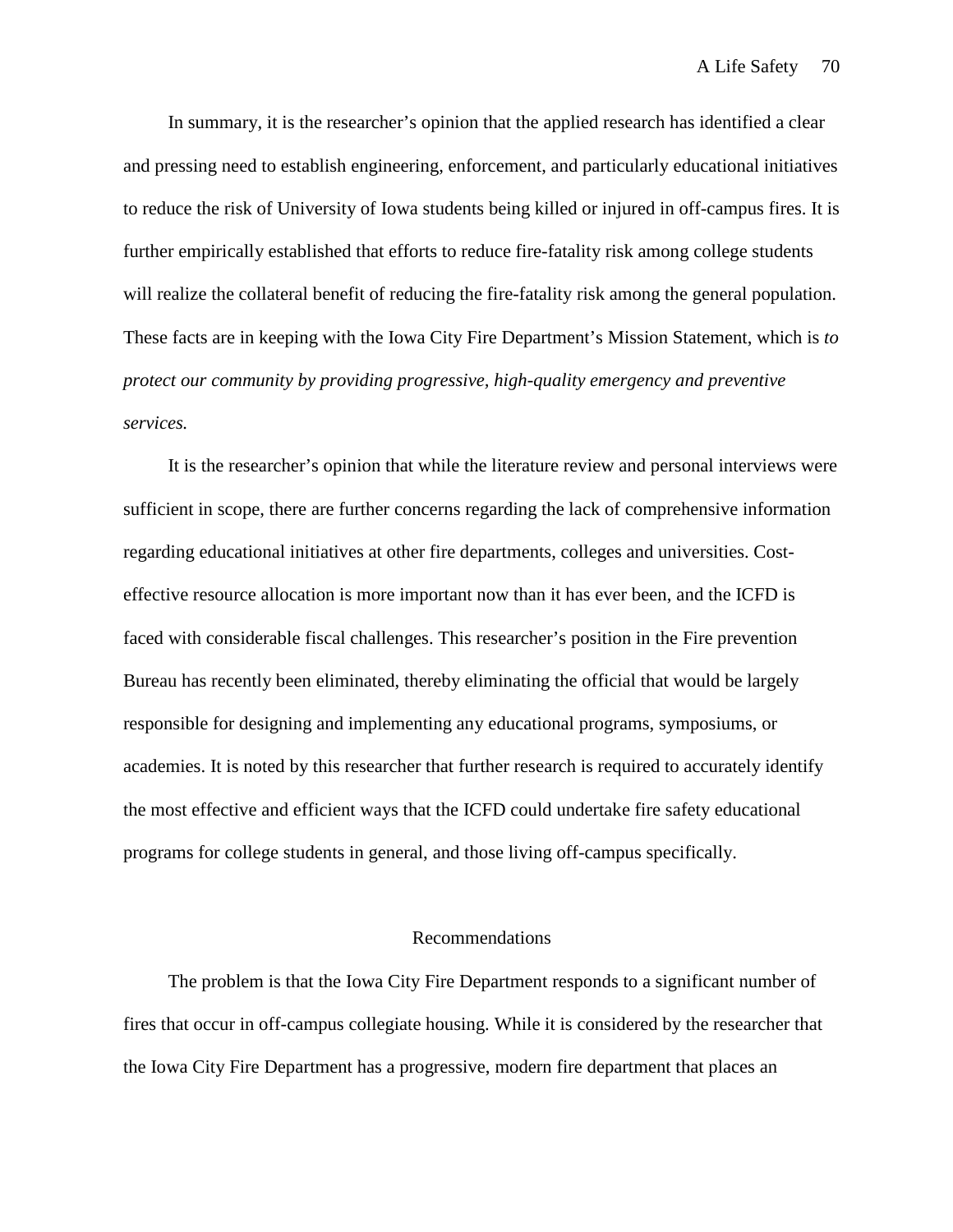In summary, it is the researcher's opinion that the applied research has identified a clear and pressing need to establish engineering, enforcement, and particularly educational initiatives to reduce the risk of University of Iowa students being killed or injured in off-campus fires. It is further empirically established that efforts to reduce fire-fatality risk among college students will realize the collateral benefit of reducing the fire-fatality risk among the general population. These facts are in keeping with the Iowa City Fire Department's Mission Statement, which is *to protect our community by providing progressive, high-quality emergency and preventive services.*

It is the researcher's opinion that while the literature review and personal interviews were sufficient in scope, there are further concerns regarding the lack of comprehensive information regarding educational initiatives at other fire departments, colleges and universities. Cost-effective resource allocation is more important now than it has ever been, and the ICFD is faced with considerable fiscal challenges. This researcher's position in the Fire prevention Bureau has recently been eliminated, thereby eliminating the official that would be largely responsible for designing and implementing any educational programs, symposiums, or academies. It is noted by this researcher that further research is required to accurately identify the most effective and efficient ways that the ICFD could undertake fire safety educational programs for college students in general, and those living off-campus specifically.

## Recommendations

The problem is that the Iowa City Fire Department responds to a significant number of fires that occur in off-campus collegiate housing. While it is considered by the researcher that the Iowa City Fire Department has a progressive, modern fire department that places an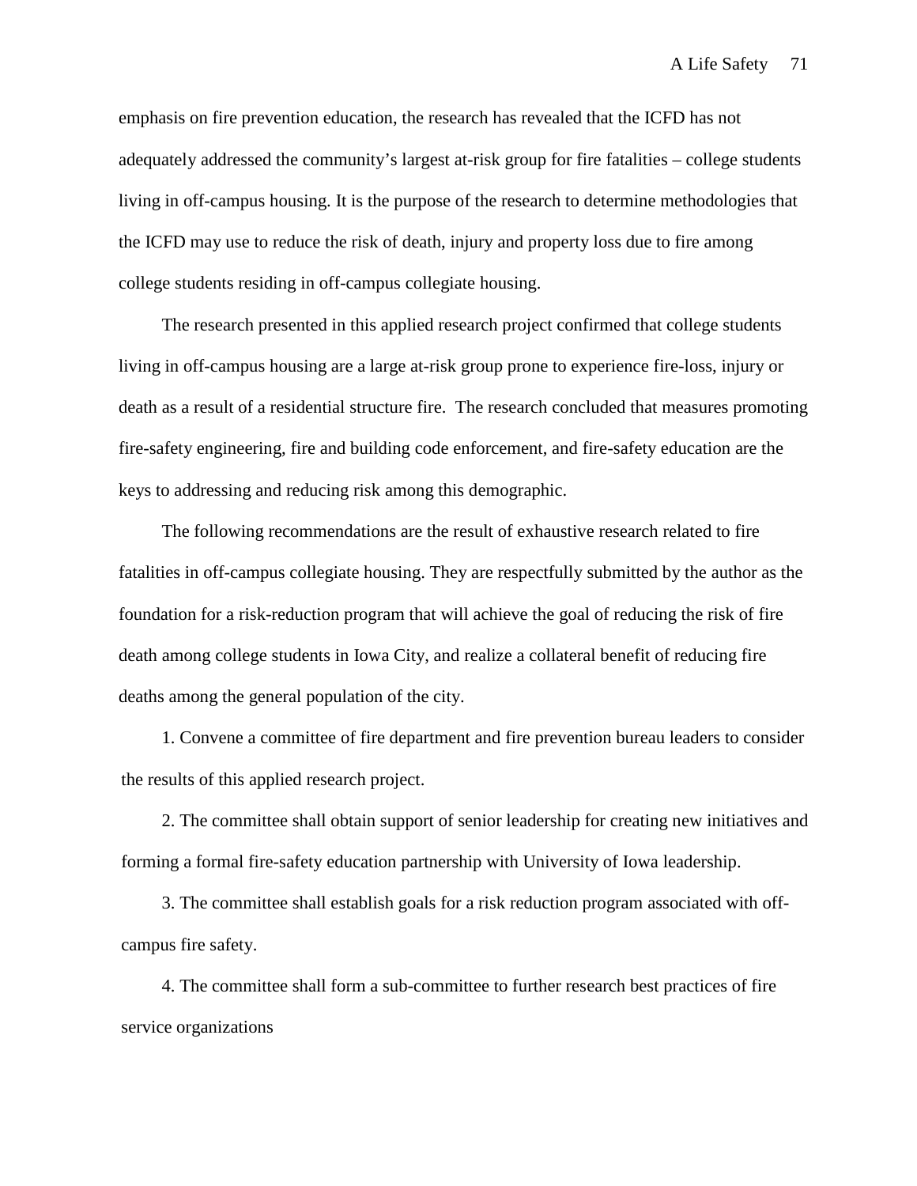emphasis on fire prevention education, the research has revealed that the ICFD has not adequately addressed the community's largest at-risk group for fire fatalities – college students living in off-campus housing. It is the purpose of the research to determine methodologies that the ICFD may use to reduce the risk of death, injury and property loss due to fire among college students residing in off-campus collegiate housing.

The research presented in this applied research project confirmed that college students living in off-campus housing are a large at-risk group prone to experience fire-loss, injury or death as a result of a residential structure fire. The research concluded that measures promoting fire-safety engineering, fire and building code enforcement, and fire-safety education are the keys to addressing and reducing risk among this demographic.

The following recommendations are the result of exhaustive research related to fire fatalities in off-campus collegiate housing. They are respectfully submitted by the author as the foundation for a risk-reduction program that will achieve the goal of reducing the risk of fire death among college students in Iowa City, and realize a collateral benefit of reducing fire deaths among the general population of the city.

1. Convene a committee of fire department and fire prevention bureau leaders to consider the results of this applied research project.

2. The committee shall obtain support of senior leadership for creating new initiatives and forming a formal fire-safety education partnership with University of Iowa leadership.

3. The committee shall establish goals for a risk reduction program associated with off-campus fire safety.

4. The committee shall form a sub-committee to further research best practices of fire service organizations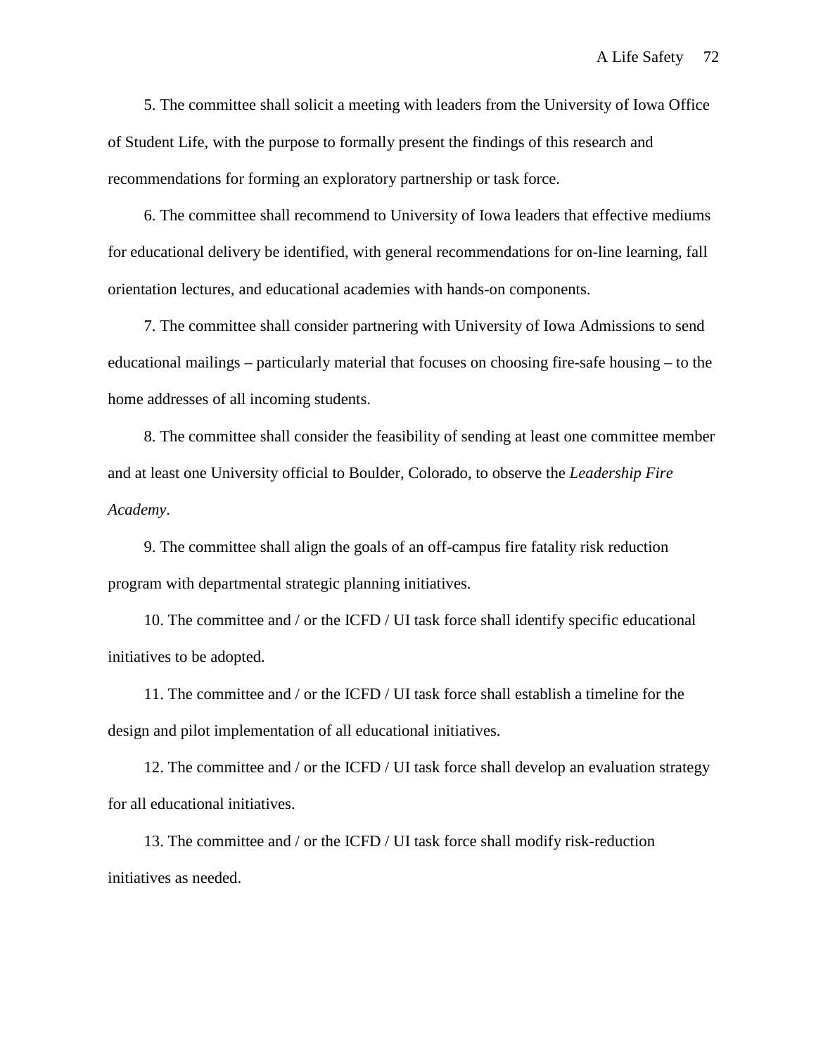5. The committee shall solicit a meeting with leaders from the University of Iowa Office of Student Life, with the purpose to formally present the findings of this research and recommendations for forming an exploratory partnership or task force.

6. The committee shall recommend to University of Iowa leaders that effective mediums for educational delivery be identified, with general recommendations for on-line learning, fall orientation lectures, and educational academies with hands-on components.

7. The committee shall consider partnering with University of Iowa Admissions to send educational mailings – particularly material that focuses on choosing fire-safe housing – to the home addresses of all incoming students.

8. The committee shall consider the feasibility of sending at least one committee member and at least one University official to Boulder, Colorado, to observe the *Leadership Fire Academy*.

9. The committee shall align the goals of an off-campus fire fatality risk reduction program with departmental strategic planning initiatives.

10. The committee and / or the ICFD / UI task force shall identify specific educational initiatives to be adopted.

11. The committee and / or the ICFD / UI task force shall establish a timeline for the design and pilot implementation of all educational initiatives.

12. The committee and / or the ICFD / UI task force shall develop an evaluation strategy for all educational initiatives.

13. The committee and / or the ICFD / UI task force shall modify risk-reduction initiatives as needed.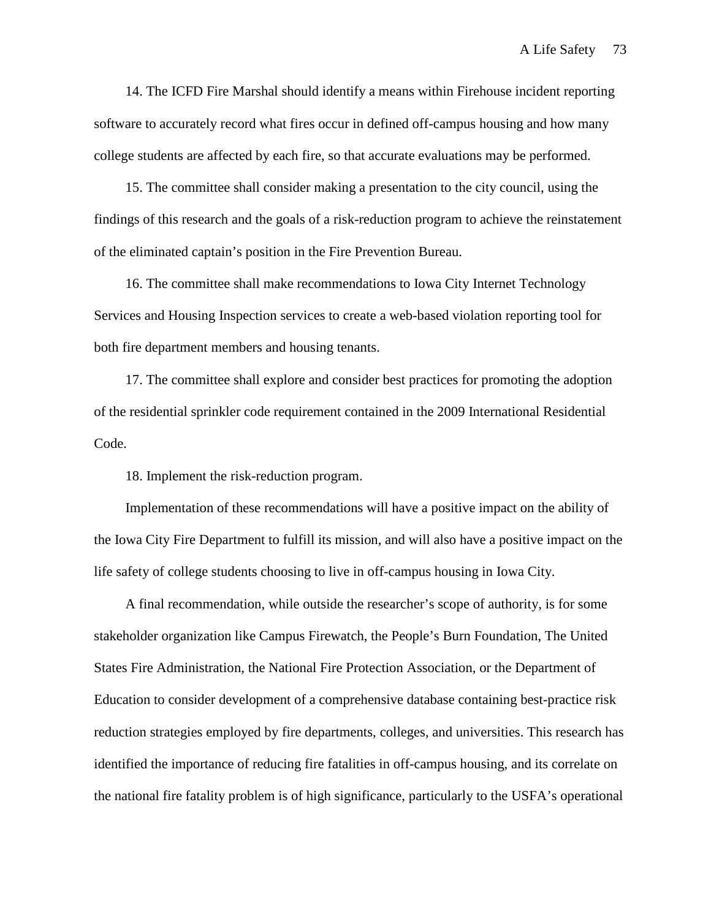14. The ICFD Fire Marshal should identify a means within Firehouse incident reporting software to accurately record what fires occur in defined off-campus housing and how many college students are affected by each fire, so that accurate evaluations may be performed.

15. The committee shall consider making a presentation to the city council, using the findings of this research and the goals of a risk-reduction program to achieve the reinstatement of the eliminated captain's position in the Fire Prevention Bureau.

16. The committee shall make recommendations to Iowa City Internet Technology Services and Housing Inspection services to create a web-based violation reporting tool for both fire department members and housing tenants.

17. The committee shall explore and consider best practices for promoting the adoption of the residential sprinkler code requirement contained in the 2009 International Residential Code.

18. Implement the risk-reduction program.

Implementation of these recommendations will have a positive impact on the ability of the Iowa City Fire Department to fulfill its mission, and will also have a positive impact on the life safety of college students choosing to live in off-campus housing in Iowa City.

A final recommendation, while outside the researcher's scope of authority, is for some stakeholder organization like Campus Firewatch, the People's Burn Foundation, The United States Fire Administration, the National Fire Protection Association, or the Department of Education to consider development of a comprehensive database containing best-practice risk reduction strategies employed by fire departments, colleges, and universities. This research has identified the importance of reducing fire fatalities in off-campus housing, and its correlate on the national fire fatality problem is of high significance, particularly to the USFA's operational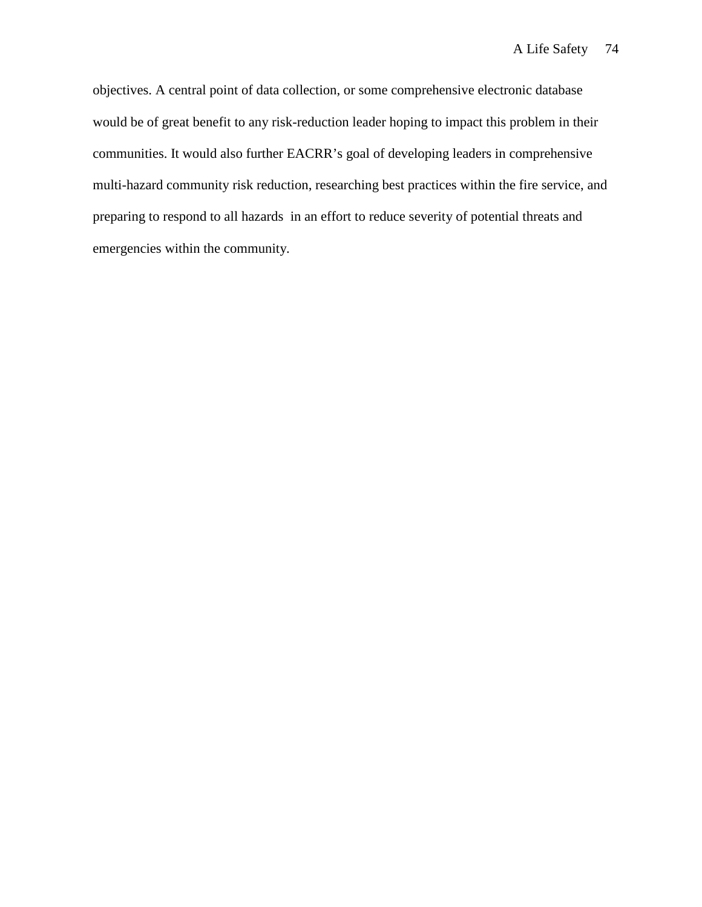objectives. A central point of data collection, or some comprehensive electronic database would be of great benefit to any risk-reduction leader hoping to impact this problem in their communities. It would also further EACRR's goal of developing leaders in comprehensive multi-hazard community risk reduction, researching best practices within the fire service, and preparing to respond to all hazards in an effort to reduce severity of potential threats and emergencies within the community.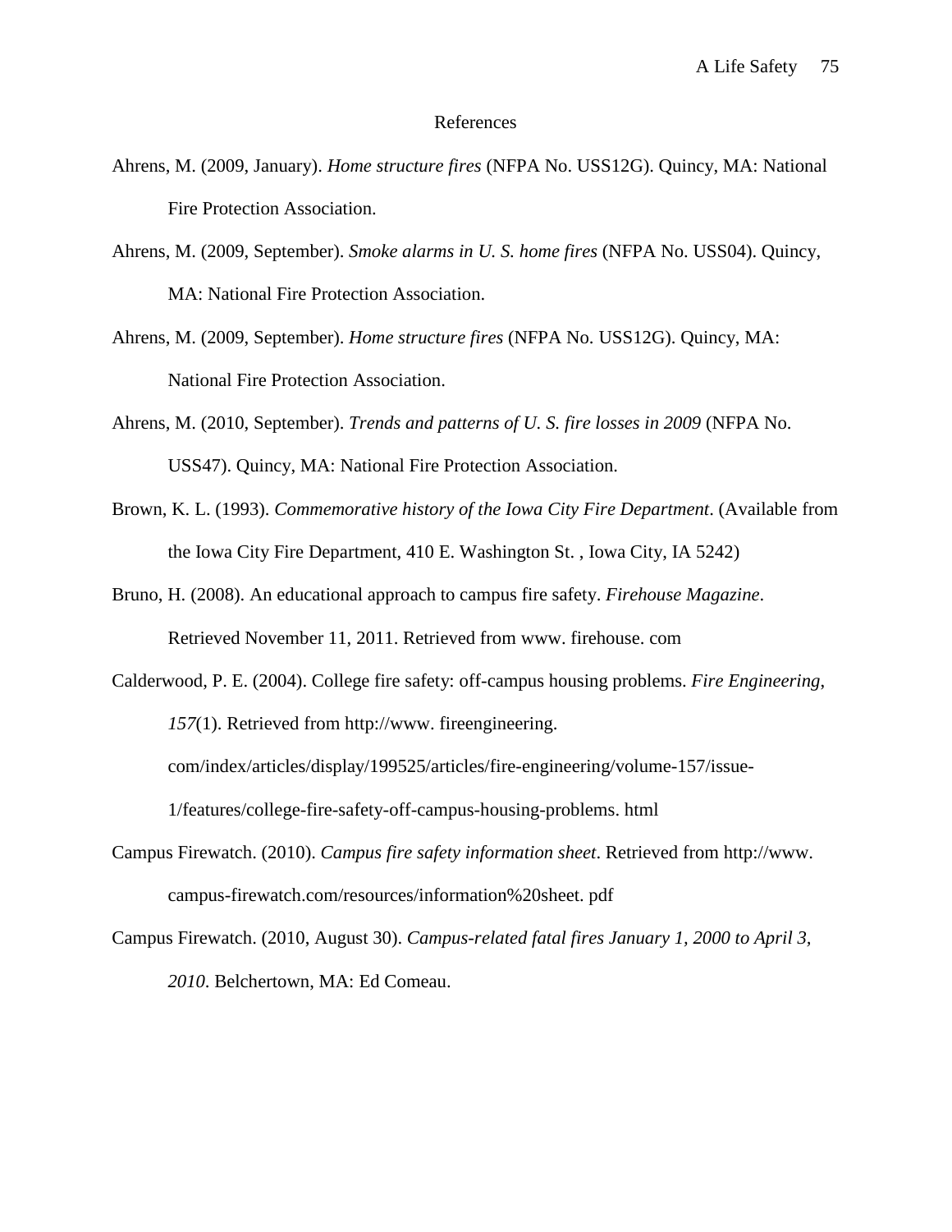# References

Ahrens, M. (2009, January). *Home structure fires* (NFPA No. USS12G). Quincy, MA: National Fire Protection Association.

Ahrens, M. (2009, September). *Smoke alarms in U. S. home fires* (NFPA No. USS04). Quincy, MA: National Fire Protection Association.

Ahrens, M. (2009, September). *Home structure fires* (NFPA No. USS12G). Quincy, MA: National Fire Protection Association.

Ahrens, M. (2010, September). *Trends and patterns of U. S. fire losses in 2009* (NFPA No. USS47). Quincy, MA: National Fire Protection Association.

Brown, K. L. (1993). *Commemorative history of the Iowa City Fire Department*. (Available from the Iowa City Fire Department, 410 E. Washington St. , Iowa City, IA 5242)

Bruno, H. (2008). An educational approach to campus fire safety. *Firehouse Magazine*. Retrieved November 11, 2011. Retrieved from www. firehouse. com

Calderwood, P. E. (2004). College fire safety: off-campus housing problems. *Fire Engineering, 157*(1). Retrieved from http://www. fireengineering. com/index/articles/display/199525/articles/fire-engineering/volume-157/issue-1/features/college-fire-safety-off-campus-housing-problems. html

Campus Firewatch. (2010). *Campus fire safety information sheet*. Retrieved from http://www. campus-firewatch.com/resources/information%20sheet. pdf

Campus Firewatch. (2010, August 30). *Campus-related fatal fires January 1, 2000 to April 3, 2010*. Belchertown, MA: Ed Comeau.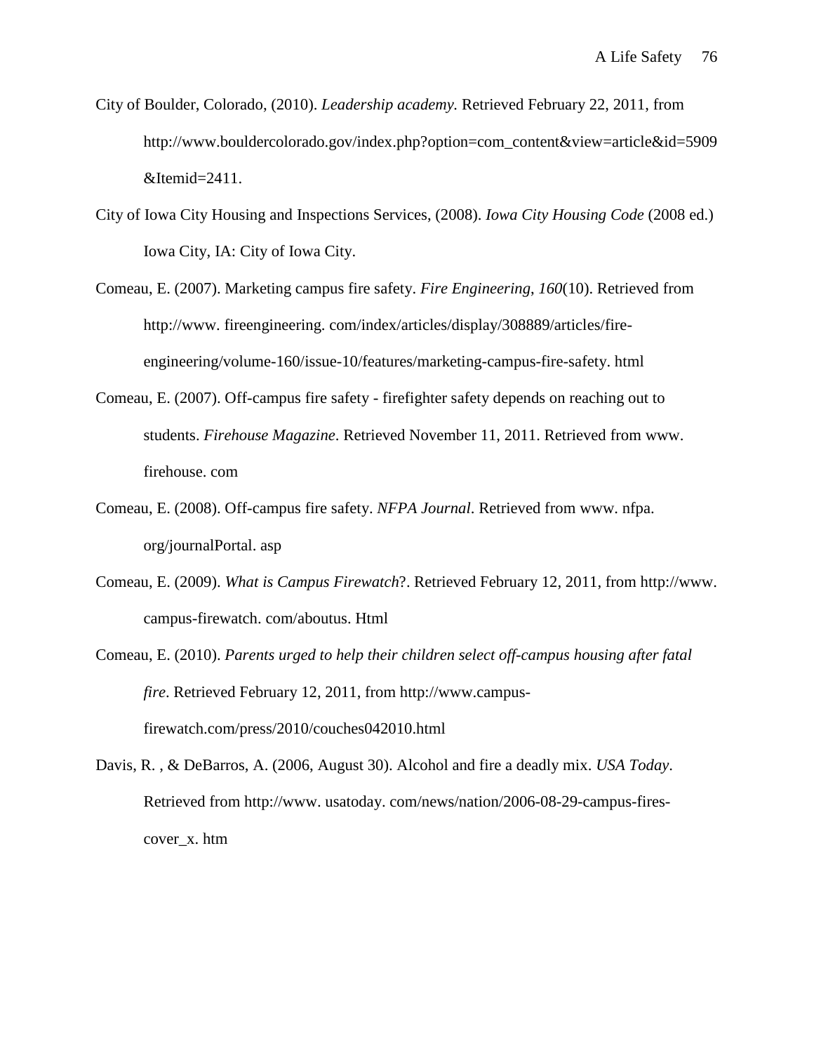City of Boulder, Colorado, (2010). *Leadership academy.* Retrieved February 22, 2011, from http://www.bouldercolorado.gov/index.php?option=com_content&view=article&id=5909&Itemid=2411.

City of Iowa City Housing and Inspections Services, (2008). *Iowa City Housing Code* (2008 ed.) Iowa City, IA: City of Iowa City.

Comeau, E. (2007). Marketing campus fire safety. *Fire Engineering*, *160*(10). Retrieved from http://www. fireengineering. com/index/articles/display/308889/articles/fire-engineering/volume-160/issue-10/features/marketing-campus-fire-safety. html

Comeau, E. (2007). Off-campus fire safety - firefighter safety depends on reaching out to students. *Firehouse Magazine*. Retrieved November 11, 2011. Retrieved from www. firehouse. com

Comeau, E. (2008). Off-campus fire safety. *NFPA Journal*. Retrieved from www. nfpa. org/journalPortal. asp

Comeau, E. (2009). *What is Campus Firewatch*?. Retrieved February 12, 2011, from http://www. campus-firewatch. com/aboutus. Html

Comeau, E. (2010). *Parents urged to help their children select off-campus housing after fatal fire*. Retrieved February 12, 2011, from http://www.campus-firewatch.com/press/2010/couches042010.html

Davis, R. , & DeBarros, A. (2006, August 30). Alcohol and fire a deadly mix. *USA Today*. Retrieved from http://www. usatoday. com/news/nation/2006-08-29-campus-fires-cover_x. htm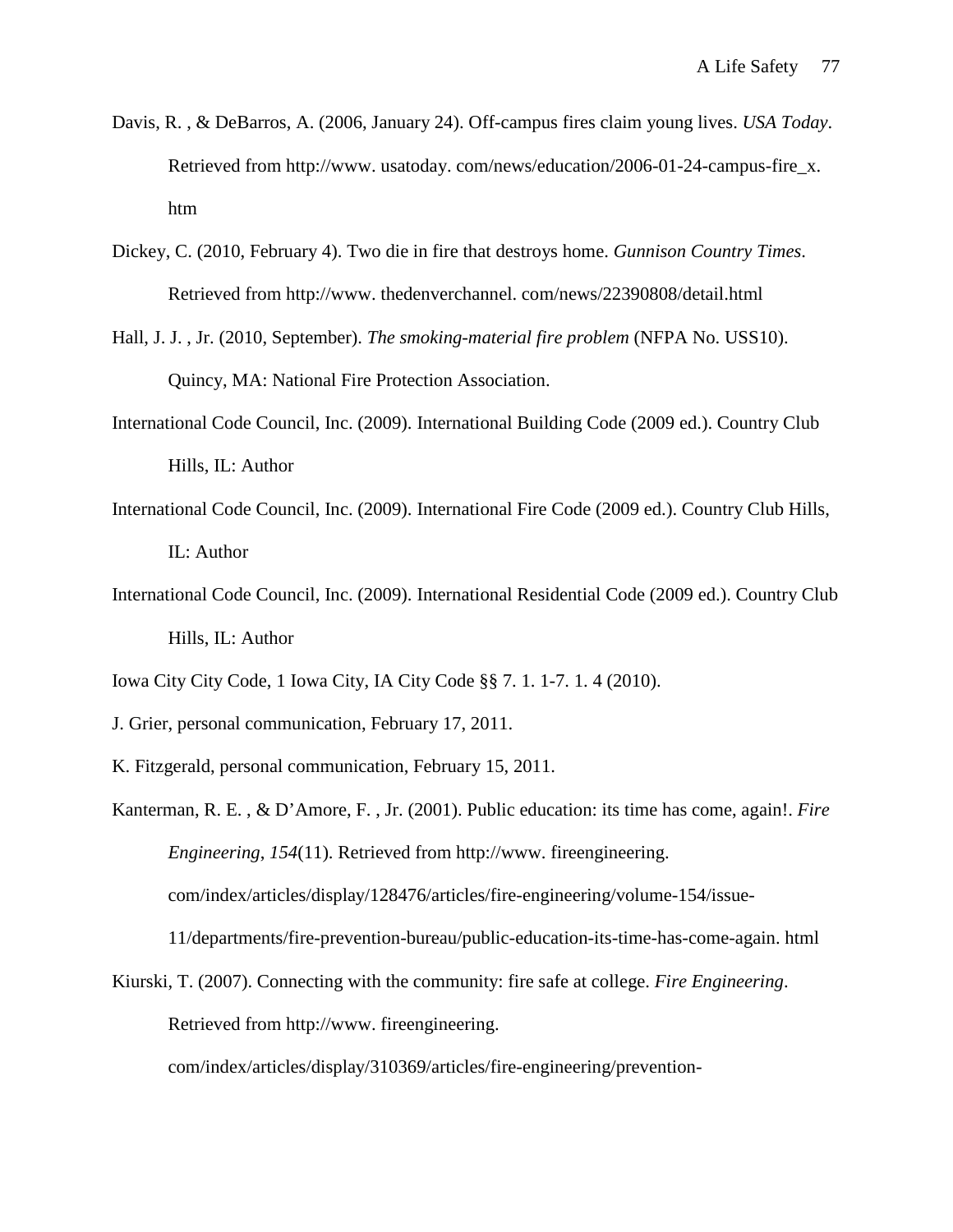Davis, R. , & DeBarros, A. (2006, January 24). Off-campus fires claim young lives. *USA Today*. Retrieved from http://www. usatoday. com/news/education/2006-01-24-campus-fire_x. htm

Dickey, C. (2010, February 4). Two die in fire that destroys home. *Gunnison Country Times*. Retrieved from http://www. thedenverchannel. com/news/22390808/detail.html

Hall, J. J. , Jr. (2010, September). *The smoking-material fire problem* (NFPA No. USS10). Quincy, MA: National Fire Protection Association.

International Code Council, Inc. (2009). International Building Code (2009 ed.). Country Club Hills, IL: Author

International Code Council, Inc. (2009). International Fire Code (2009 ed.). Country Club Hills, IL: Author

International Code Council, Inc. (2009). International Residential Code (2009 ed.). Country Club Hills, IL: Author

Iowa City City Code, 1 Iowa City, IA City Code §§ 7. 1. 1-7. 1. 4 (2010).

J. Grier, personal communication, February 17, 2011.

K. Fitzgerald, personal communication, February 15, 2011.

Kanterman, R. E. , & D'Amore, F. , Jr. (2001). Public education: its time has come, again!. *Fire Engineering*, *154*(11). Retrieved from http://www. fireengineering. com/index/articles/display/128476/articles/fire-engineering/volume-154/issue-11/departments/fire-prevention-bureau/public-education-its-time-has-come-again. html

Kiurski, T. (2007). Connecting with the community: fire safe at college. *Fire Engineering*. Retrieved from http://www. fireengineering. com/index/articles/display/310369/articles/fire-engineering/prevention-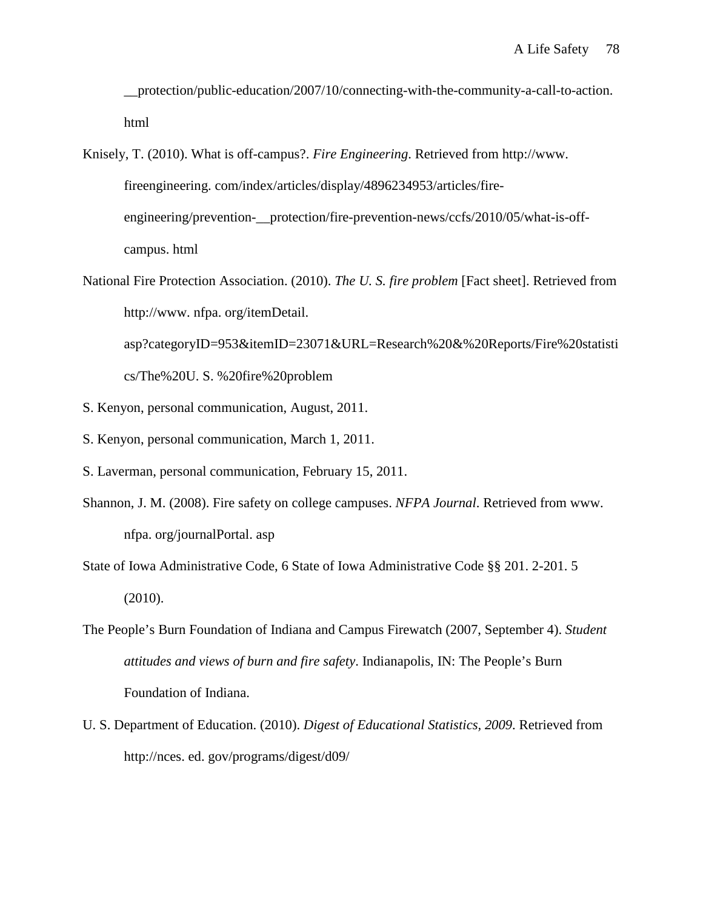__protection/public-education/2007/10/connecting-with-the-community-a-call-to-action. html

Knisely, T. (2010). What is off-campus?. *Fire Engineering*. Retrieved from http://www. fireengineering. com/index/articles/display/4896234953/articles/fire-engineering/prevention-__protection/fire-prevention-news/ccfs/2010/05/what-is-off-campus. html

National Fire Protection Association. (2010). *The U. S. fire problem* [Fact sheet]. Retrieved from http://www. nfpa. org/itemDetail. asp?categoryID=953&itemID=23071&URL=Research%20&%20Reports/Fire%20statistics/The%20U. S. %20fire%20problem

S. Kenyon, personal communication, August, 2011.

S. Kenyon, personal communication, March 1, 2011.

S. Laverman, personal communication, February 15, 2011.

Shannon, J. M. (2008). Fire safety on college campuses. *NFPA Journal*. Retrieved from www. nfpa. org/journalPortal. asp

State of Iowa Administrative Code, 6 State of Iowa Administrative Code §§ 201. 2-201. 5 (2010).

The People's Burn Foundation of Indiana and Campus Firewatch (2007, September 4). *Student attitudes and views of burn and fire safety*. Indianapolis, IN: The People's Burn Foundation of Indiana.

U. S. Department of Education. (2010). *Digest of Educational Statistics, 2009*. Retrieved from http://nces. ed. gov/programs/digest/d09/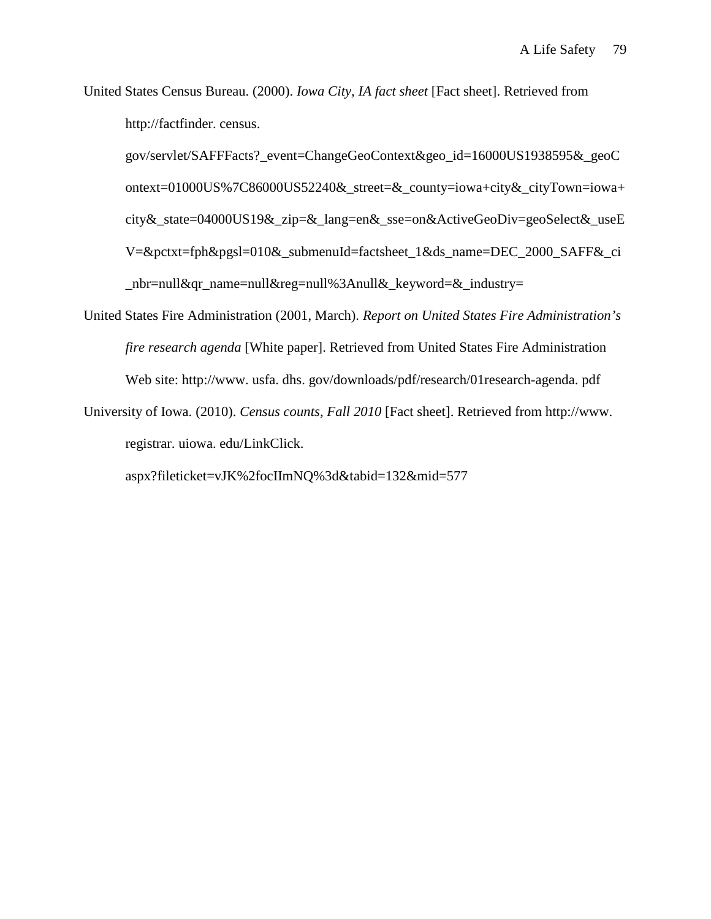United States Census Bureau. (2000). *Iowa City, IA fact sheet* [Fact sheet]. Retrieved from http://factfinder. census. gov/servlet/SAFFFacts?_event=ChangeGeoContext&geo_id=16000US1938595&_geoContext=01000US%7C86000US52240&_street=&_county=iowa+city&_cityTown=iowa+city&_state=04000US19&_zip=&_lang=en&_sse=on&ActiveGeoDiv=geoSelect&_useEV=&pctxt=fph&pgsl=010&_submenuId=factsheet_1&ds_name=DEC_2000_SAFF&_ci_nbr=null&qr_name=null&reg=null%3Anull&_keyword=&_industry=

United States Fire Administration (2001, March). *Report on United States Fire Administration's fire research agenda* [White paper]. Retrieved from United States Fire Administration Web site: http://www. usfa. dhs. gov/downloads/pdf/research/01research-agenda. pdf

University of Iowa. (2010). *Census counts, Fall 2010* [Fact sheet]. Retrieved from http://www. registrar. uiowa. edu/LinkClick. aspx?fileticket=vJK%2focIImNQ%3d&tabid=132&mid=577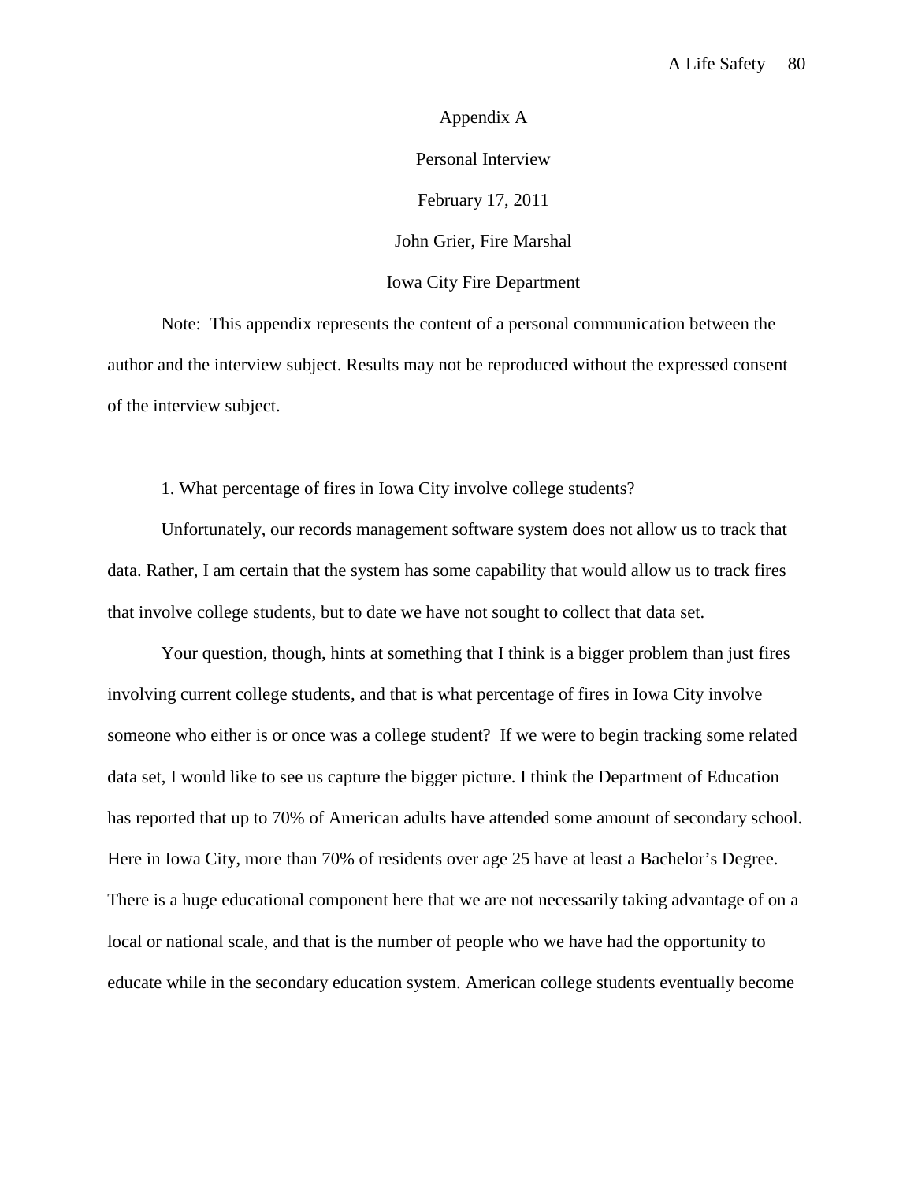# Appendix A

## Personal Interview

February 17, 2011

John Grier, Fire Marshal

Iowa City Fire Department

Note: This appendix represents the content of a personal communication between the author and the interview subject. Results may not be reproduced without the expressed consent of the interview subject.

1. What percentage of fires in Iowa City involve college students?

Unfortunately, our records management software system does not allow us to track that data. Rather, I am certain that the system has some capability that would allow us to track fires that involve college students, but to date we have not sought to collect that data set.

Your question, though, hints at something that I think is a bigger problem than just fires involving current college students, and that is what percentage of fires in Iowa City involve someone who either is or once was a college student? If we were to begin tracking some related data set, I would like to see us capture the bigger picture. I think the Department of Education has reported that up to 70% of American adults have attended some amount of secondary school. Here in Iowa City, more than 70% of residents over age 25 have at least a Bachelor's Degree. There is a huge educational component here that we are not necessarily taking advantage of on a local or national scale, and that is the number of people who we have had the opportunity to educate while in the secondary education system. American college students eventually become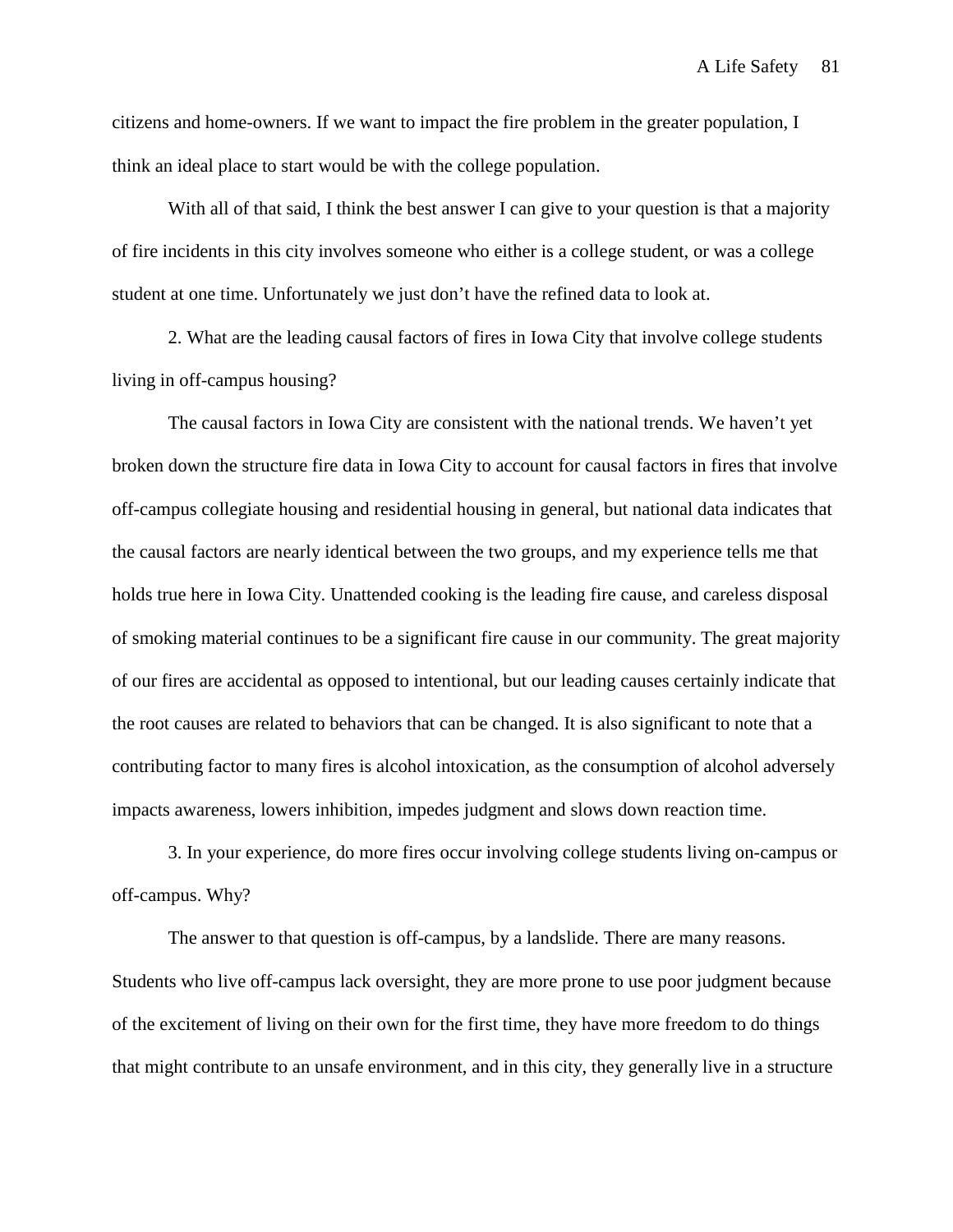citizens and home-owners. If we want to impact the fire problem in the greater population, I think an ideal place to start would be with the college population.

With all of that said, I think the best answer I can give to your question is that a majority of fire incidents in this city involves someone who either is a college student, or was a college student at one time. Unfortunately we just don't have the refined data to look at.

2. What are the leading causal factors of fires in Iowa City that involve college students living in off-campus housing?

The causal factors in Iowa City are consistent with the national trends. We haven't yet broken down the structure fire data in Iowa City to account for causal factors in fires that involve off-campus collegiate housing and residential housing in general, but national data indicates that the causal factors are nearly identical between the two groups, and my experience tells me that holds true here in Iowa City. Unattended cooking is the leading fire cause, and careless disposal of smoking material continues to be a significant fire cause in our community. The great majority of our fires are accidental as opposed to intentional, but our leading causes certainly indicate that the root causes are related to behaviors that can be changed. It is also significant to note that a contributing factor to many fires is alcohol intoxication, as the consumption of alcohol adversely impacts awareness, lowers inhibition, impedes judgment and slows down reaction time.

3. In your experience, do more fires occur involving college students living on-campus or off-campus. Why?

The answer to that question is off-campus, by a landslide. There are many reasons. Students who live off-campus lack oversight, they are more prone to use poor judgment because of the excitement of living on their own for the first time, they have more freedom to do things that might contribute to an unsafe environment, and in this city, they generally live in a structure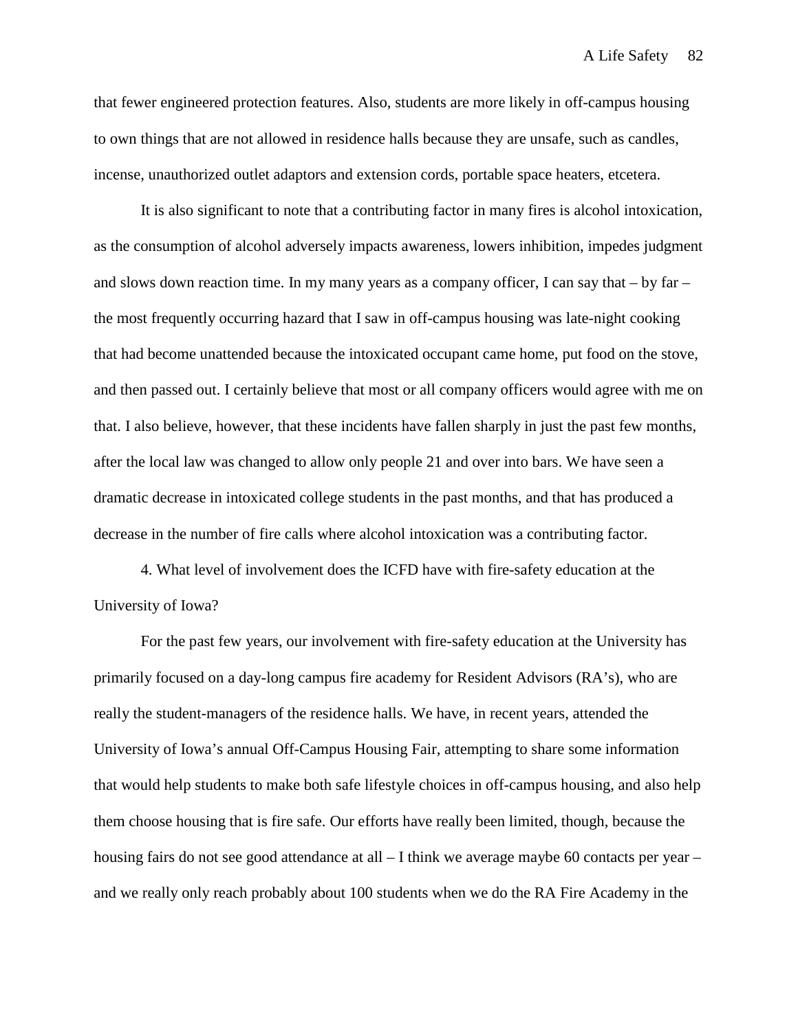that fewer engineered protection features. Also, students are more likely in off-campus housing to own things that are not allowed in residence halls because they are unsafe, such as candles, incense, unauthorized outlet adaptors and extension cords, portable space heaters, etcetera.

It is also significant to note that a contributing factor in many fires is alcohol intoxication, as the consumption of alcohol adversely impacts awareness, lowers inhibition, impedes judgment and slows down reaction time. In my many years as a company officer, I can say that – by far – the most frequently occurring hazard that I saw in off-campus housing was late-night cooking that had become unattended because the intoxicated occupant came home, put food on the stove, and then passed out. I certainly believe that most or all company officers would agree with me on that. I also believe, however, that these incidents have fallen sharply in just the past few months, after the local law was changed to allow only people 21 and over into bars. We have seen a dramatic decrease in intoxicated college students in the past months, and that has produced a decrease in the number of fire calls where alcohol intoxication was a contributing factor.

4. What level of involvement does the ICFD have with fire-safety education at the University of Iowa?

For the past few years, our involvement with fire-safety education at the University has primarily focused on a day-long campus fire academy for Resident Advisors (RA's), who are really the student-managers of the residence halls. We have, in recent years, attended the University of Iowa's annual Off-Campus Housing Fair, attempting to share some information that would help students to make both safe lifestyle choices in off-campus housing, and also help them choose housing that is fire safe. Our efforts have really been limited, though, because the housing fairs do not see good attendance at all – I think we average maybe 60 contacts per year – and we really only reach probably about 100 students when we do the RA Fire Academy in the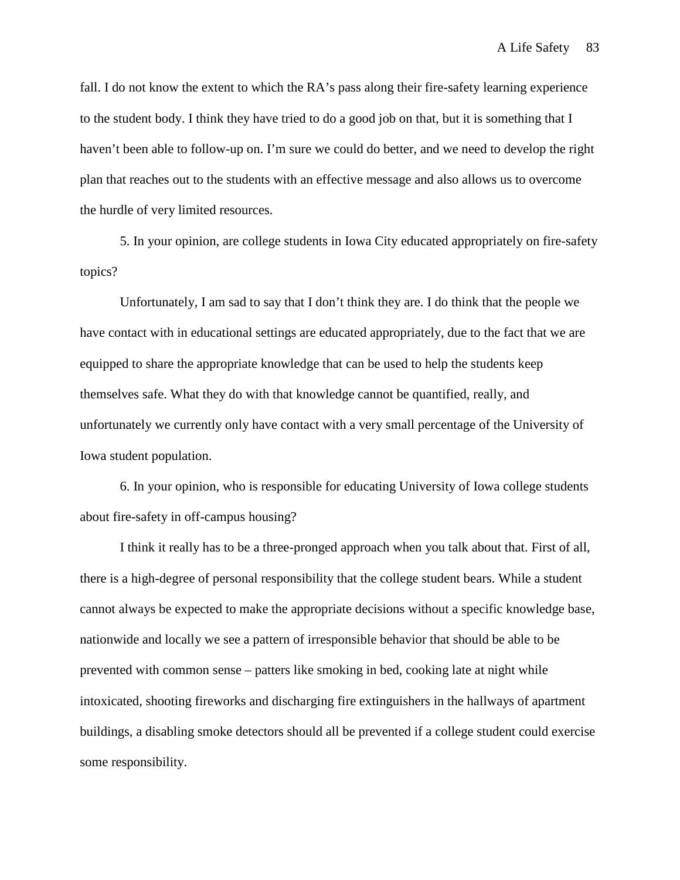fall. I do not know the extent to which the RA's pass along their fire-safety learning experience to the student body. I think they have tried to do a good job on that, but it is something that I haven't been able to follow-up on. I'm sure we could do better, and we need to develop the right plan that reaches out to the students with an effective message and also allows us to overcome the hurdle of very limited resources.

5. In your opinion, are college students in Iowa City educated appropriately on fire-safety topics?

Unfortunately, I am sad to say that I don't think they are. I do think that the people we have contact with in educational settings are educated appropriately, due to the fact that we are equipped to share the appropriate knowledge that can be used to help the students keep themselves safe. What they do with that knowledge cannot be quantified, really, and unfortunately we currently only have contact with a very small percentage of the University of Iowa student population.

6. In your opinion, who is responsible for educating University of Iowa college students about fire-safety in off-campus housing?

I think it really has to be a three-pronged approach when you talk about that. First of all, there is a high-degree of personal responsibility that the college student bears. While a student cannot always be expected to make the appropriate decisions without a specific knowledge base, nationwide and locally we see a pattern of irresponsible behavior that should be able to be prevented with common sense – patters like smoking in bed, cooking late at night while intoxicated, shooting fireworks and discharging fire extinguishers in the hallways of apartment buildings, a disabling smoke detectors should all be prevented if a college student could exercise some responsibility.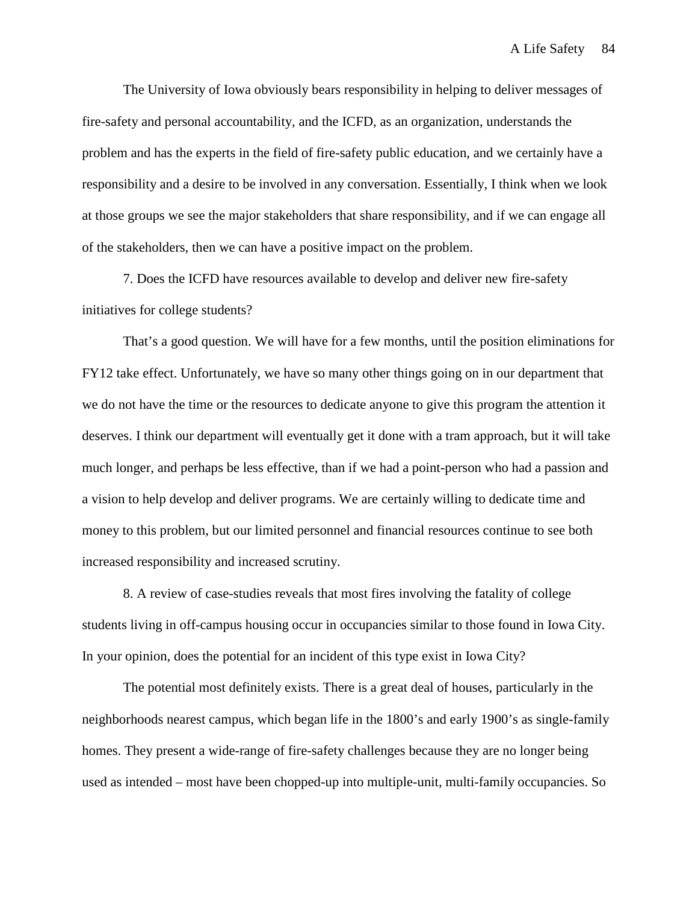The University of Iowa obviously bears responsibility in helping to deliver messages of fire-safety and personal accountability, and the ICFD, as an organization, understands the problem and has the experts in the field of fire-safety public education, and we certainly have a responsibility and a desire to be involved in any conversation. Essentially, I think when we look at those groups we see the major stakeholders that share responsibility, and if we can engage all of the stakeholders, then we can have a positive impact on the problem.

7. Does the ICFD have resources available to develop and deliver new fire-safety initiatives for college students?

That's a good question. We will have for a few months, until the position eliminations for FY12 take effect. Unfortunately, we have so many other things going on in our department that we do not have the time or the resources to dedicate anyone to give this program the attention it deserves. I think our department will eventually get it done with a tram approach, but it will take much longer, and perhaps be less effective, than if we had a point-person who had a passion and a vision to help develop and deliver programs. We are certainly willing to dedicate time and money to this problem, but our limited personnel and financial resources continue to see both increased responsibility and increased scrutiny.

8. A review of case-studies reveals that most fires involving the fatality of college students living in off-campus housing occur in occupancies similar to those found in Iowa City. In your opinion, does the potential for an incident of this type exist in Iowa City?

The potential most definitely exists. There is a great deal of houses, particularly in the neighborhoods nearest campus, which began life in the 1800's and early 1900's as single-family homes. They present a wide-range of fire-safety challenges because they are no longer being used as intended – most have been chopped-up into multiple-unit, multi-family occupancies. So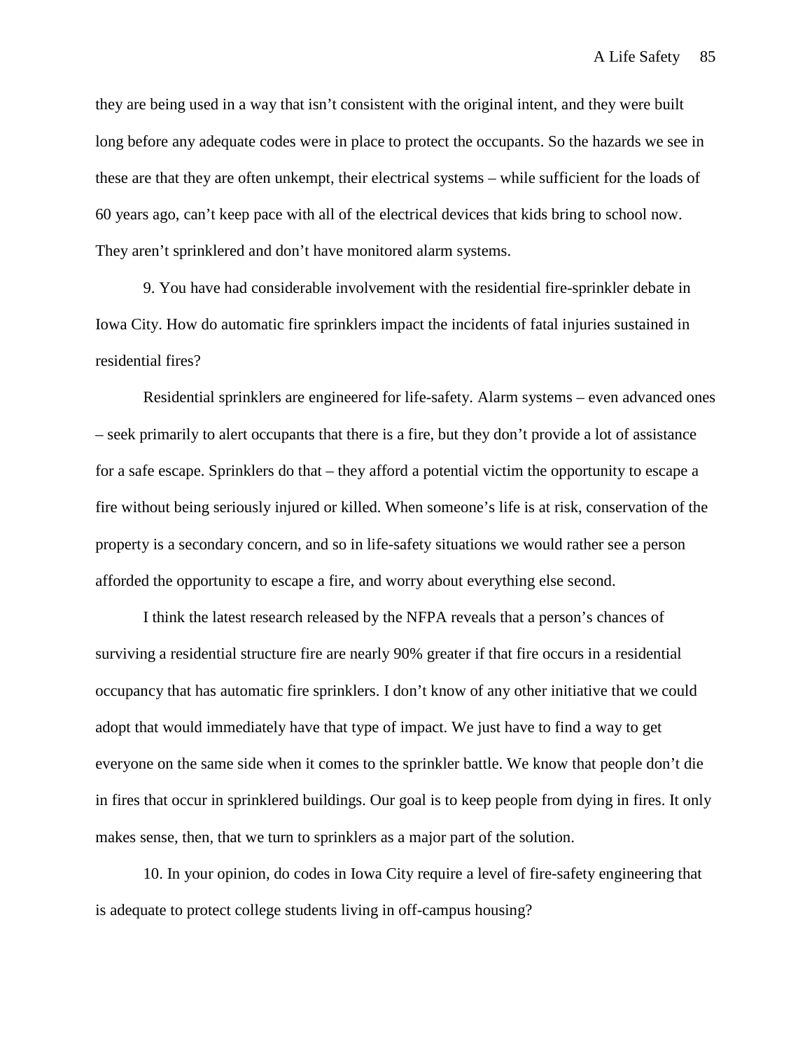they are being used in a way that isn't consistent with the original intent, and they were built long before any adequate codes were in place to protect the occupants. So the hazards we see in these are that they are often unkempt, their electrical systems – while sufficient for the loads of 60 years ago, can't keep pace with all of the electrical devices that kids bring to school now. They aren't sprinklered and don't have monitored alarm systems.

9. You have had considerable involvement with the residential fire-sprinkler debate in Iowa City. How do automatic fire sprinklers impact the incidents of fatal injuries sustained in residential fires?

Residential sprinklers are engineered for life-safety. Alarm systems – even advanced ones – seek primarily to alert occupants that there is a fire, but they don't provide a lot of assistance for a safe escape. Sprinklers do that – they afford a potential victim the opportunity to escape a fire without being seriously injured or killed. When someone's life is at risk, conservation of the property is a secondary concern, and so in life-safety situations we would rather see a person afforded the opportunity to escape a fire, and worry about everything else second.

I think the latest research released by the NFPA reveals that a person's chances of surviving a residential structure fire are nearly 90% greater if that fire occurs in a residential occupancy that has automatic fire sprinklers. I don't know of any other initiative that we could adopt that would immediately have that type of impact. We just have to find a way to get everyone on the same side when it comes to the sprinkler battle. We know that people don't die in fires that occur in sprinklered buildings. Our goal is to keep people from dying in fires. It only makes sense, then, that we turn to sprinklers as a major part of the solution.

10. In your opinion, do codes in Iowa City require a level of fire-safety engineering that is adequate to protect college students living in off-campus housing?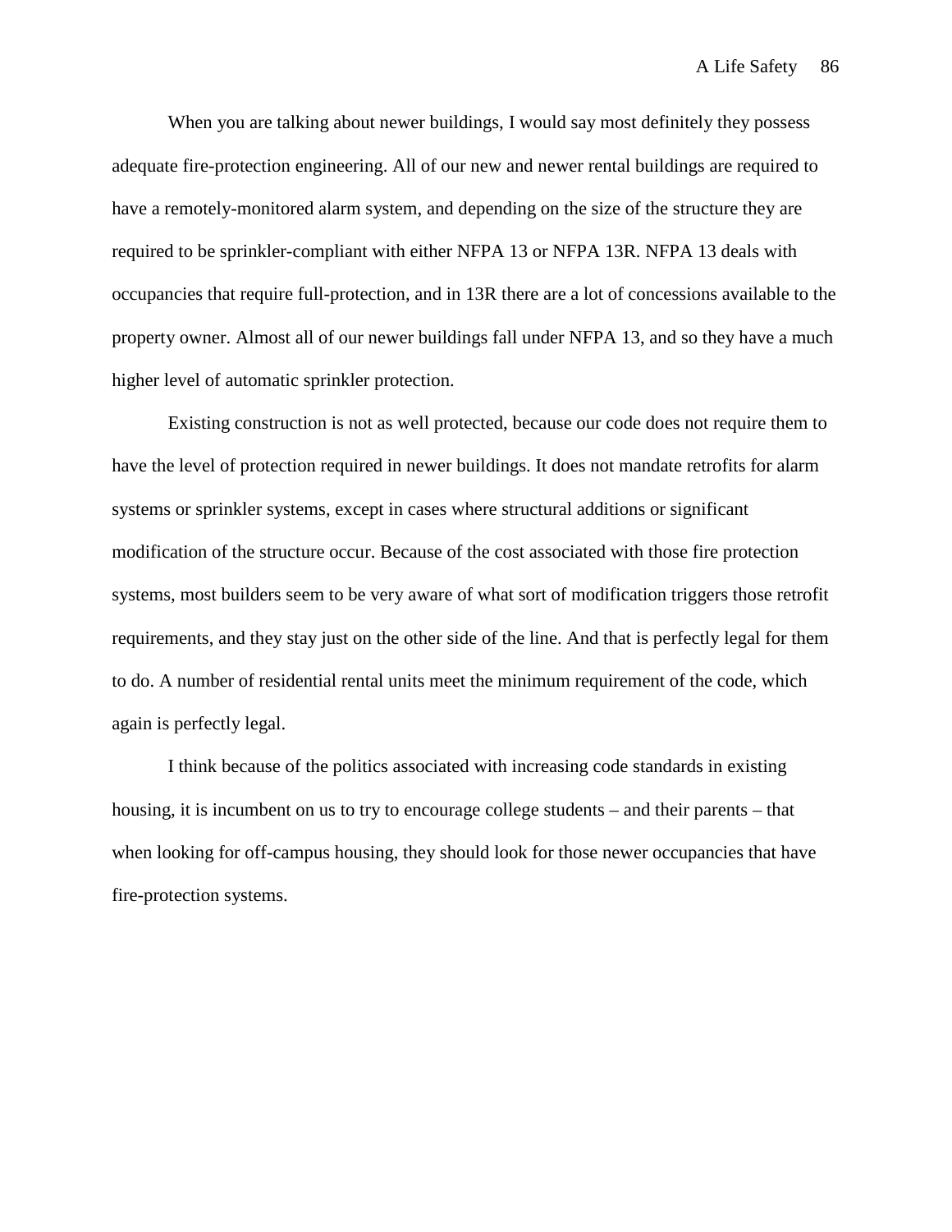When you are talking about newer buildings, I would say most definitely they possess adequate fire-protection engineering. All of our new and newer rental buildings are required to have a remotely-monitored alarm system, and depending on the size of the structure they are required to be sprinkler-compliant with either NFPA 13 or NFPA 13R. NFPA 13 deals with occupancies that require full-protection, and in 13R there are a lot of concessions available to the property owner. Almost all of our newer buildings fall under NFPA 13, and so they have a much higher level of automatic sprinkler protection.

Existing construction is not as well protected, because our code does not require them to have the level of protection required in newer buildings. It does not mandate retrofits for alarm systems or sprinkler systems, except in cases where structural additions or significant modification of the structure occur. Because of the cost associated with those fire protection systems, most builders seem to be very aware of what sort of modification triggers those retrofit requirements, and they stay just on the other side of the line. And that is perfectly legal for them to do. A number of residential rental units meet the minimum requirement of the code, which again is perfectly legal.

I think because of the politics associated with increasing code standards in existing housing, it is incumbent on us to try to encourage college students – and their parents – that when looking for off-campus housing, they should look for those newer occupancies that have fire-protection systems.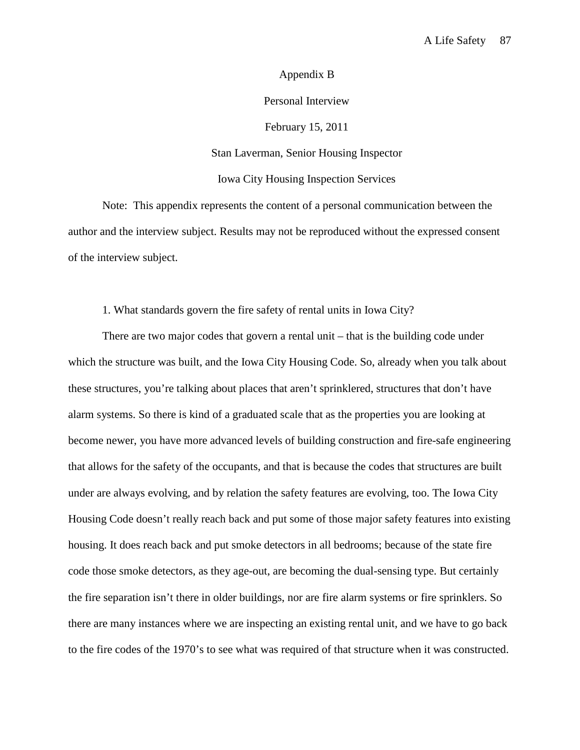# Appendix B

## Personal Interview

February 15, 2011

Stan Laverman, Senior Housing Inspector

Iowa City Housing Inspection Services

Note: This appendix represents the content of a personal communication between the author and the interview subject. Results may not be reproduced without the expressed consent of the interview subject.

1. What standards govern the fire safety of rental units in Iowa City?

There are two major codes that govern a rental unit – that is the building code under which the structure was built, and the Iowa City Housing Code. So, already when you talk about these structures, you're talking about places that aren't sprinklered, structures that don't have alarm systems. So there is kind of a graduated scale that as the properties you are looking at become newer, you have more advanced levels of building construction and fire-safe engineering that allows for the safety of the occupants, and that is because the codes that structures are built under are always evolving, and by relation the safety features are evolving, too. The Iowa City Housing Code doesn't really reach back and put some of those major safety features into existing housing. It does reach back and put smoke detectors in all bedrooms; because of the state fire code those smoke detectors, as they age-out, are becoming the dual-sensing type. But certainly the fire separation isn't there in older buildings, nor are fire alarm systems or fire sprinklers. So there are many instances where we are inspecting an existing rental unit, and we have to go back to the fire codes of the 1970's to see what was required of that structure when it was constructed.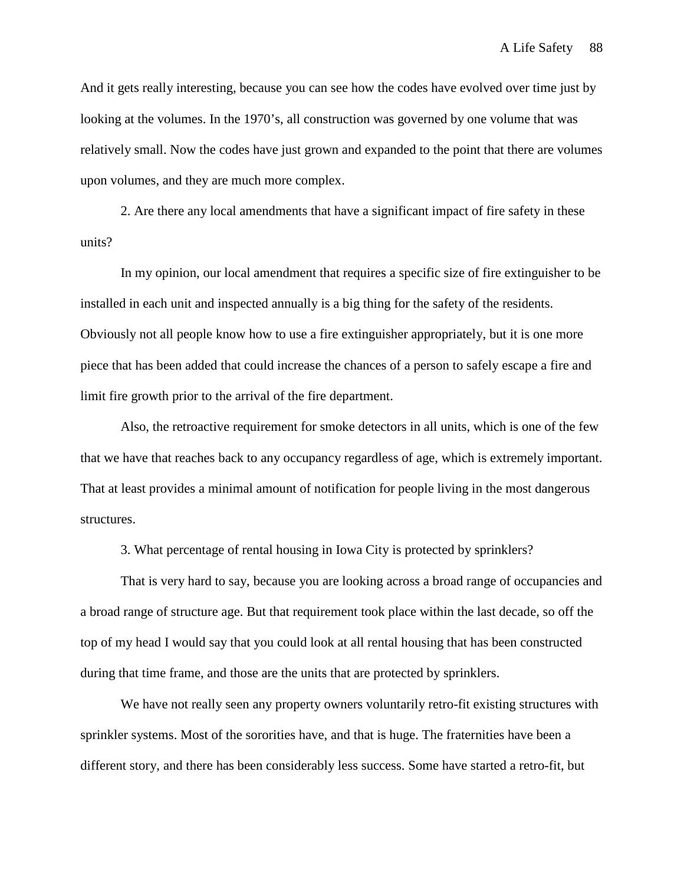And it gets really interesting, because you can see how the codes have evolved over time just by looking at the volumes. In the 1970's, all construction was governed by one volume that was relatively small. Now the codes have just grown and expanded to the point that there are volumes upon volumes, and they are much more complex.

2. Are there any local amendments that have a significant impact of fire safety in these units?

In my opinion, our local amendment that requires a specific size of fire extinguisher to be installed in each unit and inspected annually is a big thing for the safety of the residents. Obviously not all people know how to use a fire extinguisher appropriately, but it is one more piece that has been added that could increase the chances of a person to safely escape a fire and limit fire growth prior to the arrival of the fire department.

Also, the retroactive requirement for smoke detectors in all units, which is one of the few that we have that reaches back to any occupancy regardless of age, which is extremely important. That at least provides a minimal amount of notification for people living in the most dangerous structures.

3. What percentage of rental housing in Iowa City is protected by sprinklers?

That is very hard to say, because you are looking across a broad range of occupancies and a broad range of structure age. But that requirement took place within the last decade, so off the top of my head I would say that you could look at all rental housing that has been constructed during that time frame, and those are the units that are protected by sprinklers.

We have not really seen any property owners voluntarily retro-fit existing structures with sprinkler systems. Most of the sororities have, and that is huge. The fraternities have been a different story, and there has been considerably less success. Some have started a retro-fit, but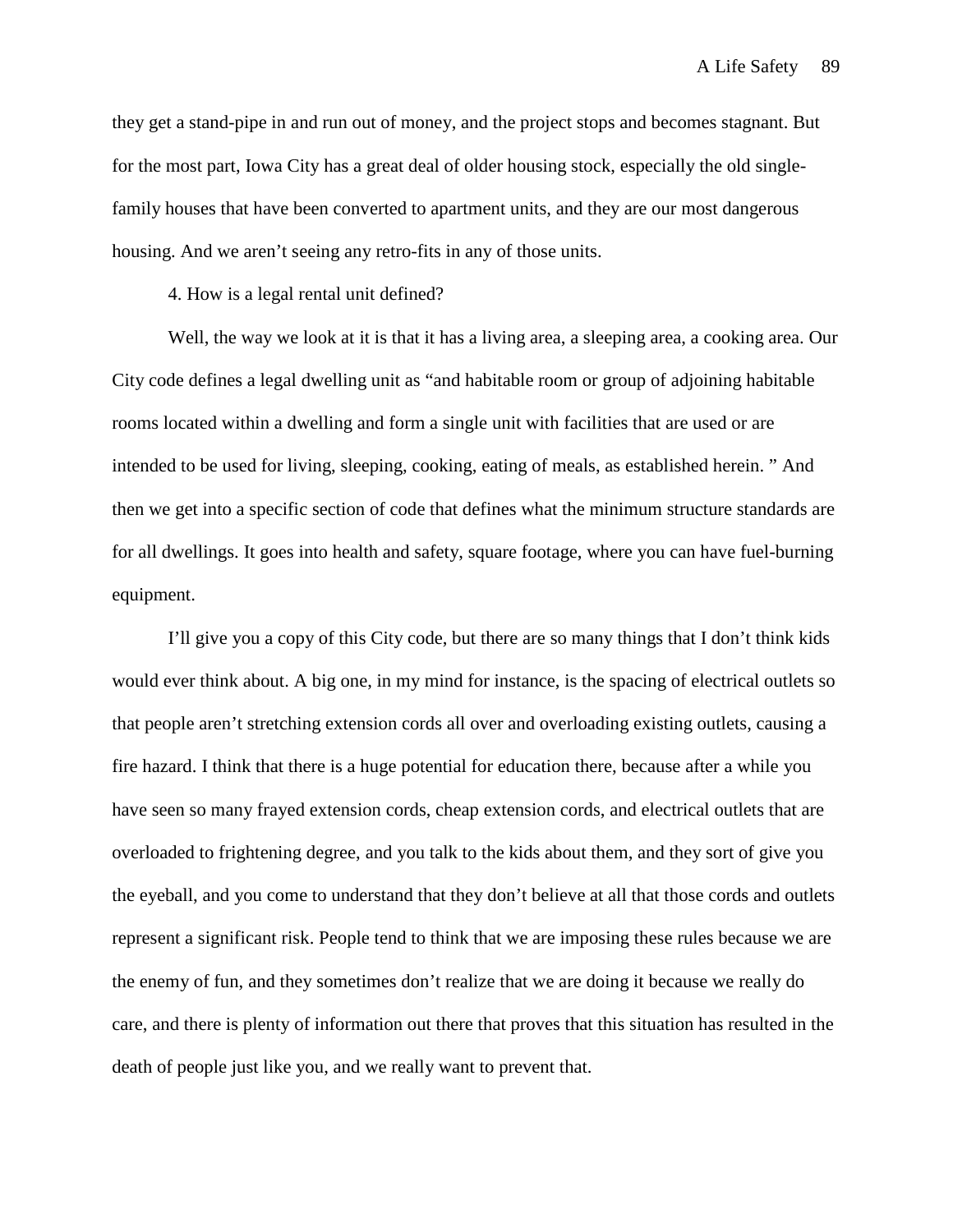they get a stand-pipe in and run out of money, and the project stops and becomes stagnant. But for the most part, Iowa City has a great deal of older housing stock, especially the old single-family houses that have been converted to apartment units, and they are our most dangerous housing. And we aren't seeing any retro-fits in any of those units.

4. How is a legal rental unit defined?

Well, the way we look at it is that it has a living area, a sleeping area, a cooking area. Our City code defines a legal dwelling unit as "and habitable room or group of adjoining habitable rooms located within a dwelling and form a single unit with facilities that are used or are intended to be used for living, sleeping, cooking, eating of meals, as established herein. " And then we get into a specific section of code that defines what the minimum structure standards are for all dwellings. It goes into health and safety, square footage, where you can have fuel-burning equipment.

I'll give you a copy of this City code, but there are so many things that I don't think kids would ever think about. A big one, in my mind for instance, is the spacing of electrical outlets so that people aren't stretching extension cords all over and overloading existing outlets, causing a fire hazard. I think that there is a huge potential for education there, because after a while you have seen so many frayed extension cords, cheap extension cords, and electrical outlets that are overloaded to frightening degree, and you talk to the kids about them, and they sort of give you the eyeball, and you come to understand that they don't believe at all that those cords and outlets represent a significant risk. People tend to think that we are imposing these rules because we are the enemy of fun, and they sometimes don't realize that we are doing it because we really do care, and there is plenty of information out there that proves that this situation has resulted in the death of people just like you, and we really want to prevent that.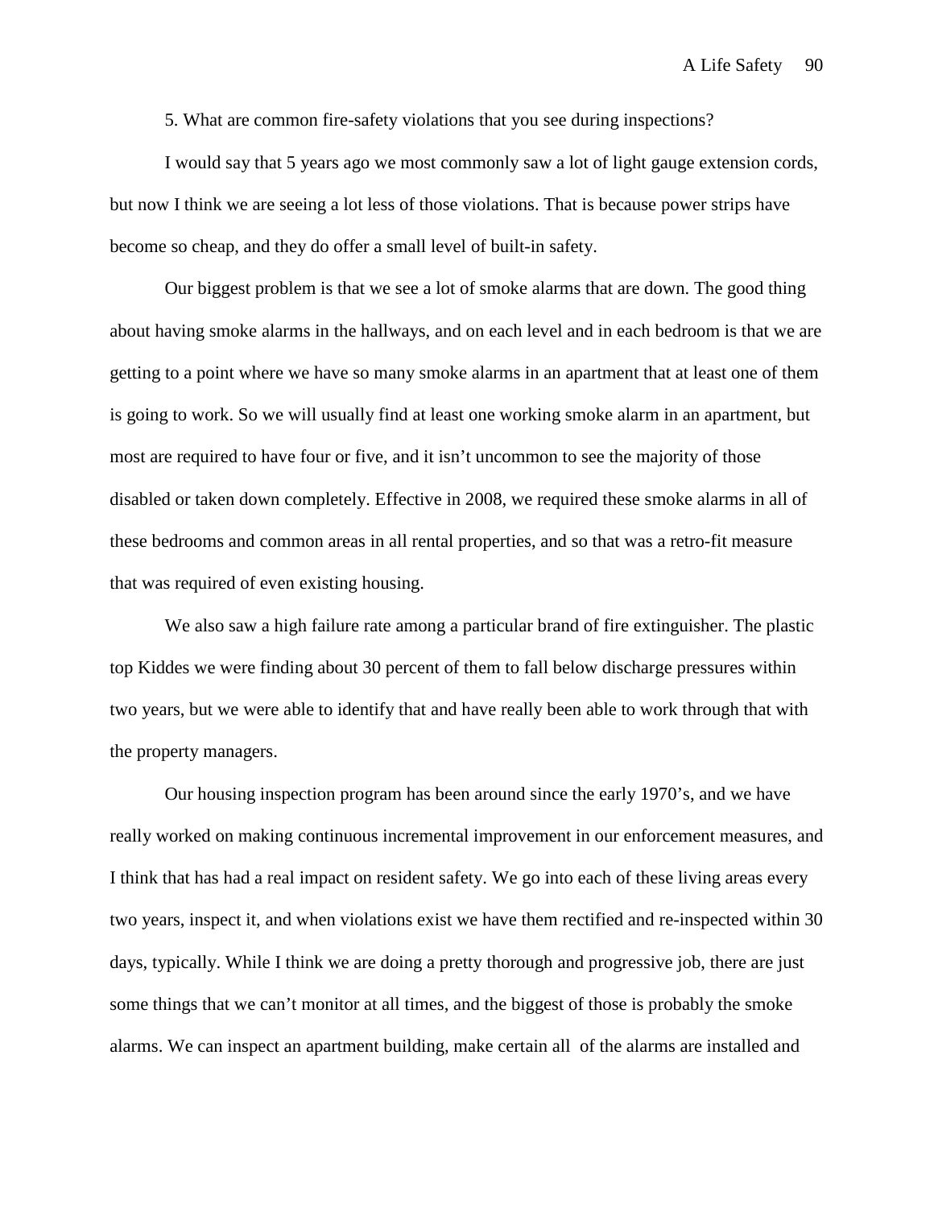5. What are common fire-safety violations that you see during inspections?

I would say that 5 years ago we most commonly saw a lot of light gauge extension cords, but now I think we are seeing a lot less of those violations. That is because power strips have become so cheap, and they do offer a small level of built-in safety.

Our biggest problem is that we see a lot of smoke alarms that are down. The good thing about having smoke alarms in the hallways, and on each level and in each bedroom is that we are getting to a point where we have so many smoke alarms in an apartment that at least one of them is going to work. So we will usually find at least one working smoke alarm in an apartment, but most are required to have four or five, and it isn't uncommon to see the majority of those disabled or taken down completely. Effective in 2008, we required these smoke alarms in all of these bedrooms and common areas in all rental properties, and so that was a retro-fit measure that was required of even existing housing.

We also saw a high failure rate among a particular brand of fire extinguisher. The plastic top Kiddes we were finding about 30 percent of them to fall below discharge pressures within two years, but we were able to identify that and have really been able to work through that with the property managers.

Our housing inspection program has been around since the early 1970's, and we have really worked on making continuous incremental improvement in our enforcement measures, and I think that has had a real impact on resident safety. We go into each of these living areas every two years, inspect it, and when violations exist we have them rectified and re-inspected within 30 days, typically. While I think we are doing a pretty thorough and progressive job, there are just some things that we can't monitor at all times, and the biggest of those is probably the smoke alarms. We can inspect an apartment building, make certain all of the alarms are installed and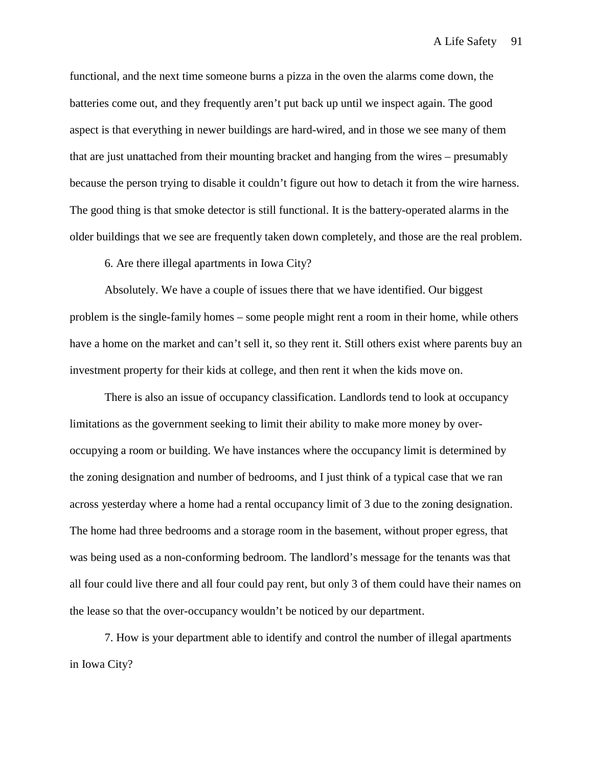functional, and the next time someone burns a pizza in the oven the alarms come down, the batteries come out, and they frequently aren't put back up until we inspect again. The good aspect is that everything in newer buildings are hard-wired, and in those we see many of them that are just unattached from their mounting bracket and hanging from the wires – presumably because the person trying to disable it couldn't figure out how to detach it from the wire harness. The good thing is that smoke detector is still functional. It is the battery-operated alarms in the older buildings that we see are frequently taken down completely, and those are the real problem.

6. Are there illegal apartments in Iowa City?

Absolutely. We have a couple of issues there that we have identified. Our biggest problem is the single-family homes – some people might rent a room in their home, while others have a home on the market and can't sell it, so they rent it. Still others exist where parents buy an investment property for their kids at college, and then rent it when the kids move on.

There is also an issue of occupancy classification. Landlords tend to look at occupancy limitations as the government seeking to limit their ability to make more money by over-occupying a room or building. We have instances where the occupancy limit is determined by the zoning designation and number of bedrooms, and I just think of a typical case that we ran across yesterday where a home had a rental occupancy limit of 3 due to the zoning designation. The home had three bedrooms and a storage room in the basement, without proper egress, that was being used as a non-conforming bedroom. The landlord's message for the tenants was that all four could live there and all four could pay rent, but only 3 of them could have their names on the lease so that the over-occupancy wouldn't be noticed by our department.

7. How is your department able to identify and control the number of illegal apartments in Iowa City?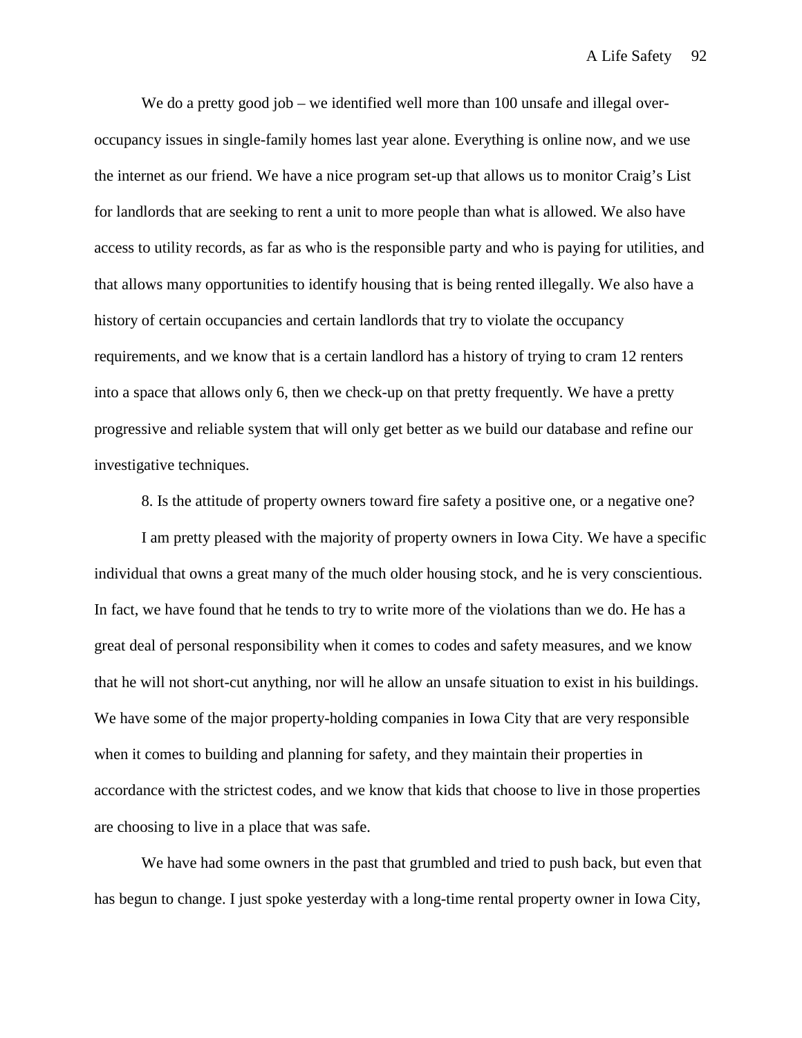We do a pretty good job – we identified well more than 100 unsafe and illegal over-occupancy issues in single-family homes last year alone. Everything is online now, and we use the internet as our friend. We have a nice program set-up that allows us to monitor Craig's List for landlords that are seeking to rent a unit to more people than what is allowed. We also have access to utility records, as far as who is the responsible party and who is paying for utilities, and that allows many opportunities to identify housing that is being rented illegally. We also have a history of certain occupancies and certain landlords that try to violate the occupancy requirements, and we know that is a certain landlord has a history of trying to cram 12 renters into a space that allows only 6, then we check-up on that pretty frequently. We have a pretty progressive and reliable system that will only get better as we build our database and refine our investigative techniques.

8. Is the attitude of property owners toward fire safety a positive one, or a negative one?

I am pretty pleased with the majority of property owners in Iowa City. We have a specific individual that owns a great many of the much older housing stock, and he is very conscientious. In fact, we have found that he tends to try to write more of the violations than we do. He has a great deal of personal responsibility when it comes to codes and safety measures, and we know that he will not short-cut anything, nor will he allow an unsafe situation to exist in his buildings. We have some of the major property-holding companies in Iowa City that are very responsible when it comes to building and planning for safety, and they maintain their properties in accordance with the strictest codes, and we know that kids that choose to live in those properties are choosing to live in a place that was safe.

We have had some owners in the past that grumbled and tried to push back, but even that has begun to change. I just spoke yesterday with a long-time rental property owner in Iowa City,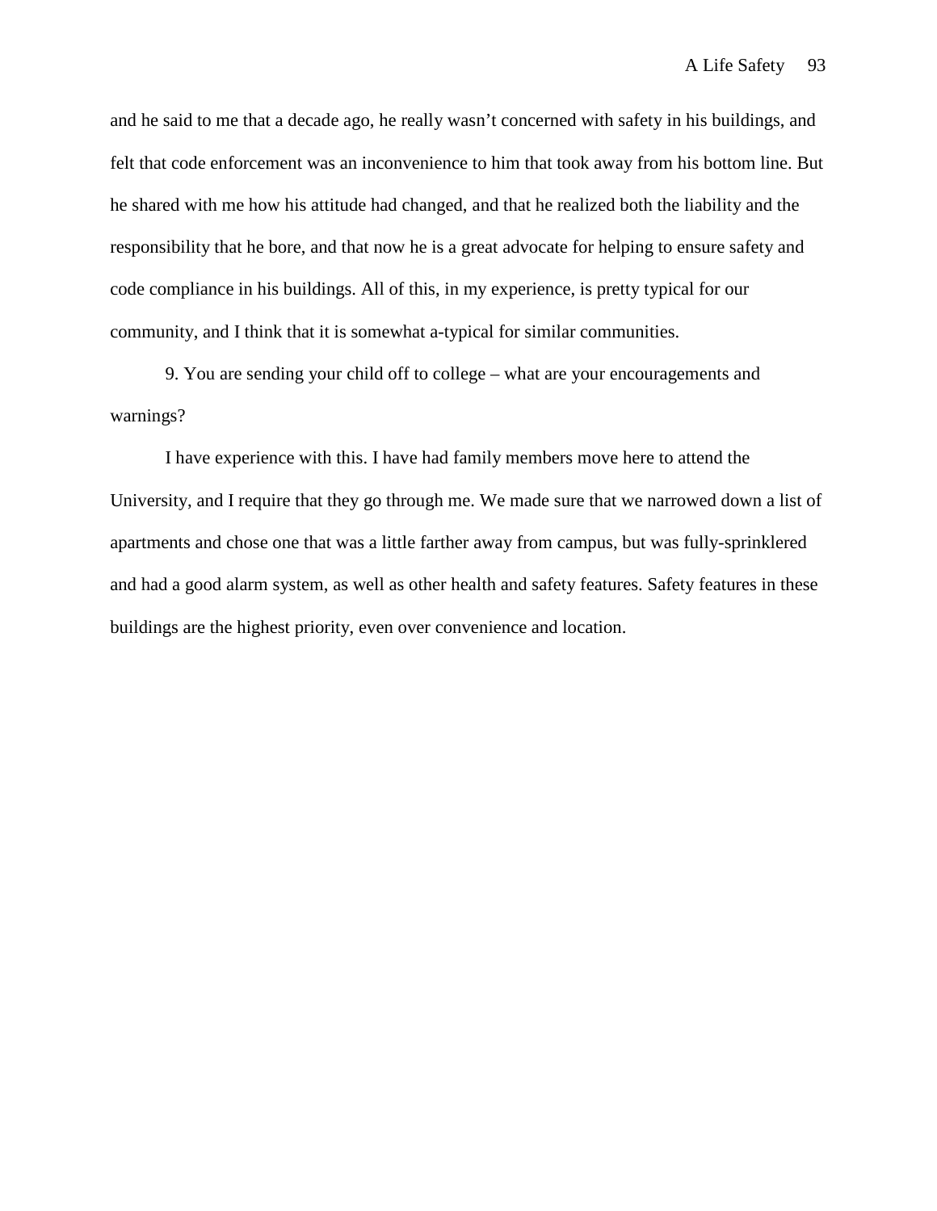and he said to me that a decade ago, he really wasn't concerned with safety in his buildings, and felt that code enforcement was an inconvenience to him that took away from his bottom line. But he shared with me how his attitude had changed, and that he realized both the liability and the responsibility that he bore, and that now he is a great advocate for helping to ensure safety and code compliance in his buildings. All of this, in my experience, is pretty typical for our community, and I think that it is somewhat a-typical for similar communities.

9. You are sending your child off to college – what are your encouragements and warnings?

I have experience with this. I have had family members move here to attend the University, and I require that they go through me. We made sure that we narrowed down a list of apartments and chose one that was a little farther away from campus, but was fully-sprinklered and had a good alarm system, as well as other health and safety features. Safety features in these buildings are the highest priority, even over convenience and location.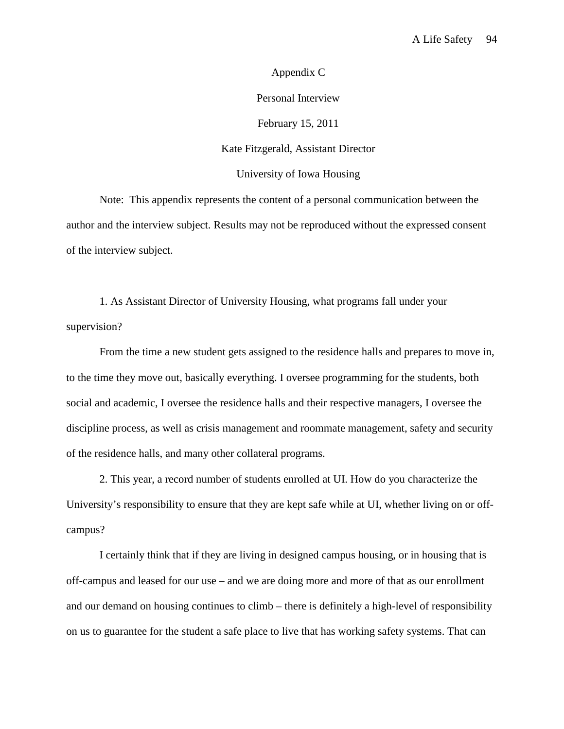# Appendix C

## Personal Interview

February 15, 2011

Kate Fitzgerald, Assistant Director

University of Iowa Housing

Note: This appendix represents the content of a personal communication between the author and the interview subject. Results may not be reproduced without the expressed consent of the interview subject.

1. As Assistant Director of University Housing, what programs fall under your supervision?

From the time a new student gets assigned to the residence halls and prepares to move in, to the time they move out, basically everything. I oversee programming for the students, both social and academic, I oversee the residence halls and their respective managers, I oversee the discipline process, as well as crisis management and roommate management, safety and security of the residence halls, and many other collateral programs.

2. This year, a record number of students enrolled at UI. How do you characterize the University's responsibility to ensure that they are kept safe while at UI, whether living on or off-campus?

I certainly think that if they are living in designed campus housing, or in housing that is off-campus and leased for our use – and we are doing more and more of that as our enrollment and our demand on housing continues to climb – there is definitely a high-level of responsibility on us to guarantee for the student a safe place to live that has working safety systems. That can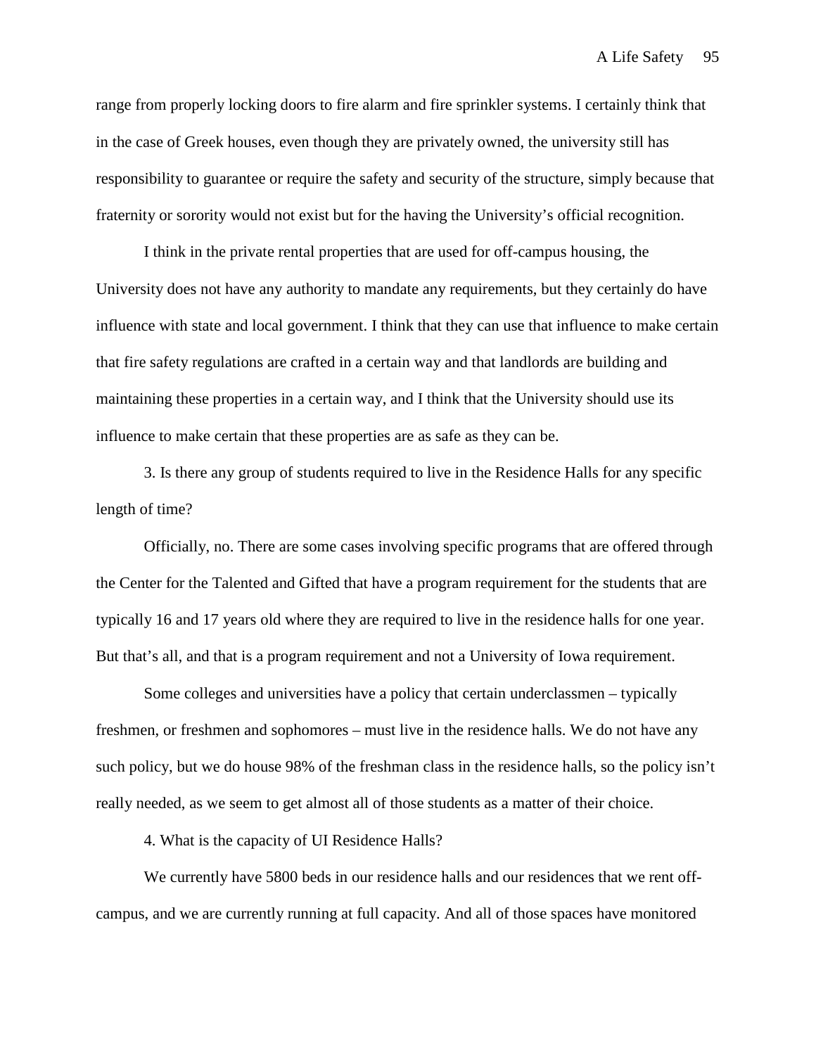range from properly locking doors to fire alarm and fire sprinkler systems. I certainly think that in the case of Greek houses, even though they are privately owned, the university still has responsibility to guarantee or require the safety and security of the structure, simply because that fraternity or sorority would not exist but for the having the University's official recognition.

I think in the private rental properties that are used for off-campus housing, the University does not have any authority to mandate any requirements, but they certainly do have influence with state and local government. I think that they can use that influence to make certain that fire safety regulations are crafted in a certain way and that landlords are building and maintaining these properties in a certain way, and I think that the University should use its influence to make certain that these properties are as safe as they can be.

3. Is there any group of students required to live in the Residence Halls for any specific length of time?

Officially, no. There are some cases involving specific programs that are offered through the Center for the Talented and Gifted that have a program requirement for the students that are typically 16 and 17 years old where they are required to live in the residence halls for one year. But that's all, and that is a program requirement and not a University of Iowa requirement.

Some colleges and universities have a policy that certain underclassmen – typically freshmen, or freshmen and sophomores – must live in the residence halls. We do not have any such policy, but we do house 98% of the freshman class in the residence halls, so the policy isn't really needed, as we seem to get almost all of those students as a matter of their choice.

4. What is the capacity of UI Residence Halls?

We currently have 5800 beds in our residence halls and our residences that we rent off-campus, and we are currently running at full capacity. And all of those spaces have monitored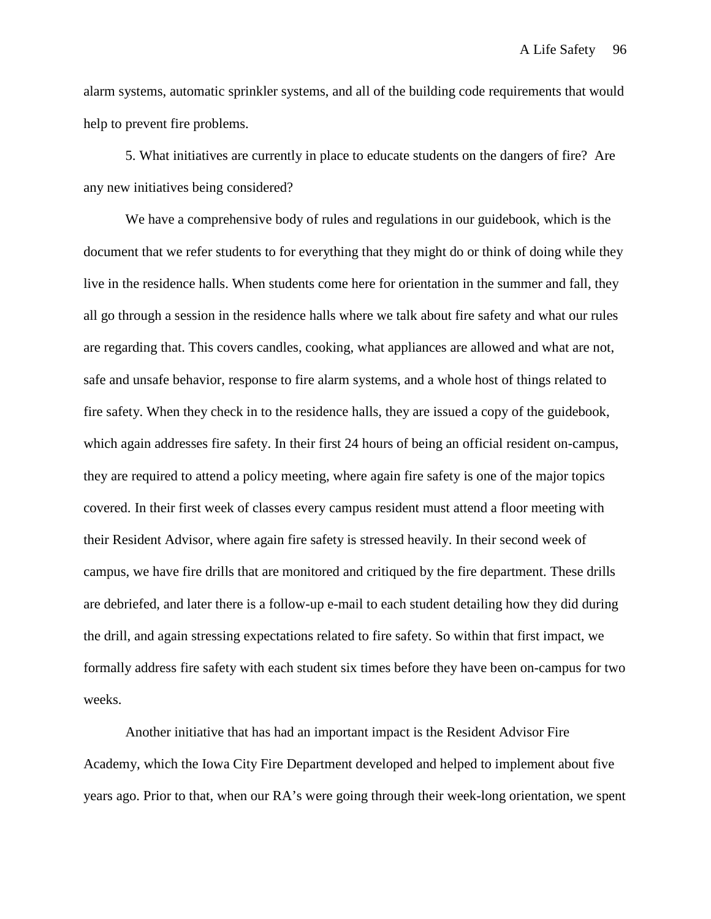alarm systems, automatic sprinkler systems, and all of the building code requirements that would help to prevent fire problems.

5. What initiatives are currently in place to educate students on the dangers of fire? Are any new initiatives being considered?

We have a comprehensive body of rules and regulations in our guidebook, which is the document that we refer students to for everything that they might do or think of doing while they live in the residence halls. When students come here for orientation in the summer and fall, they all go through a session in the residence halls where we talk about fire safety and what our rules are regarding that. This covers candles, cooking, what appliances are allowed and what are not, safe and unsafe behavior, response to fire alarm systems, and a whole host of things related to fire safety. When they check in to the residence halls, they are issued a copy of the guidebook, which again addresses fire safety. In their first 24 hours of being an official resident on-campus, they are required to attend a policy meeting, where again fire safety is one of the major topics covered. In their first week of classes every campus resident must attend a floor meeting with their Resident Advisor, where again fire safety is stressed heavily. In their second week of campus, we have fire drills that are monitored and critiqued by the fire department. These drills are debriefed, and later there is a follow-up e-mail to each student detailing how they did during the drill, and again stressing expectations related to fire safety. So within that first impact, we formally address fire safety with each student six times before they have been on-campus for two weeks.

Another initiative that has had an important impact is the Resident Advisor Fire Academy, which the Iowa City Fire Department developed and helped to implement about five years ago. Prior to that, when our RA's were going through their week-long orientation, we spent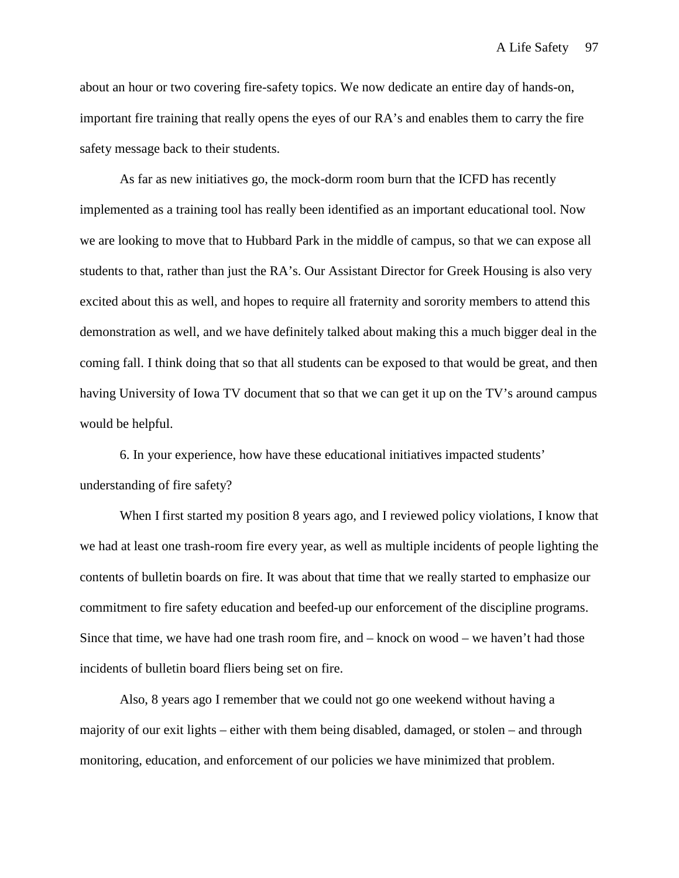about an hour or two covering fire-safety topics. We now dedicate an entire day of hands-on, important fire training that really opens the eyes of our RA's and enables them to carry the fire safety message back to their students.

As far as new initiatives go, the mock-dorm room burn that the ICFD has recently implemented as a training tool has really been identified as an important educational tool. Now we are looking to move that to Hubbard Park in the middle of campus, so that we can expose all students to that, rather than just the RA's. Our Assistant Director for Greek Housing is also very excited about this as well, and hopes to require all fraternity and sorority members to attend this demonstration as well, and we have definitely talked about making this a much bigger deal in the coming fall. I think doing that so that all students can be exposed to that would be great, and then having University of Iowa TV document that so that we can get it up on the TV's around campus would be helpful.

6. In your experience, how have these educational initiatives impacted students' understanding of fire safety?

When I first started my position 8 years ago, and I reviewed policy violations, I know that we had at least one trash-room fire every year, as well as multiple incidents of people lighting the contents of bulletin boards on fire. It was about that time that we really started to emphasize our commitment to fire safety education and beefed-up our enforcement of the discipline programs. Since that time, we have had one trash room fire, and – knock on wood – we haven't had those incidents of bulletin board fliers being set on fire.

Also, 8 years ago I remember that we could not go one weekend without having a majority of our exit lights – either with them being disabled, damaged, or stolen – and through monitoring, education, and enforcement of our policies we have minimized that problem.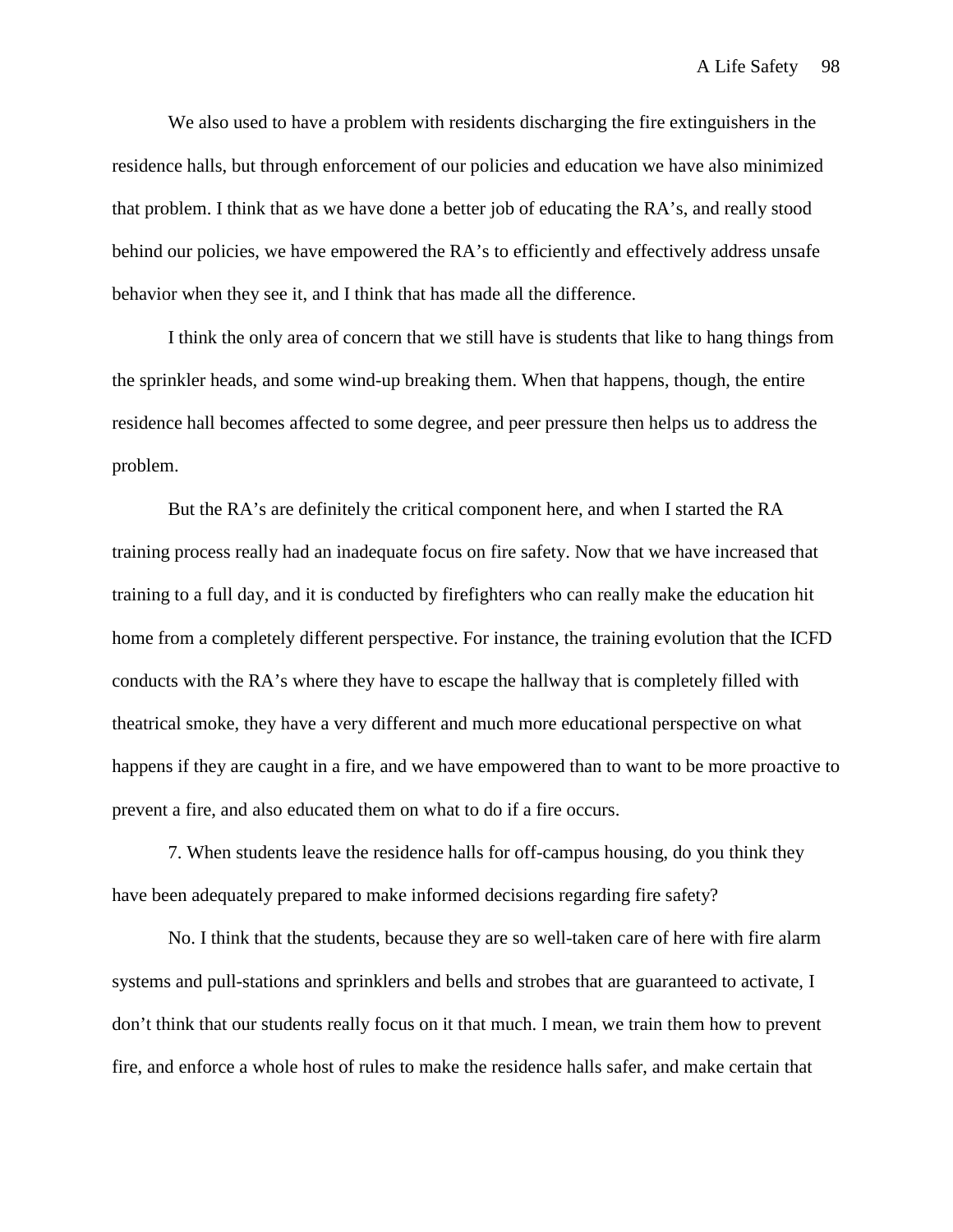We also used to have a problem with residents discharging the fire extinguishers in the residence halls, but through enforcement of our policies and education we have also minimized that problem. I think that as we have done a better job of educating the RA's, and really stood behind our policies, we have empowered the RA's to efficiently and effectively address unsafe behavior when they see it, and I think that has made all the difference.

I think the only area of concern that we still have is students that like to hang things from the sprinkler heads, and some wind-up breaking them. When that happens, though, the entire residence hall becomes affected to some degree, and peer pressure then helps us to address the problem.

But the RA's are definitely the critical component here, and when I started the RA training process really had an inadequate focus on fire safety. Now that we have increased that training to a full day, and it is conducted by firefighters who can really make the education hit home from a completely different perspective. For instance, the training evolution that the ICFD conducts with the RA's where they have to escape the hallway that is completely filled with theatrical smoke, they have a very different and much more educational perspective on what happens if they are caught in a fire, and we have empowered than to want to be more proactive to prevent a fire, and also educated them on what to do if a fire occurs.

7. When students leave the residence halls for off-campus housing, do you think they have been adequately prepared to make informed decisions regarding fire safety?

No. I think that the students, because they are so well-taken care of here with fire alarm systems and pull-stations and sprinklers and bells and strobes that are guaranteed to activate, I don't think that our students really focus on it that much. I mean, we train them how to prevent fire, and enforce a whole host of rules to make the residence halls safer, and make certain that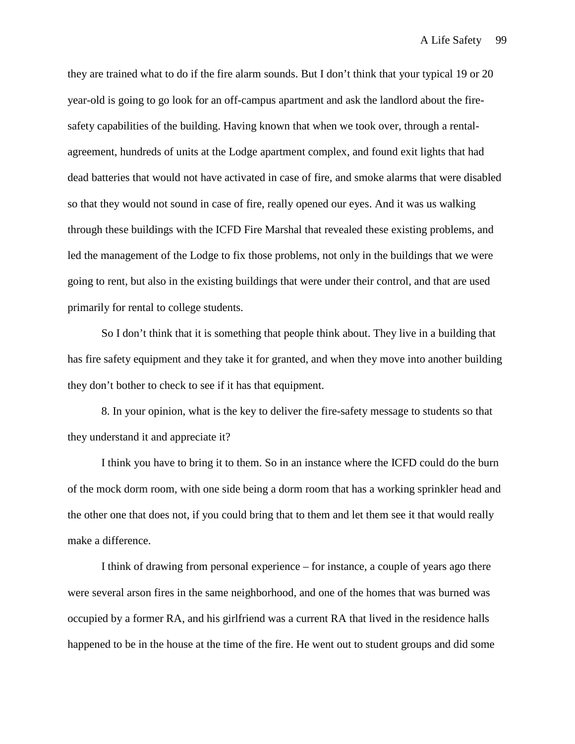they are trained what to do if the fire alarm sounds. But I don't think that your typical 19 or 20 year-old is going to go look for an off-campus apartment and ask the landlord about the fire-safety capabilities of the building. Having known that when we took over, through a rental-agreement, hundreds of units at the Lodge apartment complex, and found exit lights that had dead batteries that would not have activated in case of fire, and smoke alarms that were disabled so that they would not sound in case of fire, really opened our eyes. And it was us walking through these buildings with the ICFD Fire Marshal that revealed these existing problems, and led the management of the Lodge to fix those problems, not only in the buildings that we were going to rent, but also in the existing buildings that were under their control, and that are used primarily for rental to college students.

So I don't think that it is something that people think about. They live in a building that has fire safety equipment and they take it for granted, and when they move into another building they don't bother to check to see if it has that equipment.

8. In your opinion, what is the key to deliver the fire-safety message to students so that they understand it and appreciate it?

I think you have to bring it to them. So in an instance where the ICFD could do the burn of the mock dorm room, with one side being a dorm room that has a working sprinkler head and the other one that does not, if you could bring that to them and let them see it that would really make a difference.

I think of drawing from personal experience – for instance, a couple of years ago there were several arson fires in the same neighborhood, and one of the homes that was burned was occupied by a former RA, and his girlfriend was a current RA that lived in the residence halls happened to be in the house at the time of the fire. He went out to student groups and did some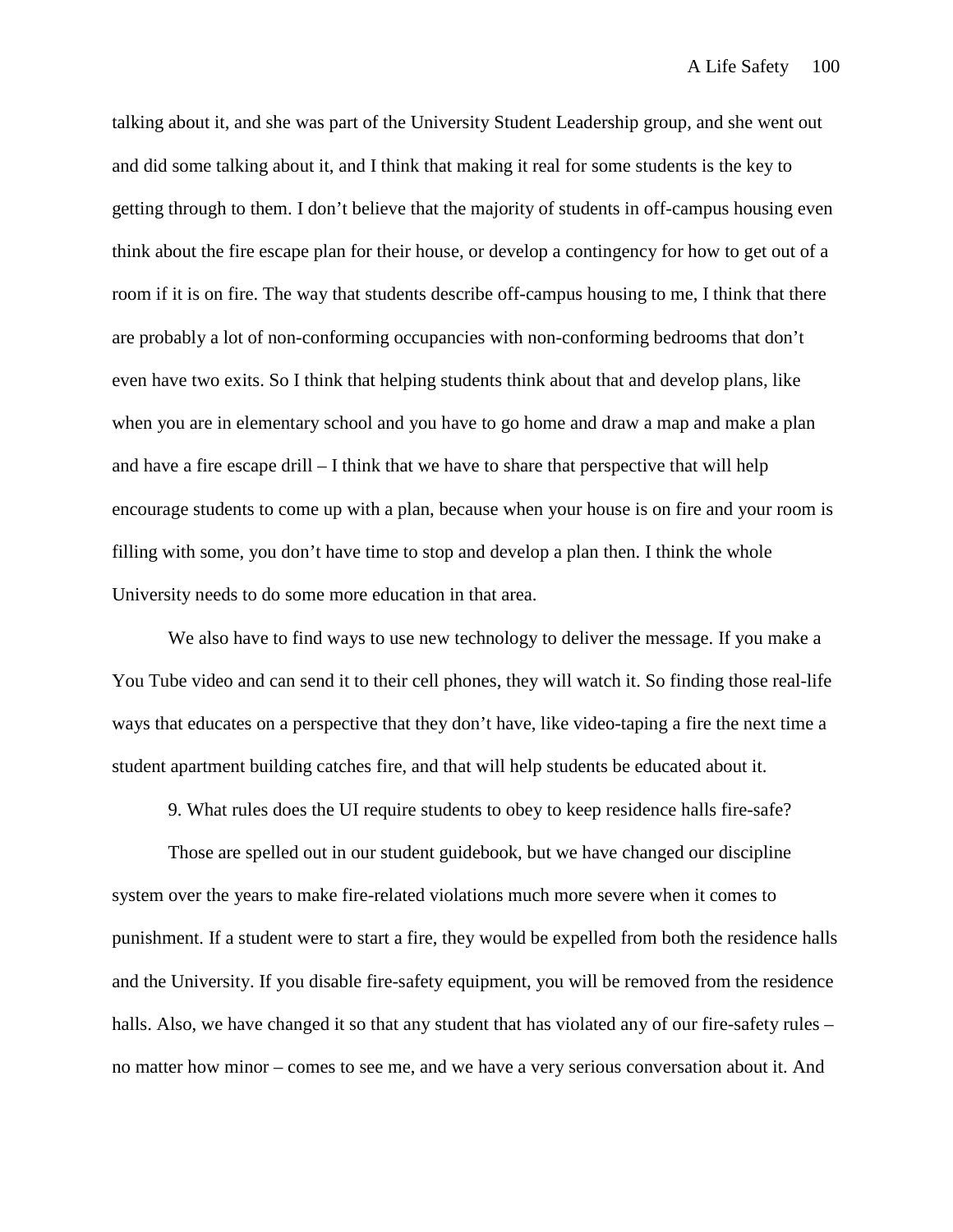talking about it, and she was part of the University Student Leadership group, and she went out and did some talking about it, and I think that making it real for some students is the key to getting through to them. I don't believe that the majority of students in off-campus housing even think about the fire escape plan for their house, or develop a contingency for how to get out of a room if it is on fire. The way that students describe off-campus housing to me, I think that there are probably a lot of non-conforming occupancies with non-conforming bedrooms that don't even have two exits. So I think that helping students think about that and develop plans, like when you are in elementary school and you have to go home and draw a map and make a plan and have a fire escape drill – I think that we have to share that perspective that will help encourage students to come up with a plan, because when your house is on fire and your room is filling with some, you don't have time to stop and develop a plan then. I think the whole University needs to do some more education in that area.

We also have to find ways to use new technology to deliver the message. If you make a You Tube video and can send it to their cell phones, they will watch it. So finding those real-life ways that educates on a perspective that they don't have, like video-taping a fire the next time a student apartment building catches fire, and that will help students be educated about it.

9. What rules does the UI require students to obey to keep residence halls fire-safe?

Those are spelled out in our student guidebook, but we have changed our discipline system over the years to make fire-related violations much more severe when it comes to punishment. If a student were to start a fire, they would be expelled from both the residence halls and the University. If you disable fire-safety equipment, you will be removed from the residence halls. Also, we have changed it so that any student that has violated any of our fire-safety rules – no matter how minor – comes to see me, and we have a very serious conversation about it. And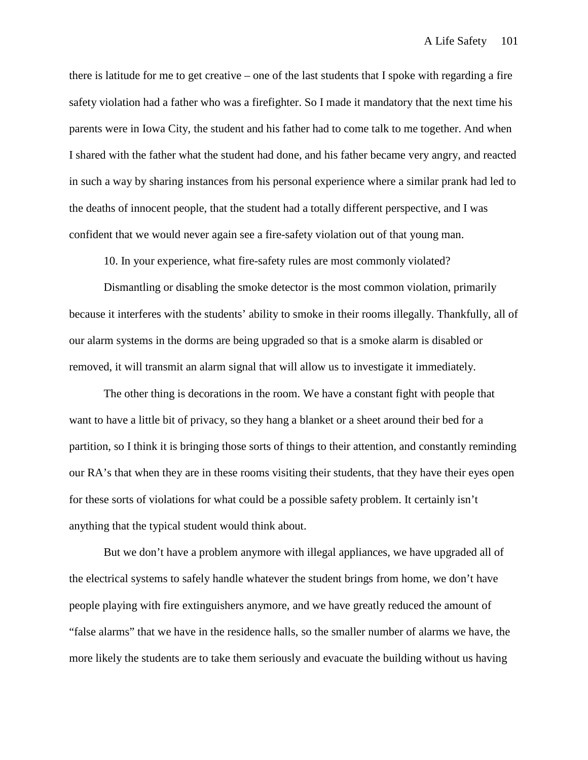there is latitude for me to get creative – one of the last students that I spoke with regarding a fire safety violation had a father who was a firefighter. So I made it mandatory that the next time his parents were in Iowa City, the student and his father had to come talk to me together. And when I shared with the father what the student had done, and his father became very angry, and reacted in such a way by sharing instances from his personal experience where a similar prank had led to the deaths of innocent people, that the student had a totally different perspective, and I was confident that we would never again see a fire-safety violation out of that young man.

10. In your experience, what fire-safety rules are most commonly violated?

Dismantling or disabling the smoke detector is the most common violation, primarily because it interferes with the students' ability to smoke in their rooms illegally. Thankfully, all of our alarm systems in the dorms are being upgraded so that is a smoke alarm is disabled or removed, it will transmit an alarm signal that will allow us to investigate it immediately.

The other thing is decorations in the room. We have a constant fight with people that want to have a little bit of privacy, so they hang a blanket or a sheet around their bed for a partition, so I think it is bringing those sorts of things to their attention, and constantly reminding our RA's that when they are in these rooms visiting their students, that they have their eyes open for these sorts of violations for what could be a possible safety problem. It certainly isn't anything that the typical student would think about.

But we don't have a problem anymore with illegal appliances, we have upgraded all of the electrical systems to safely handle whatever the student brings from home, we don't have people playing with fire extinguishers anymore, and we have greatly reduced the amount of "false alarms" that we have in the residence halls, so the smaller number of alarms we have, the more likely the students are to take them seriously and evacuate the building without us having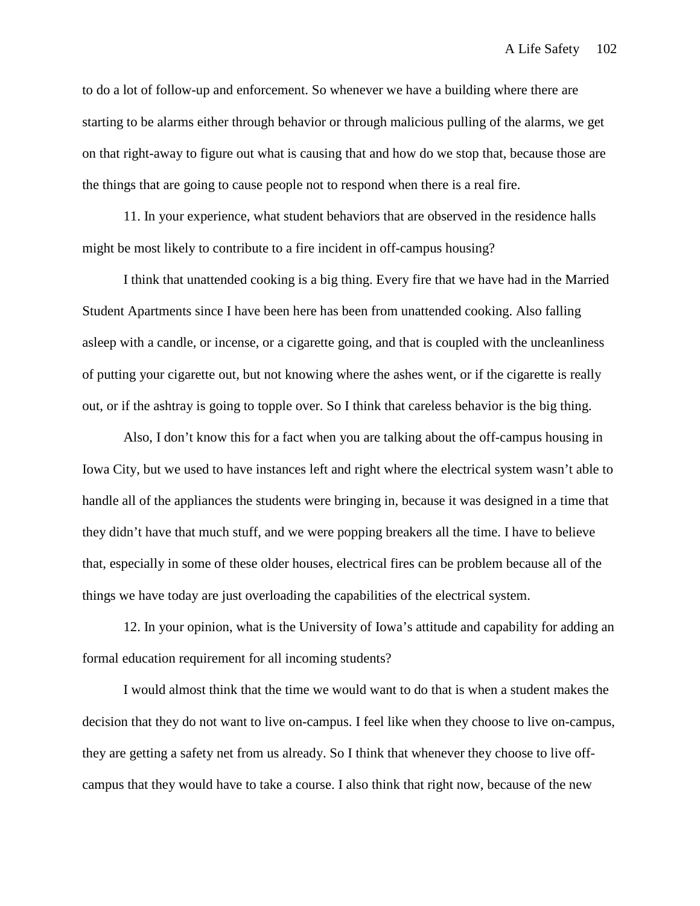to do a lot of follow-up and enforcement. So whenever we have a building where there are starting to be alarms either through behavior or through malicious pulling of the alarms, we get on that right-away to figure out what is causing that and how do we stop that, because those are the things that are going to cause people not to respond when there is a real fire.

11. In your experience, what student behaviors that are observed in the residence halls might be most likely to contribute to a fire incident in off-campus housing?

I think that unattended cooking is a big thing. Every fire that we have had in the Married Student Apartments since I have been here has been from unattended cooking. Also falling asleep with a candle, or incense, or a cigarette going, and that is coupled with the uncleanliness of putting your cigarette out, but not knowing where the ashes went, or if the cigarette is really out, or if the ashtray is going to topple over. So I think that careless behavior is the big thing.

Also, I don't know this for a fact when you are talking about the off-campus housing in Iowa City, but we used to have instances left and right where the electrical system wasn't able to handle all of the appliances the students were bringing in, because it was designed in a time that they didn't have that much stuff, and we were popping breakers all the time. I have to believe that, especially in some of these older houses, electrical fires can be problem because all of the things we have today are just overloading the capabilities of the electrical system.

12. In your opinion, what is the University of Iowa's attitude and capability for adding an formal education requirement for all incoming students?

I would almost think that the time we would want to do that is when a student makes the decision that they do not want to live on-campus. I feel like when they choose to live on-campus, they are getting a safety net from us already. So I think that whenever they choose to live off-campus that they would have to take a course. I also think that right now, because of the new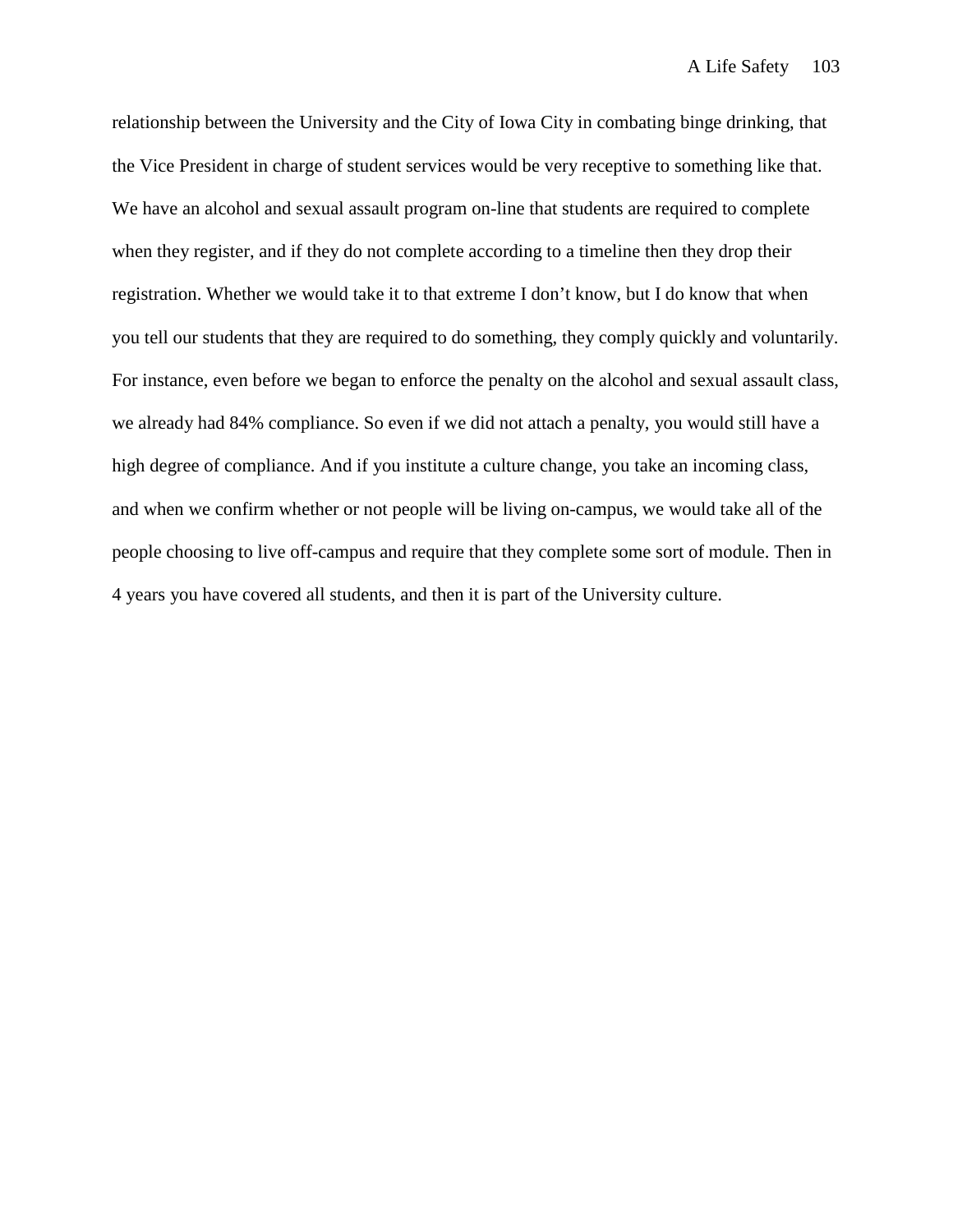relationship between the University and the City of Iowa City in combating binge drinking, that the Vice President in charge of student services would be very receptive to something like that. We have an alcohol and sexual assault program on-line that students are required to complete when they register, and if they do not complete according to a timeline then they drop their registration. Whether we would take it to that extreme I don't know, but I do know that when you tell our students that they are required to do something, they comply quickly and voluntarily. For instance, even before we began to enforce the penalty on the alcohol and sexual assault class, we already had 84% compliance. So even if we did not attach a penalty, you would still have a high degree of compliance. And if you institute a culture change, you take an incoming class, and when we confirm whether or not people will be living on-campus, we would take all of the people choosing to live off-campus and require that they complete some sort of module. Then in 4 years you have covered all students, and then it is part of the University culture.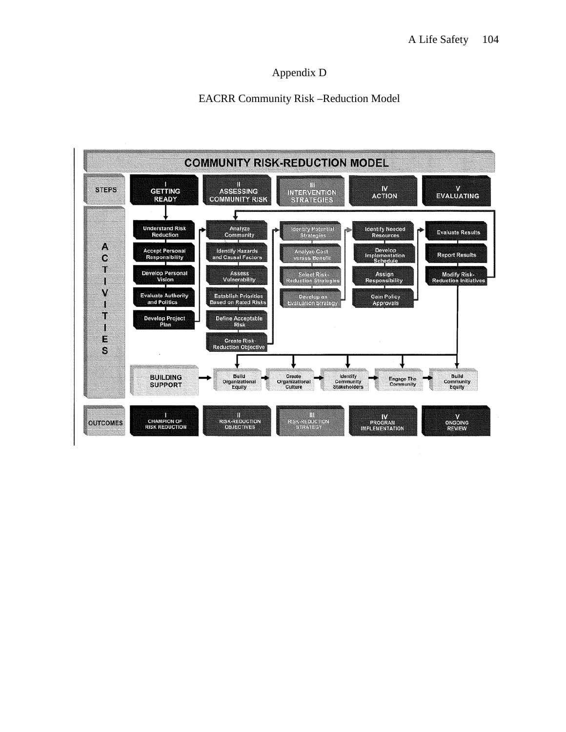# Appendix D

## EACRR Community Risk –Reduction Model

COMMUNITY RISK-REDUCTION MODEL

STEPS

I GETTING READY

II ASSESSING COMMUNITY RISK

III INTERVENTION STRATEGIES

IV ACTION

V EVALUATING

ACTIVITIES

Understand Risk Reduction

Accept Personal Responsibility

Develop Personal Vision

Evaluate Authority and Politics

Develop Project Plan

Analyze Community

Identify Hazards and Causal Factors

Assess Vulnerability

Establish Priorities Based on Rated Risks

Define Acceptable Risk

Create Risk-Reduction Objective

Identify Potential Strategies

Analyze Cost versus Benefit

Select Risk-Reduction Strategies

Develop an Evaluation Strategy

Identify Needed Resources

Develop Implementation Schedule

Assign Responsibility

Gain Policy Approvals

Evaluate Results

Report Results

Modify Risk-Reduction Initiatives

BUILDING SUPPORT

Build Organizational Equity

Create Organizational Culture

Identify Community Stakeholders

Engage The Community

Build Community Equity

OUTCOMES

I CHAMPION OF RISK REDUCTION

II RISK-REDUCTION OBJECTIVES

III RISK-REDUCTION STRATEGY

IV PROGRAM IMPLEMENTATION

V ONGOING REVIEW